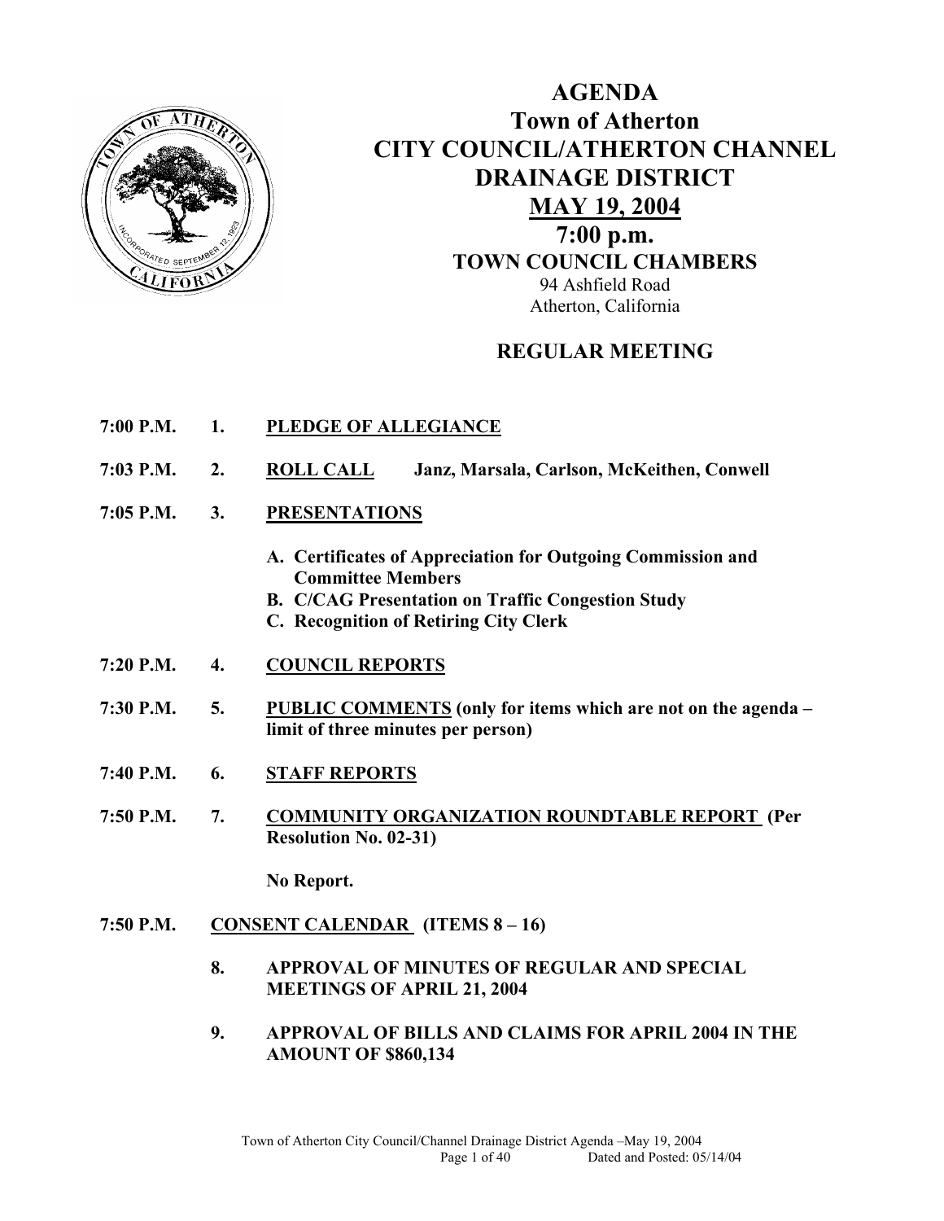# AGENDA
# Town of Atherton
# CITY COUNCIL/ATHERTON CHANNEL DRAINAGE DISTRICT
# MAY 19, 2004
# 7:00 p.m.
## TOWN COUNCIL CHAMBERS

94 Ashfield Road
Atherton, California

## REGULAR MEETING

**7:00 P.M.** **1.** **PLEDGE OF ALLEGIANCE**

**7:03 P.M.** **2.** **ROLL CALL** **Janz, Marsala, Carlson, McKeithen, Conwell**

**7:05 P.M.** **3.** **PRESENTATIONS**

- **A. Certificates of Appreciation for Outgoing Commission and Committee Members**
- **B. C/CAG Presentation on Traffic Congestion Study**
- **C. Recognition of Retiring City Clerk**

**7:20 P.M.** **4.** **COUNCIL REPORTS**

**7:30 P.M.** **5.** **PUBLIC COMMENTS (only for items which are not on the agenda – limit of three minutes per person)**

**7:40 P.M.** **6.** **STAFF REPORTS**

**7:50 P.M.** **7.** **COMMUNITY ORGANIZATION ROUNDTABLE REPORT (Per Resolution No. 02-31)**

**No Report.**

**7:50 P.M.** **CONSENT CALENDAR (ITEMS 8 – 16)**

**8.** **APPROVAL OF MINUTES OF REGULAR AND SPECIAL MEETINGS OF APRIL 21, 2004**

**9.** **APPROVAL OF BILLS AND CLAIMS FOR APRIL 2004 IN THE AMOUNT OF $860,134**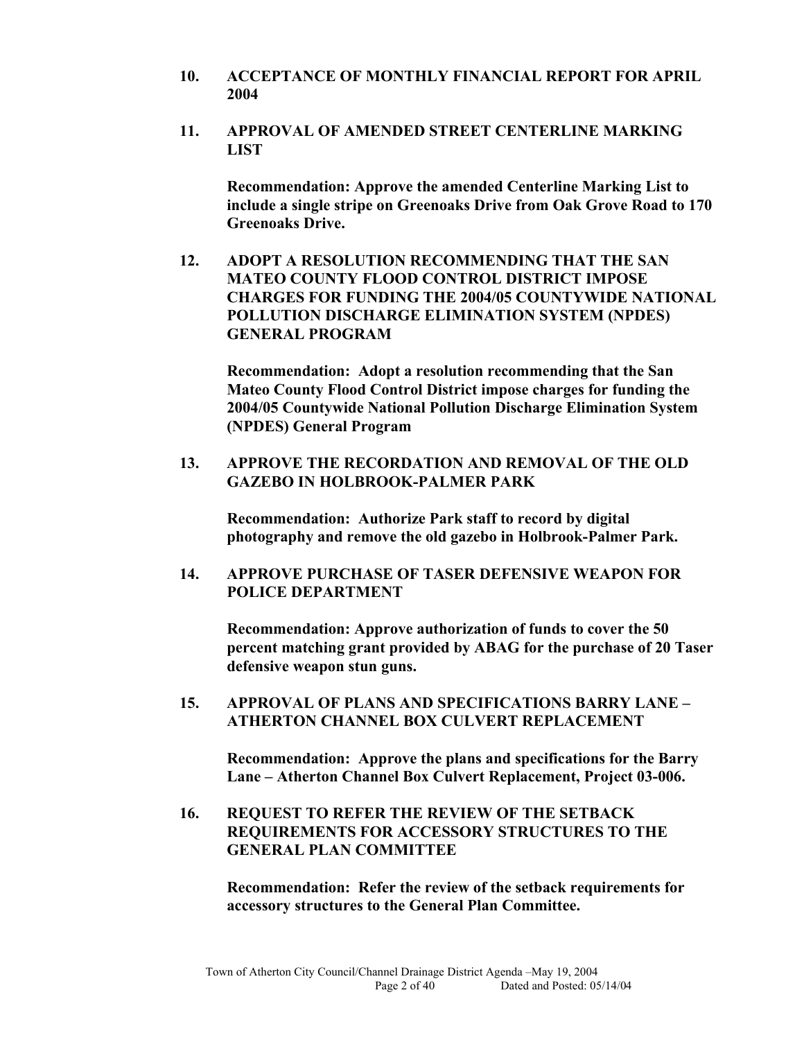10. **ACCEPTANCE OF MONTHLY FINANCIAL REPORT FOR APRIL 2004**

11. **APPROVAL OF AMENDED STREET CENTERLINE MARKING LIST**

    **Recommendation: Approve the amended Centerline Marking List to include a single stripe on Greenoaks Drive from Oak Grove Road to 170 Greenoaks Drive.**

12. **ADOPT A RESOLUTION RECOMMENDING THAT THE SAN MATEO COUNTY FLOOD CONTROL DISTRICT IMPOSE CHARGES FOR FUNDING THE 2004/05 COUNTYWIDE NATIONAL POLLUTION DISCHARGE ELIMINATION SYSTEM (NPDES) GENERAL PROGRAM**

    **Recommendation: Adopt a resolution recommending that the San Mateo County Flood Control District impose charges for funding the 2004/05 Countywide National Pollution Discharge Elimination System (NPDES) General Program**

13. **APPROVE THE RECORDATION AND REMOVAL OF THE OLD GAZEBO IN HOLBROOK-PALMER PARK**

    **Recommendation: Authorize Park staff to record by digital photography and remove the old gazebo in Holbrook-Palmer Park.**

14. **APPROVE PURCHASE OF TASER DEFENSIVE WEAPON FOR POLICE DEPARTMENT**

    **Recommendation: Approve authorization of funds to cover the 50 percent matching grant provided by ABAG for the purchase of 20 Taser defensive weapon stun guns.**

15. **APPROVAL OF PLANS AND SPECIFICATIONS BARRY LANE – ATHERTON CHANNEL BOX CULVERT REPLACEMENT**

    **Recommendation: Approve the plans and specifications for the Barry Lane – Atherton Channel Box Culvert Replacement, Project 03-006.**

16. **REQUEST TO REFER THE REVIEW OF THE SETBACK REQUIREMENTS FOR ACCESSORY STRUCTURES TO THE GENERAL PLAN COMMITTEE**

    **Recommendation: Refer the review of the setback requirements for accessory structures to the General Plan Committee.**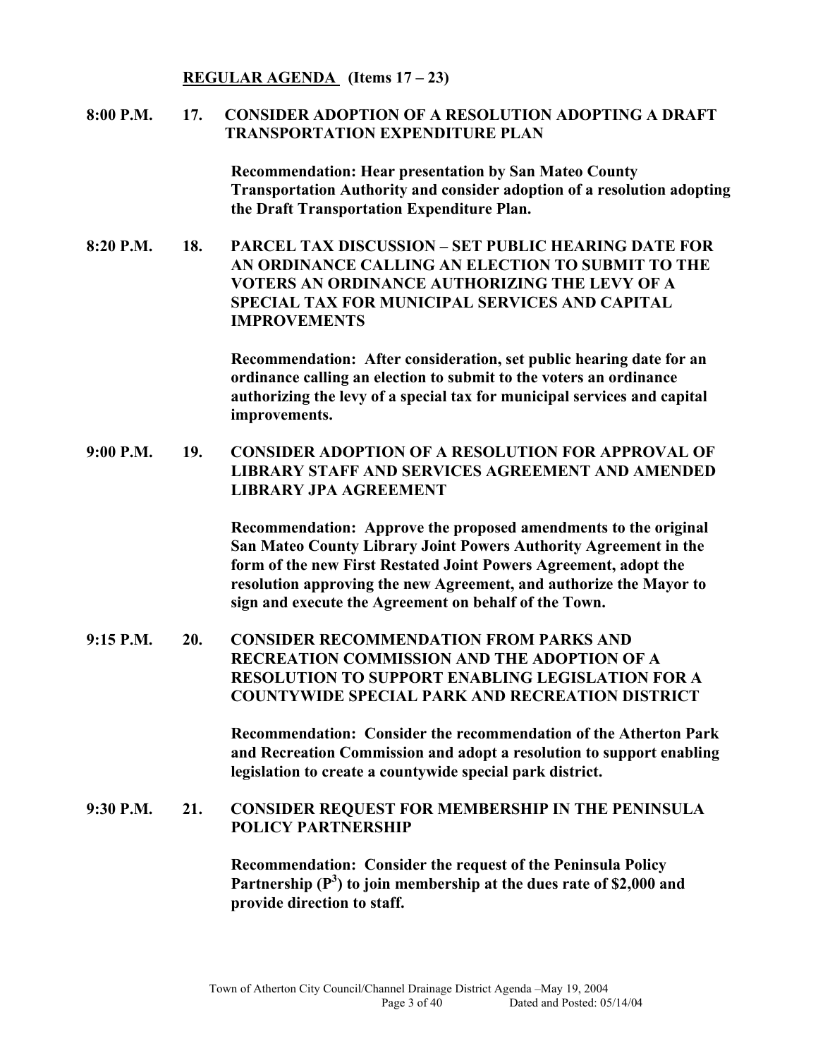**REGULAR AGENDA (Items 17 – 23)**

**8:00 P.M. 17. CONSIDER ADOPTION OF A RESOLUTION ADOPTING A DRAFT TRANSPORTATION EXPENDITURE PLAN**

**Recommendation: Hear presentation by San Mateo County Transportation Authority and consider adoption of a resolution adopting the Draft Transportation Expenditure Plan.**

**8:20 P.M. 18. PARCEL TAX DISCUSSION – SET PUBLIC HEARING DATE FOR AN ORDINANCE CALLING AN ELECTION TO SUBMIT TO THE VOTERS AN ORDINANCE AUTHORIZING THE LEVY OF A SPECIAL TAX FOR MUNICIPAL SERVICES AND CAPITAL IMPROVEMENTS**

**Recommendation: After consideration, set public hearing date for an ordinance calling an election to submit to the voters an ordinance authorizing the levy of a special tax for municipal services and capital improvements.**

**9:00 P.M. 19. CONSIDER ADOPTION OF A RESOLUTION FOR APPROVAL OF LIBRARY STAFF AND SERVICES AGREEMENT AND AMENDED LIBRARY JPA AGREEMENT**

**Recommendation: Approve the proposed amendments to the original San Mateo County Library Joint Powers Authority Agreement in the form of the new First Restated Joint Powers Agreement, adopt the resolution approving the new Agreement, and authorize the Mayor to sign and execute the Agreement on behalf of the Town.**

**9:15 P.M. 20. CONSIDER RECOMMENDATION FROM PARKS AND RECREATION COMMISSION AND THE ADOPTION OF A RESOLUTION TO SUPPORT ENABLING LEGISLATION FOR A COUNTYWIDE SPECIAL PARK AND RECREATION DISTRICT**

**Recommendation: Consider the recommendation of the Atherton Park and Recreation Commission and adopt a resolution to support enabling legislation to create a countywide special park district.**

**9:30 P.M. 21. CONSIDER REQUEST FOR MEMBERSHIP IN THE PENINSULA POLICY PARTNERSHIP**

**Recommendation: Consider the request of the Peninsula Policy Partnership ($P^3$) to join membership at the dues rate of $2,000 and provide direction to staff.**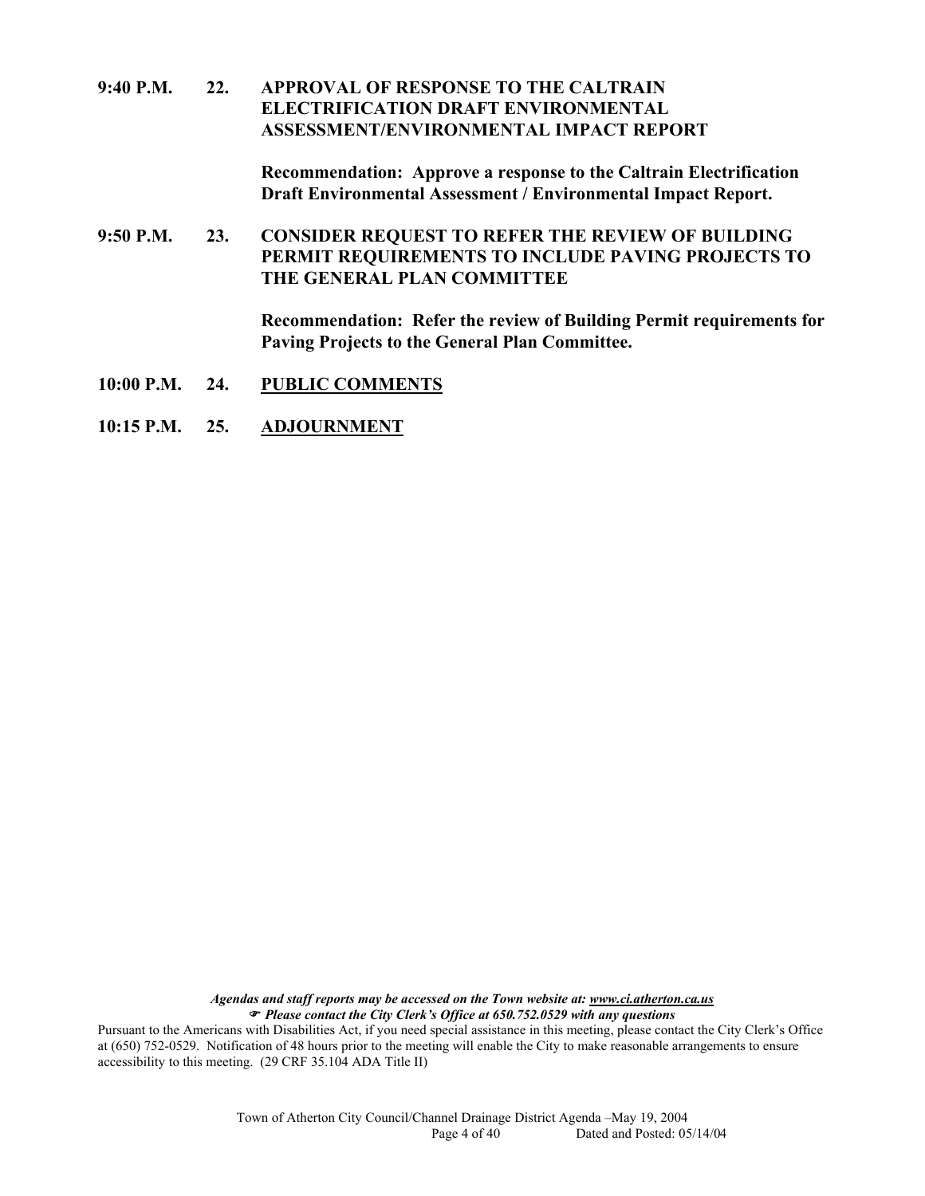**9:40 P.M. 22. APPROVAL OF RESPONSE TO THE CALTRAIN ELECTRIFICATION DRAFT ENVIRONMENTAL ASSESSMENT/ENVIRONMENTAL IMPACT REPORT**

**Recommendation: Approve a response to the Caltrain Electrification Draft Environmental Assessment / Environmental Impact Report.**

**9:50 P.M. 23. CONSIDER REQUEST TO REFER THE REVIEW OF BUILDING PERMIT REQUIREMENTS TO INCLUDE PAVING PROJECTS TO THE GENERAL PLAN COMMITTEE**

**Recommendation: Refer the review of Building Permit requirements for Paving Projects to the General Plan Committee.**

**10:00 P.M. 24. PUBLIC COMMENTS**

**10:15 P.M. 25. ADJOURNMENT**

***Agendas and staff reports may be accessed on the Town website at: www.ci.atherton.ca.us***
***☞ Please contact the City Clerk's Office at 650.752.0529 with any questions***

Pursuant to the Americans with Disabilities Act, if you need special assistance in this meeting, please contact the City Clerk's Office at (650) 752-0529. Notification of 48 hours prior to the meeting will enable the City to make reasonable arrangements to ensure accessibility to this meeting. (29 CRF 35.104 ADA Title II)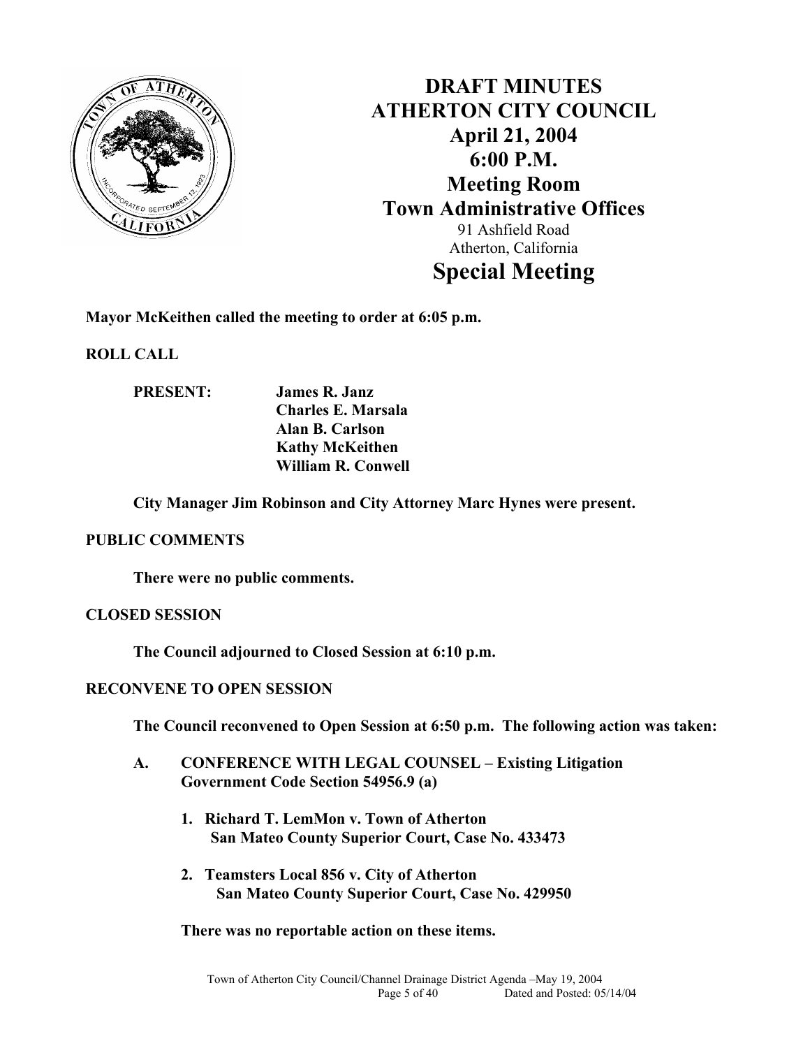# DRAFT MINUTES
# ATHERTON CITY COUNCIL
## April 21, 2004
## 6:00 P.M.
## Meeting Room
## Town Administrative Offices

91 Ashfield Road
Atherton, California

# Special Meeting

**Mayor McKeithen called the meeting to order at 6:05 p.m.**

**ROLL CALL**

**PRESENT:** **James R. Janz**
**Charles E. Marsala**
**Alan B. Carlson**
**Kathy McKeithen**
**William R. Conwell**

**City Manager Jim Robinson and City Attorney Marc Hynes were present.**

**PUBLIC COMMENTS**

**There were no public comments.**

**CLOSED SESSION**

**The Council adjourned to Closed Session at 6:10 p.m.**

**RECONVENE TO OPEN SESSION**

**The Council reconvened to Open Session at 6:50 p.m. The following action was taken:**

**A. CONFERENCE WITH LEGAL COUNSEL – Existing Litigation Government Code Section 54956.9 (a)**

1. **Richard T. LemMon v. Town of Atherton San Mateo County Superior Court, Case No. 433473**

2. **Teamsters Local 856 v. City of Atherton San Mateo County Superior Court, Case No. 429950**

**There was no reportable action on these items.**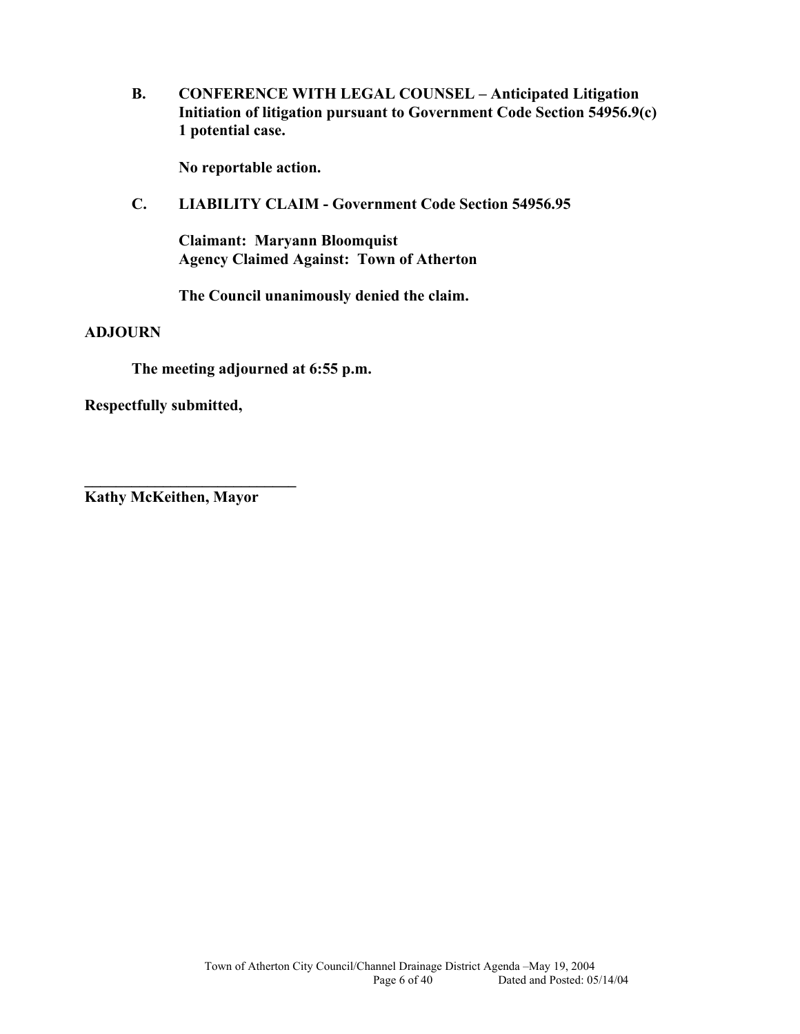**B. CONFERENCE WITH LEGAL COUNSEL – Anticipated Litigation**
**Initiation of litigation pursuant to Government Code Section 54956.9(c)**
**1 potential case.**

**No reportable action.**

**C. LIABILITY CLAIM - Government Code Section 54956.95**

**Claimant: Maryann Bloomquist**
**Agency Claimed Against: Town of Atherton**

**The Council unanimously denied the claim.**

**ADJOURN**

**The meeting adjourned at 6:55 p.m.**

**Respectfully submitted,**

____________________________
**Kathy McKeithen, Mayor**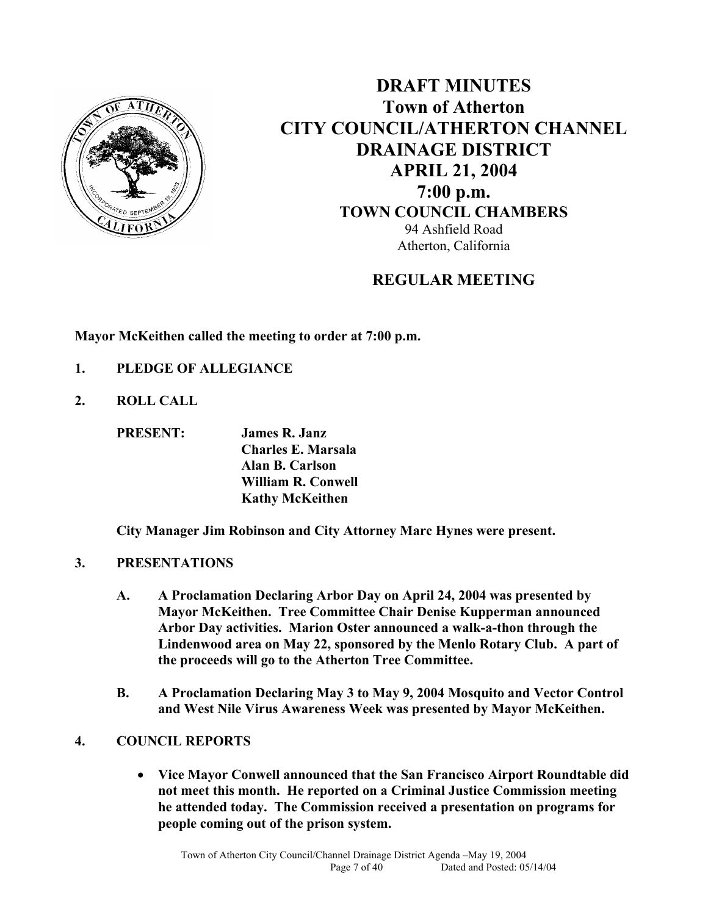# DRAFT MINUTES
# Town of Atherton
# CITY COUNCIL/ATHERTON CHANNEL DRAINAGE DISTRICT
# APRIL 21, 2004
# 7:00 p.m.
## TOWN COUNCIL CHAMBERS

94 Ashfield Road
Atherton, California

## REGULAR MEETING

**Mayor McKeithen called the meeting to order at 7:00 p.m.**

1. **PLEDGE OF ALLEGIANCE**

2. **ROLL CALL**

   **PRESENT:** **James R. Janz**
   **Charles E. Marsala**
   **Alan B. Carlson**
   **William R. Conwell**
   **Kathy McKeithen**

   **City Manager Jim Robinson and City Attorney Marc Hynes were present.**

3. **PRESENTATIONS**

   A. **A Proclamation Declaring Arbor Day on April 24, 2004 was presented by Mayor McKeithen. Tree Committee Chair Denise Kupperman announced Arbor Day activities. Marion Oster announced a walk-a-thon through the Lindenwood area on May 22, sponsored by the Menlo Rotary Club. A part of the proceeds will go to the Atherton Tree Committee.**

   B. **A Proclamation Declaring May 3 to May 9, 2004 Mosquito and Vector Control and West Nile Virus Awareness Week was presented by Mayor McKeithen.**

4. **COUNCIL REPORTS**

   - **Vice Mayor Conwell announced that the San Francisco Airport Roundtable did not meet this month. He reported on a Criminal Justice Commission meeting he attended today. The Commission received a presentation on programs for people coming out of the prison system.**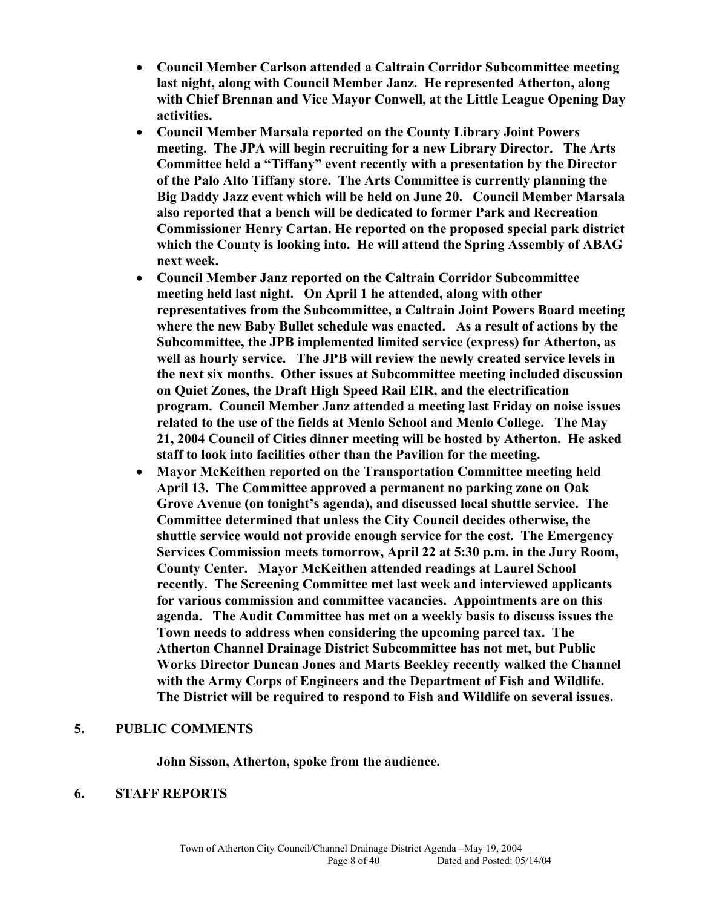- **Council Member Carlson attended a Caltrain Corridor Subcommittee meeting last night, along with Council Member Janz. He represented Atherton, along with Chief Brennan and Vice Mayor Conwell, at the Little League Opening Day activities.**
- **Council Member Marsala reported on the County Library Joint Powers meeting. The JPA will begin recruiting for a new Library Director. The Arts Committee held a "Tiffany" event recently with a presentation by the Director of the Palo Alto Tiffany store. The Arts Committee is currently planning the Big Daddy Jazz event which will be held on June 20. Council Member Marsala also reported that a bench will be dedicated to former Park and Recreation Commissioner Henry Cartan. He reported on the proposed special park district which the County is looking into. He will attend the Spring Assembly of ABAG next week.**
- **Council Member Janz reported on the Caltrain Corridor Subcommittee meeting held last night. On April 1 he attended, along with other representatives from the Subcommittee, a Caltrain Joint Powers Board meeting where the new Baby Bullet schedule was enacted. As a result of actions by the Subcommittee, the JPB implemented limited service (express) for Atherton, as well as hourly service. The JPB will review the newly created service levels in the next six months. Other issues at Subcommittee meeting included discussion on Quiet Zones, the Draft High Speed Rail EIR, and the electrification program. Council Member Janz attended a meeting last Friday on noise issues related to the use of the fields at Menlo School and Menlo College. The May 21, 2004 Council of Cities dinner meeting will be hosted by Atherton. He asked staff to look into facilities other than the Pavilion for the meeting.**
- **Mayor McKeithen reported on the Transportation Committee meeting held April 13. The Committee approved a permanent no parking zone on Oak Grove Avenue (on tonight's agenda), and discussed local shuttle service. The Committee determined that unless the City Council decides otherwise, the shuttle service would not provide enough service for the cost. The Emergency Services Commission meets tomorrow, April 22 at 5:30 p.m. in the Jury Room, County Center. Mayor McKeithen attended readings at Laurel School recently. The Screening Committee met last week and interviewed applicants for various commission and committee vacancies. Appointments are on this agenda. The Audit Committee has met on a weekly basis to discuss issues the Town needs to address when considering the upcoming parcel tax. The Atherton Channel Drainage District Subcommittee has not met, but Public Works Director Duncan Jones and Marts Beekley recently walked the Channel with the Army Corps of Engineers and the Department of Fish and Wildlife. The District will be required to respond to Fish and Wildlife on several issues.**

## 5. PUBLIC COMMENTS

**John Sisson, Atherton, spoke from the audience.**

## 6. STAFF REPORTS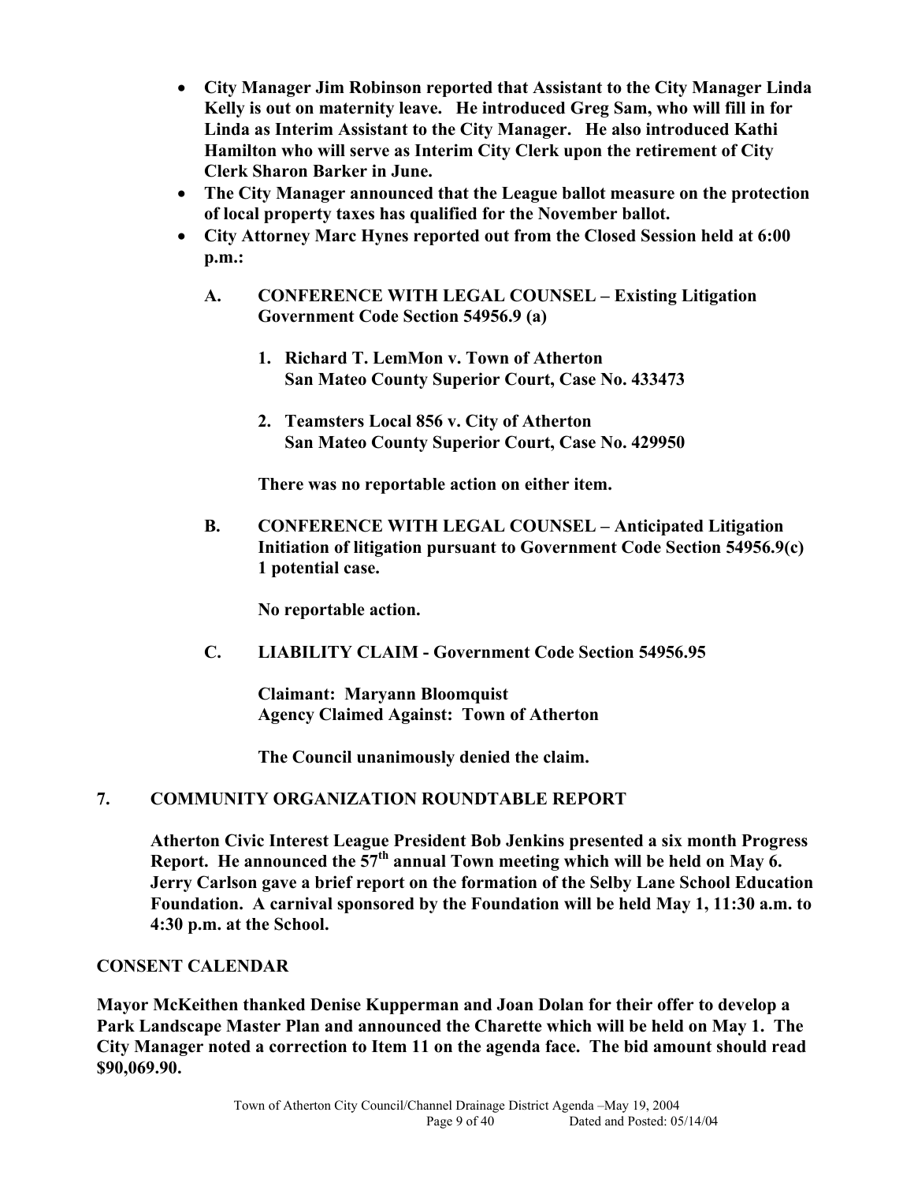- **City Manager Jim Robinson reported that Assistant to the City Manager Linda Kelly is out on maternity leave. He introduced Greg Sam, who will fill in for Linda as Interim Assistant to the City Manager. He also introduced Kathi Hamilton who will serve as Interim City Clerk upon the retirement of City Clerk Sharon Barker in June.**
- **The City Manager announced that the League ballot measure on the protection of local property taxes has qualified for the November ballot.**
- **City Attorney Marc Hynes reported out from the Closed Session held at 6:00 p.m.:**

  **A. CONFERENCE WITH LEGAL COUNSEL – Existing Litigation Government Code Section 54956.9 (a)**

  1. **Richard T. LemMon v. Town of Atherton San Mateo County Superior Court, Case No. 433473**
  2. **Teamsters Local 856 v. City of Atherton San Mateo County Superior Court, Case No. 429950**

  **There was no reportable action on either item.**

  **B. CONFERENCE WITH LEGAL COUNSEL – Anticipated Litigation Initiation of litigation pursuant to Government Code Section 54956.9(c) 1 potential case.**

  **No reportable action.**

  **C. LIABILITY CLAIM - Government Code Section 54956.95**

  **Claimant: Maryann Bloomquist**
  **Agency Claimed Against: Town of Atherton**

  **The Council unanimously denied the claim.**

## 7. COMMUNITY ORGANIZATION ROUNDTABLE REPORT

**Atherton Civic Interest League President Bob Jenkins presented a six month Progress Report. He announced the 57th annual Town meeting which will be held on May 6. Jerry Carlson gave a brief report on the formation of the Selby Lane School Education Foundation. A carnival sponsored by the Foundation will be held May 1, 11:30 a.m. to 4:30 p.m. at the School.**

## CONSENT CALENDAR

**Mayor McKeithen thanked Denise Kupperman and Joan Dolan for their offer to develop a Park Landscape Master Plan and announced the Charette which will be held on May 1. The City Manager noted a correction to Item 11 on the agenda face. The bid amount should read $90,069.90.**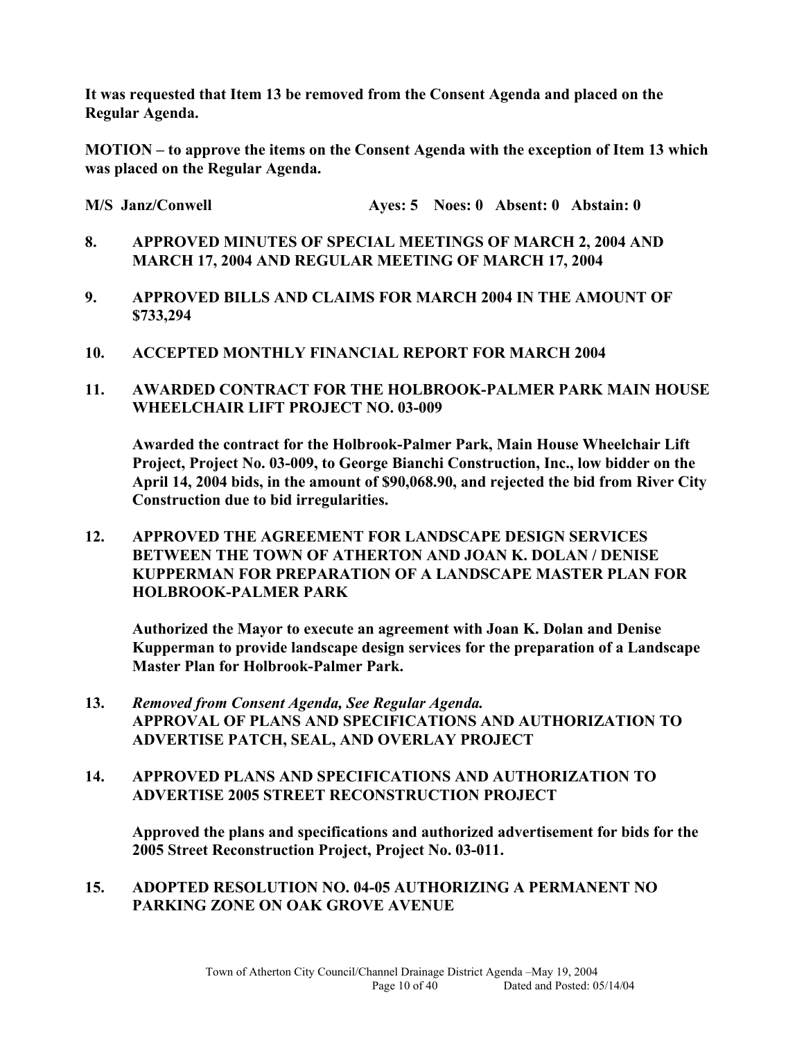**It was requested that Item 13 be removed from the Consent Agenda and placed on the Regular Agenda.**

**MOTION – to approve the items on the Consent Agenda with the exception of Item 13 which was placed on the Regular Agenda.**

**M/S Janz/Conwell Ayes: 5 Noes: 0 Absent: 0 Abstain: 0**

**8. APPROVED MINUTES OF SPECIAL MEETINGS OF MARCH 2, 2004 AND MARCH 17, 2004 AND REGULAR MEETING OF MARCH 17, 2004**

**9. APPROVED BILLS AND CLAIMS FOR MARCH 2004 IN THE AMOUNT OF $733,294**

**10. ACCEPTED MONTHLY FINANCIAL REPORT FOR MARCH 2004**

**11. AWARDED CONTRACT FOR THE HOLBROOK-PALMER PARK MAIN HOUSE WHEELCHAIR LIFT PROJECT NO. 03-009**

**Awarded the contract for the Holbrook-Palmer Park, Main House Wheelchair Lift Project, Project No. 03-009, to George Bianchi Construction, Inc., low bidder on the April 14, 2004 bids, in the amount of $90,068.90, and rejected the bid from River City Construction due to bid irregularities.**

**12. APPROVED THE AGREEMENT FOR LANDSCAPE DESIGN SERVICES BETWEEN THE TOWN OF ATHERTON AND JOAN K. DOLAN / DENISE KUPPERMAN FOR PREPARATION OF A LANDSCAPE MASTER PLAN FOR HOLBROOK-PALMER PARK**

**Authorized the Mayor to execute an agreement with Joan K. Dolan and Denise Kupperman to provide landscape design services for the preparation of a Landscape Master Plan for Holbrook-Palmer Park.**

**13.** ***Removed from Consent Agenda, See Regular Agenda.***
**APPROVAL OF PLANS AND SPECIFICATIONS AND AUTHORIZATION TO ADVERTISE PATCH, SEAL, AND OVERLAY PROJECT**

**14. APPROVED PLANS AND SPECIFICATIONS AND AUTHORIZATION TO ADVERTISE 2005 STREET RECONSTRUCTION PROJECT**

**Approved the plans and specifications and authorized advertisement for bids for the 2005 Street Reconstruction Project, Project No. 03-011.**

**15. ADOPTED RESOLUTION NO. 04-05 AUTHORIZING A PERMANENT NO PARKING ZONE ON OAK GROVE AVENUE**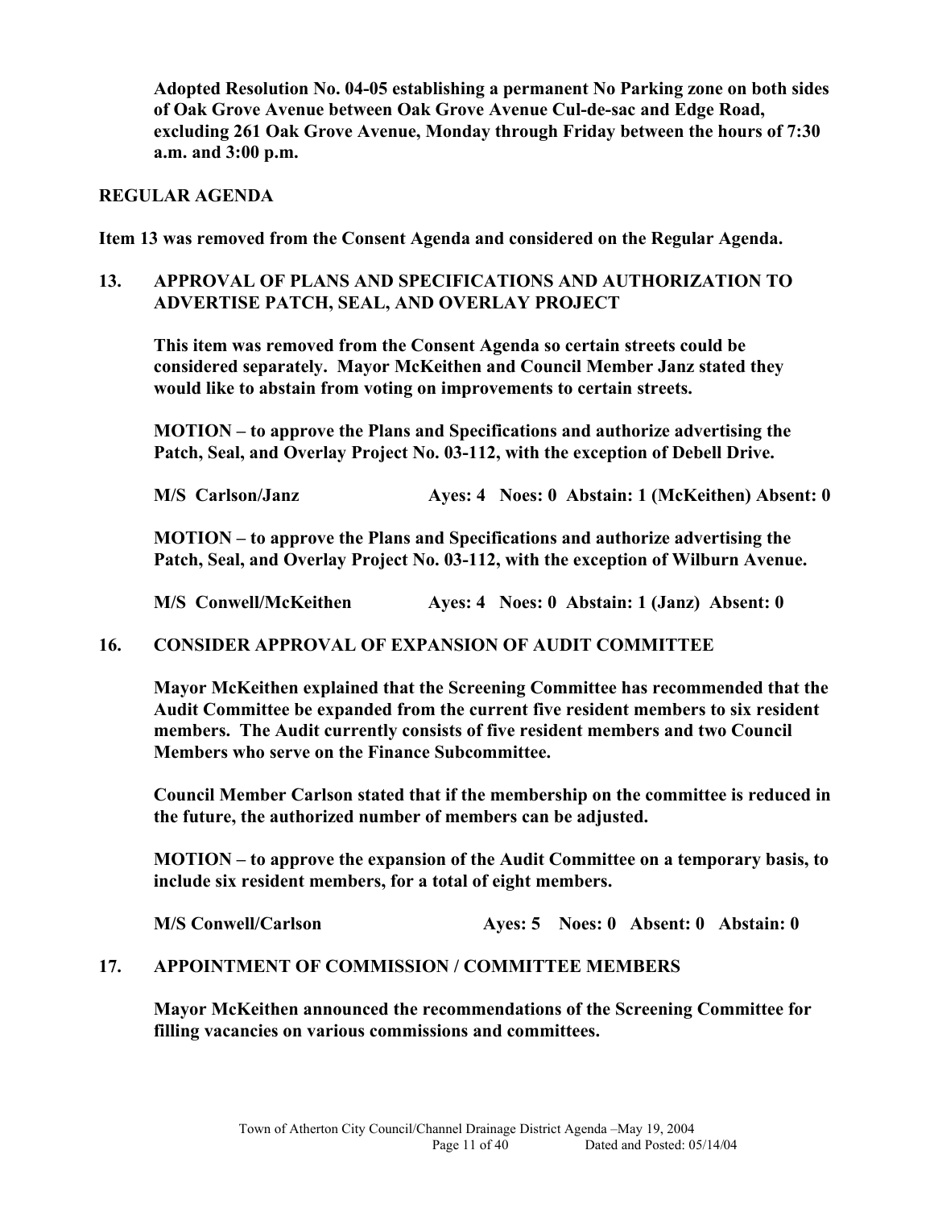**Adopted Resolution No. 04-05 establishing a permanent No Parking zone on both sides of Oak Grove Avenue between Oak Grove Avenue Cul-de-sac and Edge Road, excluding 261 Oak Grove Avenue, Monday through Friday between the hours of 7:30 a.m. and 3:00 p.m.**

## REGULAR AGENDA

**Item 13 was removed from the Consent Agenda and considered on the Regular Agenda.**

### 13. APPROVAL OF PLANS AND SPECIFICATIONS AND AUTHORIZATION TO ADVERTISE PATCH, SEAL, AND OVERLAY PROJECT

**This item was removed from the Consent Agenda so certain streets could be considered separately. Mayor McKeithen and Council Member Janz stated they would like to abstain from voting on improvements to certain streets.**

**MOTION – to approve the Plans and Specifications and authorize advertising the Patch, Seal, and Overlay Project No. 03-112, with the exception of Debell Drive.**

**M/S Carlson/Janz Ayes: 4 Noes: 0 Abstain: 1 (McKeithen) Absent: 0**

**MOTION – to approve the Plans and Specifications and authorize advertising the Patch, Seal, and Overlay Project No. 03-112, with the exception of Wilburn Avenue.**

**M/S Conwell/McKeithen Ayes: 4 Noes: 0 Abstain: 1 (Janz) Absent: 0**

### 16. CONSIDER APPROVAL OF EXPANSION OF AUDIT COMMITTEE

**Mayor McKeithen explained that the Screening Committee has recommended that the Audit Committee be expanded from the current five resident members to six resident members. The Audit currently consists of five resident members and two Council Members who serve on the Finance Subcommittee.**

**Council Member Carlson stated that if the membership on the committee is reduced in the future, the authorized number of members can be adjusted.**

**MOTION – to approve the expansion of the Audit Committee on a temporary basis, to include six resident members, for a total of eight members.**

**M/S Conwell/Carlson Ayes: 5 Noes: 0 Absent: 0 Abstain: 0**

### 17. APPOINTMENT OF COMMISSION / COMMITTEE MEMBERS

**Mayor McKeithen announced the recommendations of the Screening Committee for filling vacancies on various commissions and committees.**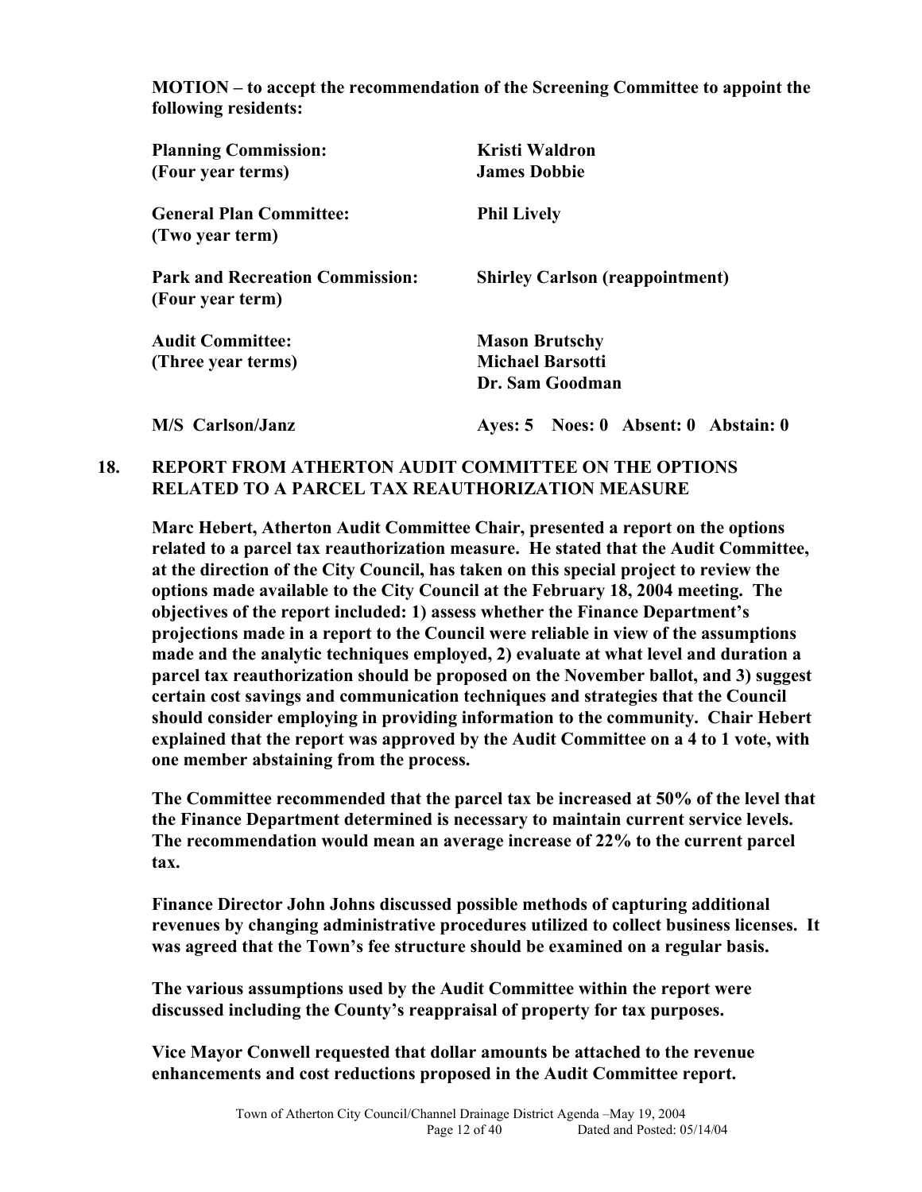**MOTION – to accept the recommendation of the Screening Committee to appoint the following residents:**

| | |
|---|---|
| **Planning Commission: (Four year terms)** | **Kristi Waldron<br>James Dobbie** |
| **General Plan Committee: (Two year term)** | **Phil Lively** |
| **Park and Recreation Commission: (Four year term)** | **Shirley Carlson (reappointment)** |
| **Audit Committee: (Three year terms)** | **Mason Brutschy<br>Michael Barsotti<br>Dr. Sam Goodman** |
| **M/S Carlson/Janz** | **Ayes: 5 Noes: 0 Absent: 0 Abstain: 0** |

**18. REPORT FROM ATHERTON AUDIT COMMITTEE ON THE OPTIONS RELATED TO A PARCEL TAX REAUTHORIZATION MEASURE**

**Marc Hebert, Atherton Audit Committee Chair, presented a report on the options related to a parcel tax reauthorization measure. He stated that the Audit Committee, at the direction of the City Council, has taken on this special project to review the options made available to the City Council at the February 18, 2004 meeting. The objectives of the report included: 1) assess whether the Finance Department's projections made in a report to the Council were reliable in view of the assumptions made and the analytic techniques employed, 2) evaluate at what level and duration a parcel tax reauthorization should be proposed on the November ballot, and 3) suggest certain cost savings and communication techniques and strategies that the Council should consider employing in providing information to the community. Chair Hebert explained that the report was approved by the Audit Committee on a 4 to 1 vote, with one member abstaining from the process.**

**The Committee recommended that the parcel tax be increased at 50% of the level that the Finance Department determined is necessary to maintain current service levels. The recommendation would mean an average increase of 22% to the current parcel tax.**

**Finance Director John Johns discussed possible methods of capturing additional revenues by changing administrative procedures utilized to collect business licenses. It was agreed that the Town's fee structure should be examined on a regular basis.**

**The various assumptions used by the Audit Committee within the report were discussed including the County's reappraisal of property for tax purposes.**

**Vice Mayor Conwell requested that dollar amounts be attached to the revenue enhancements and cost reductions proposed in the Audit Committee report.**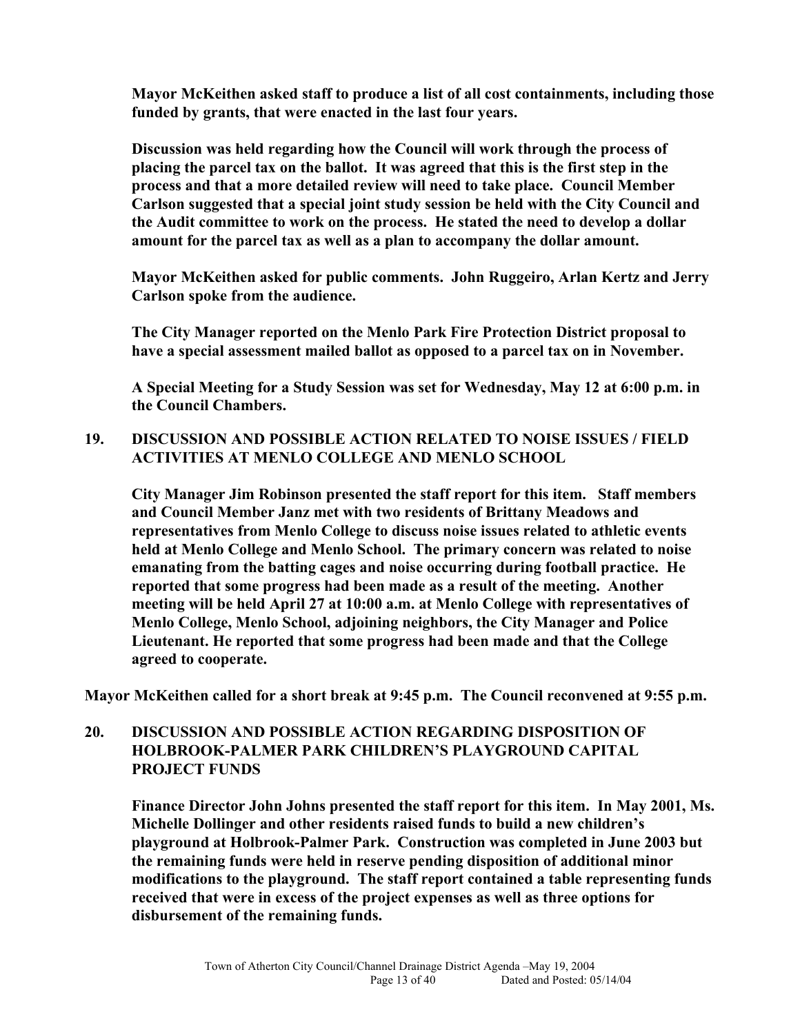**Mayor McKeithen asked staff to produce a list of all cost containments, including those funded by grants, that were enacted in the last four years.**

**Discussion was held regarding how the Council will work through the process of placing the parcel tax on the ballot. It was agreed that this is the first step in the process and that a more detailed review will need to take place. Council Member Carlson suggested that a special joint study session be held with the City Council and the Audit committee to work on the process. He stated the need to develop a dollar amount for the parcel tax as well as a plan to accompany the dollar amount.**

**Mayor McKeithen asked for public comments. John Ruggeiro, Arlan Kertz and Jerry Carlson spoke from the audience.**

**The City Manager reported on the Menlo Park Fire Protection District proposal to have a special assessment mailed ballot as opposed to a parcel tax on in November.**

**A Special Meeting for a Study Session was set for Wednesday, May 12 at 6:00 p.m. in the Council Chambers.**

## 19. DISCUSSION AND POSSIBLE ACTION RELATED TO NOISE ISSUES / FIELD ACTIVITIES AT MENLO COLLEGE AND MENLO SCHOOL

**City Manager Jim Robinson presented the staff report for this item. Staff members and Council Member Janz met with two residents of Brittany Meadows and representatives from Menlo College to discuss noise issues related to athletic events held at Menlo College and Menlo School. The primary concern was related to noise emanating from the batting cages and noise occurring during football practice. He reported that some progress had been made as a result of the meeting. Another meeting will be held April 27 at 10:00 a.m. at Menlo College with representatives of Menlo College, Menlo School, adjoining neighbors, the City Manager and Police Lieutenant. He reported that some progress had been made and that the College agreed to cooperate.**

**Mayor McKeithen called for a short break at 9:45 p.m. The Council reconvened at 9:55 p.m.**

## 20. DISCUSSION AND POSSIBLE ACTION REGARDING DISPOSITION OF HOLBROOK-PALMER PARK CHILDREN'S PLAYGROUND CAPITAL PROJECT FUNDS

**Finance Director John Johns presented the staff report for this item. In May 2001, Ms. Michelle Dollinger and other residents raised funds to build a new children's playground at Holbrook-Palmer Park. Construction was completed in June 2003 but the remaining funds were held in reserve pending disposition of additional minor modifications to the playground. The staff report contained a table representing funds received that were in excess of the project expenses as well as three options for disbursement of the remaining funds.**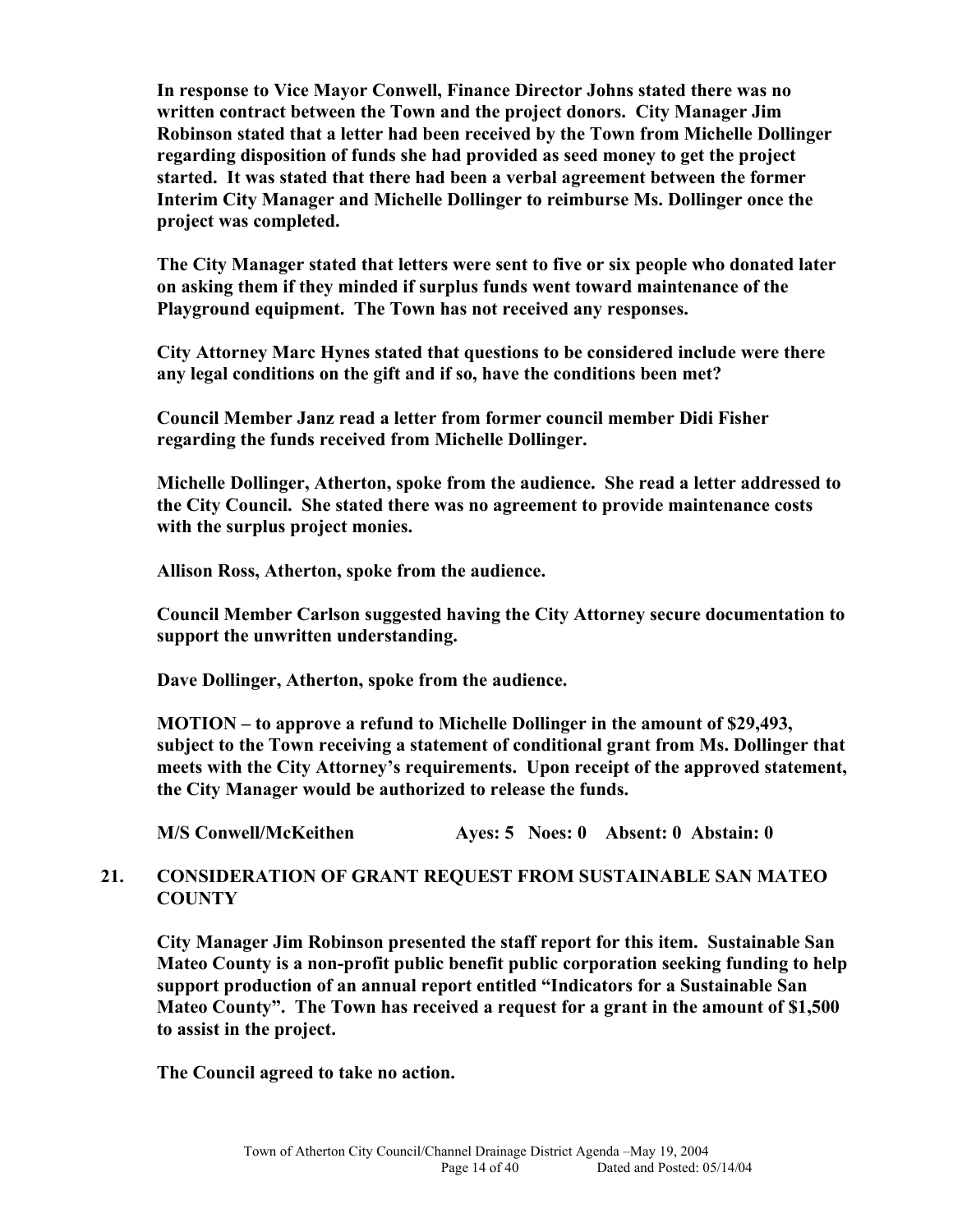**In response to Vice Mayor Conwell, Finance Director Johns stated there was no written contract between the Town and the project donors. City Manager Jim Robinson stated that a letter had been received by the Town from Michelle Dollinger regarding disposition of funds she had provided as seed money to get the project started. It was stated that there had been a verbal agreement between the former Interim City Manager and Michelle Dollinger to reimburse Ms. Dollinger once the project was completed.**

**The City Manager stated that letters were sent to five or six people who donated later on asking them if they minded if surplus funds went toward maintenance of the Playground equipment. The Town has not received any responses.**

**City Attorney Marc Hynes stated that questions to be considered include were there any legal conditions on the gift and if so, have the conditions been met?**

**Council Member Janz read a letter from former council member Didi Fisher regarding the funds received from Michelle Dollinger.**

**Michelle Dollinger, Atherton, spoke from the audience. She read a letter addressed to the City Council. She stated there was no agreement to provide maintenance costs with the surplus project monies.**

**Allison Ross, Atherton, spoke from the audience.**

**Council Member Carlson suggested having the City Attorney secure documentation to support the unwritten understanding.**

**Dave Dollinger, Atherton, spoke from the audience.**

**MOTION – to approve a refund to Michelle Dollinger in the amount of $29,493, subject to the Town receiving a statement of conditional grant from Ms. Dollinger that meets with the City Attorney's requirements. Upon receipt of the approved statement, the City Manager would be authorized to release the funds.**

**M/S Conwell/McKeithen Ayes: 5 Noes: 0 Absent: 0 Abstain: 0**

## 21. CONSIDERATION OF GRANT REQUEST FROM SUSTAINABLE SAN MATEO COUNTY

**City Manager Jim Robinson presented the staff report for this item. Sustainable San Mateo County is a non-profit public benefit public corporation seeking funding to help support production of an annual report entitled "Indicators for a Sustainable San Mateo County". The Town has received a request for a grant in the amount of $1,500 to assist in the project.**

**The Council agreed to take no action.**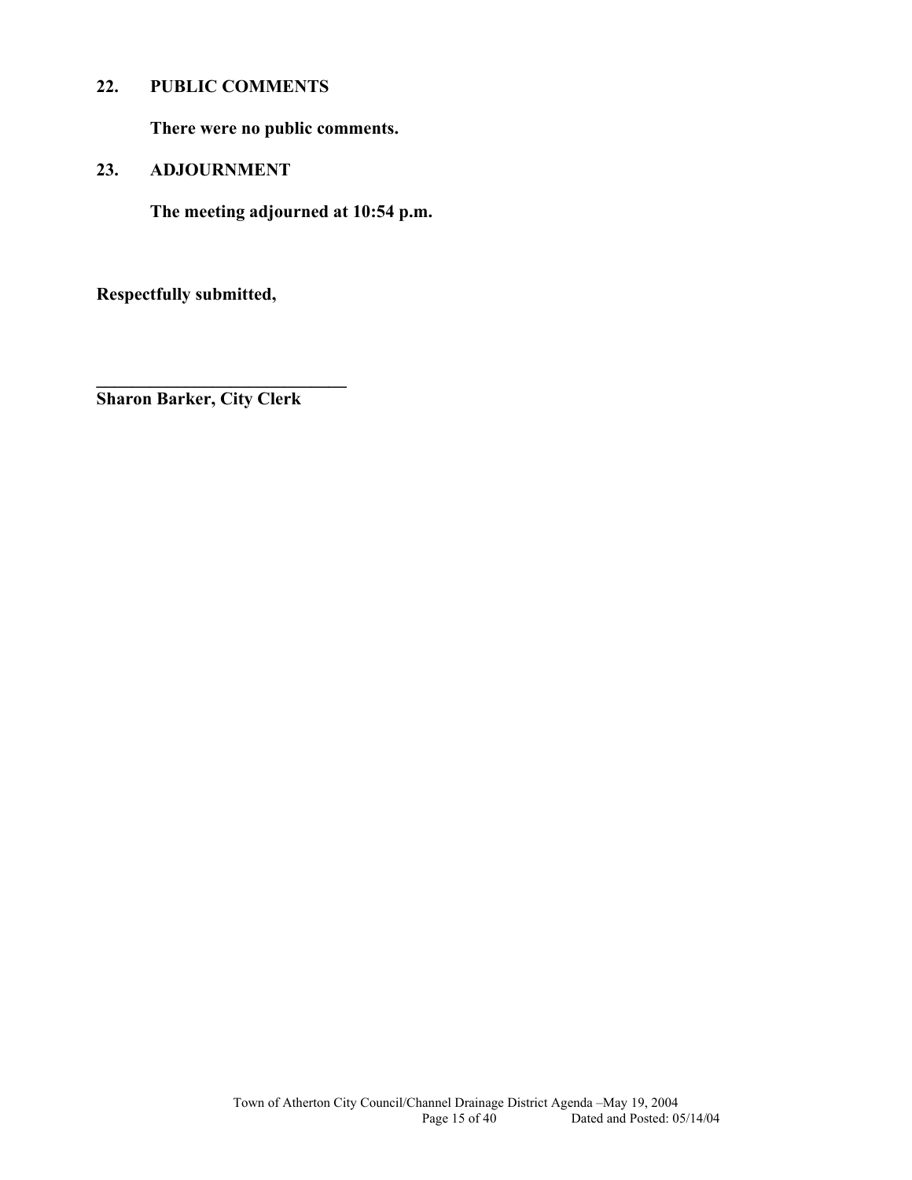**22. PUBLIC COMMENTS**

**There were no public comments.**

**23. ADJOURNMENT**

**The meeting adjourned at 10:54 p.m.**

**Respectfully submitted,**

**\_\_\_\_\_\_\_\_\_\_\_\_\_\_\_\_\_\_\_\_\_\_\_\_\_\_\_\_\_**
**Sharon Barker, City Clerk**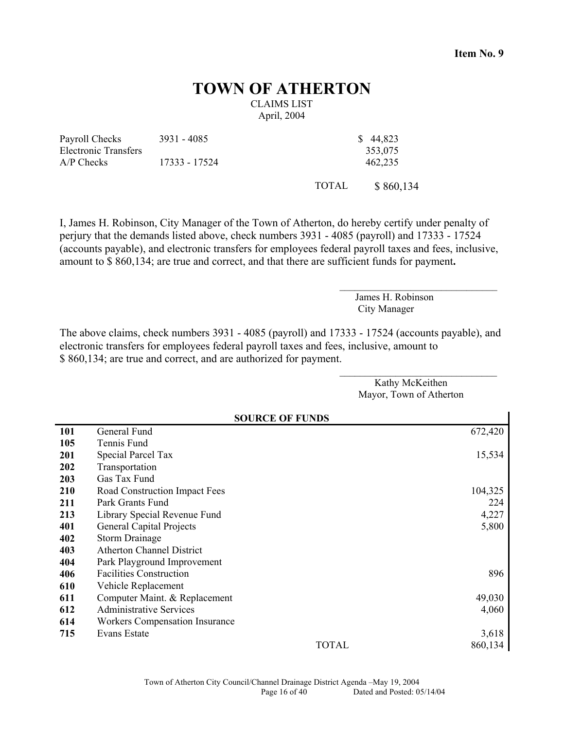**Item No. 9**

# TOWN OF ATHERTON

CLAIMS LIST
April, 2004

| | | | |
|---|---|---|---|
| Payroll Checks | 3931 - 4085 | | $ 44,823 |
| Electronic Transfers | | | 353,075 |
| A/P Checks | 17333 - 17524 | | 462,235 |
| | | TOTAL | $ 860,134 |

I, James H. Robinson, City Manager of the Town of Atherton, do hereby certify under penalty of perjury that the demands listed above, check numbers 3931 - 4085 (payroll) and 17333 - 17524 (accounts payable), and electronic transfers for employees federal payroll taxes and fees, inclusive, amount to $ 860,134; are true and correct, and that there are sufficient funds for payment**.**

\_\_\_\_\_\_\_\_\_\_\_\_\_\_\_\_\_\_\_\_\_\_\_\_\_\_\_\_\_\_
James H. Robinson
City Manager

The above claims, check numbers 3931 - 4085 (payroll) and 17333 - 17524 (accounts payable), and electronic transfers for employees federal payroll taxes and fees, inclusive, amount to $ 860,134; are true and correct, and are authorized for payment.

\_\_\_\_\_\_\_\_\_\_\_\_\_\_\_\_\_\_\_\_\_\_\_\_\_\_\_\_\_\_
Kathy McKeithen
Mayor, Town of Atherton

| | SOURCE OF FUNDS | |
|---|---|---|
| **101** | General Fund | 672,420 |
| **105** | Tennis Fund | |
| **201** | Special Parcel Tax | 15,534 |
| **202** | Transportation | |
| **203** | Gas Tax Fund | |
| **210** | Road Construction Impact Fees | 104,325 |
| **211** | Park Grants Fund | 224 |
| **213** | Library Special Revenue Fund | 4,227 |
| **401** | General Capital Projects | 5,800 |
| **402** | Storm Drainage | |
| **403** | Atherton Channel District | |
| **404** | Park Playground Improvement | |
| **406** | Facilities Construction | 896 |
| **610** | Vehicle Replacement | |
| **611** | Computer Maint. & Replacement | 49,030 |
| **612** | Administrative Services | 4,060 |
| **614** | Workers Compensation Insurance | |
| **715** | Evans Estate | 3,618 |
| | TOTAL | 860,134 |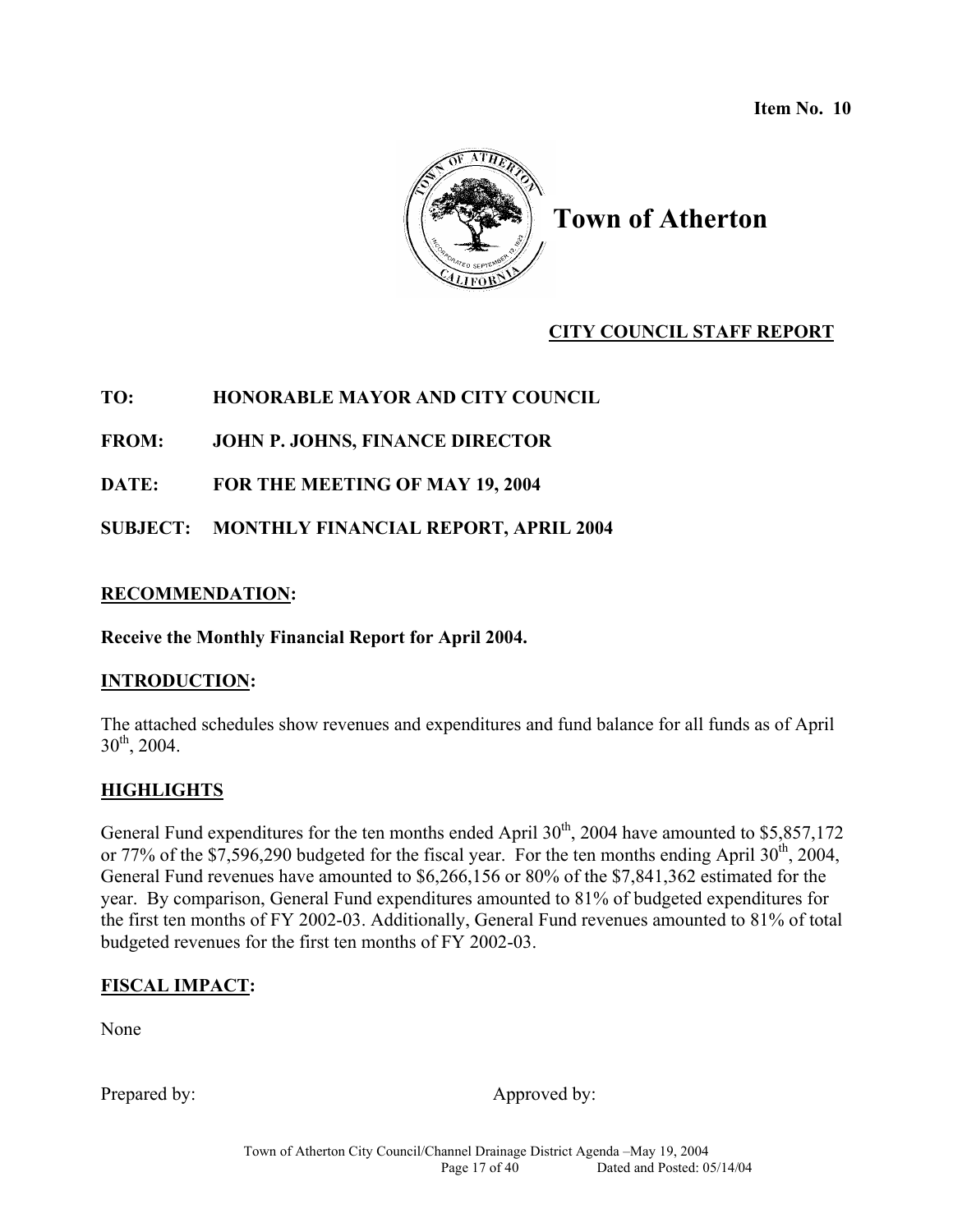Item No. 10

# Town of Atherton

## CITY COUNCIL STAFF REPORT

**TO:** HONORABLE MAYOR AND CITY COUNCIL

**FROM:** JOHN P. JOHNS, FINANCE DIRECTOR

**DATE:** FOR THE MEETING OF MAY 19, 2004

**SUBJECT:** MONTHLY FINANCIAL REPORT, APRIL 2004

**RECOMMENDATION:**

**Receive the Monthly Financial Report for April 2004.**

**INTRODUCTION:**

The attached schedules show revenues and expenditures and fund balance for all funds as of April 30th, 2004.

**HIGHLIGHTS**

General Fund expenditures for the ten months ended April 30th, 2004 have amounted to $5,857,172 or 77% of the $7,596,290 budgeted for the fiscal year. For the ten months ending April 30th, 2004, General Fund revenues have amounted to $6,266,156 or 80% of the $7,841,362 estimated for the year. By comparison, General Fund expenditures amounted to 81% of budgeted expenditures for the first ten months of FY 2002-03. Additionally, General Fund revenues amounted to 81% of total budgeted revenues for the first ten months of FY 2002-03.

**FISCAL IMPACT:**

None

Prepared by: Approved by: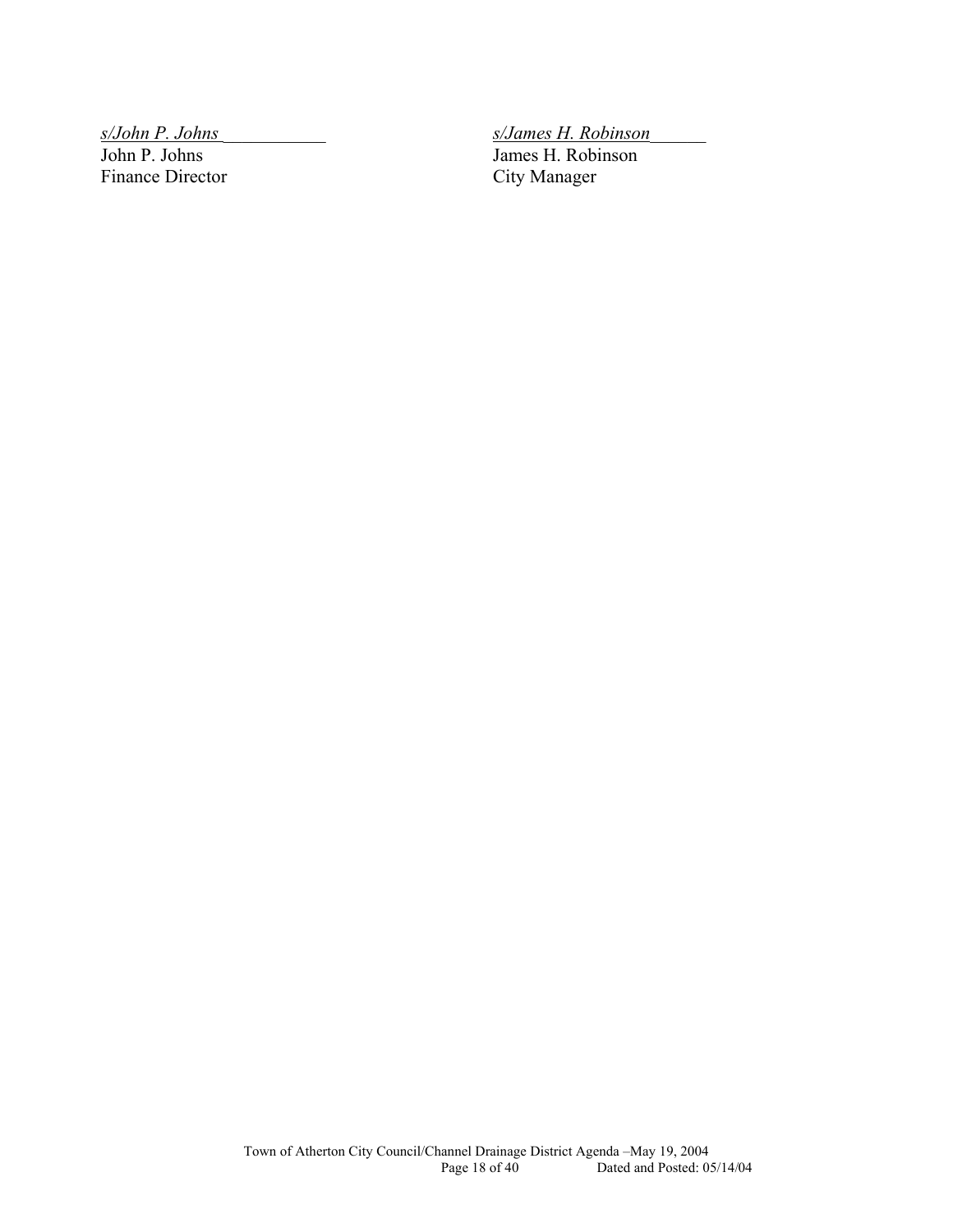*s/John P. Johns*\_\_\_\_\_\_\_\_\_\_\_
John P. Johns
Finance Director

*s/James H. Robinson*\_\_\_\_\_\_
James H. Robinson
City Manager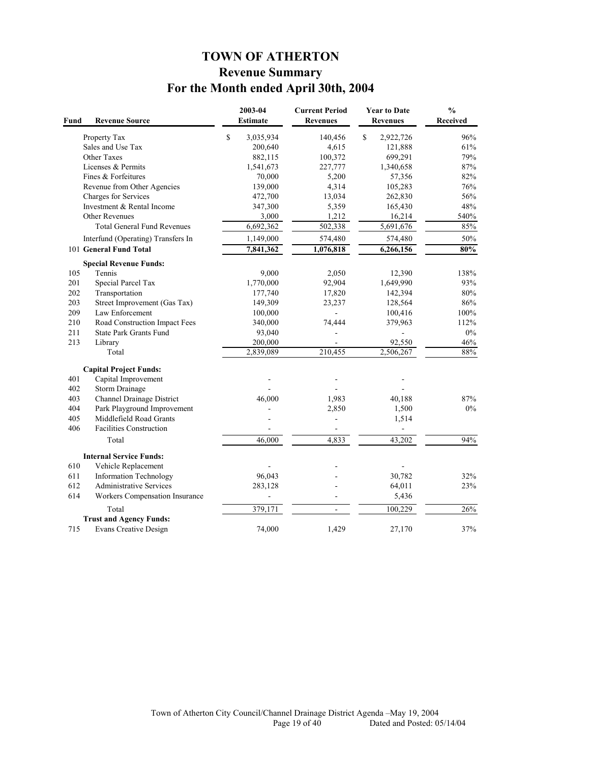# TOWN OF ATHERTON

## Revenue Summary

## For the Month ended April 30th, 2004

| Fund | Revenue Source | 2003-04 Estimate | Current Period Revenues | Year to Date Revenues | % Received |
|---|---|---|---|---|---|
| | Property Tax | $ 3,035,934 | 140,456 | $ 2,922,726 | 96% |
| | Sales and Use Tax | 200,640 | 4,615 | 121,888 | 61% |
| | Other Taxes | 882,115 | 100,372 | 699,291 | 79% |
| | Licenses & Permits | 1,541,673 | 227,777 | 1,340,658 | 87% |
| | Fines & Forfeitures | 70,000 | 5,200 | 57,356 | 82% |
| | Revenue from Other Agencies | 139,000 | 4,314 | 105,283 | 76% |
| | Charges for Services | 472,700 | 13,034 | 262,830 | 56% |
| | Investment & Rental Income | 347,300 | 5,359 | 165,430 | 48% |
| | Other Revenues | 3,000 | 1,212 | 16,214 | 540% |
| | Total General Fund Revenues | 6,692,362 | 502,338 | 5,691,676 | 85% |
| | Interfund (Operating) Transfers In | 1,149,000 | 574,480 | 574,480 | 50% |
| 101 | **General Fund Total** | **7,841,362** | **1,076,818** | **6,266,156** | **80%** |
| | **Special Revenue Funds:** | | | | |
| 105 | Tennis | 9,000 | 2,050 | 12,390 | 138% |
| 201 | Special Parcel Tax | 1,770,000 | 92,904 | 1,649,990 | 93% |
| 202 | Transportation | 177,740 | 17,820 | 142,394 | 80% |
| 203 | Street Improvement (Gas Tax) | 149,309 | 23,237 | 128,564 | 86% |
| 209 | Law Enforcement | 100,000 | - | 100,416 | 100% |
| 210 | Road Construction Impact Fees | 340,000 | 74,444 | 379,963 | 112% |
| 211 | State Park Grants Fund | 93,040 | - | - | 0% |
| 213 | Library | 200,000 | - | 92,550 | 46% |
| | Total | 2,839,089 | 210,455 | 2,506,267 | 88% |
| | **Capital Project Funds:** | | | | |
| 401 | Capital Improvement | - | - | - | |
| 402 | Storm Drainage | - | - | - | |
| 403 | Channel Drainage District | 46,000 | 1,983 | 40,188 | 87% |
| 404 | Park Playground Improvement | - | 2,850 | 1,500 | 0% |
| 405 | Middlefield Road Grants | - | - | 1,514 | |
| 406 | Facilities Construction | - | - | - | |
| | Total | 46,000 | 4,833 | 43,202 | 94% |
| | **Internal Service Funds:** | | | | |
| 610 | Vehicle Replacement | - | - | - | |
| 611 | Information Technology | 96,043 | - | 30,782 | 32% |
| 612 | Administrative Services | 283,128 | - | 64,011 | 23% |
| 614 | Workers Compensation Insurance | - | - | 5,436 | |
| | Total | 379,171 | - | 100,229 | 26% |
| | **Trust and Agency Funds:** | | | | |
| 715 | Evans Creative Design | 74,000 | 1,429 | 27,170 | 37% |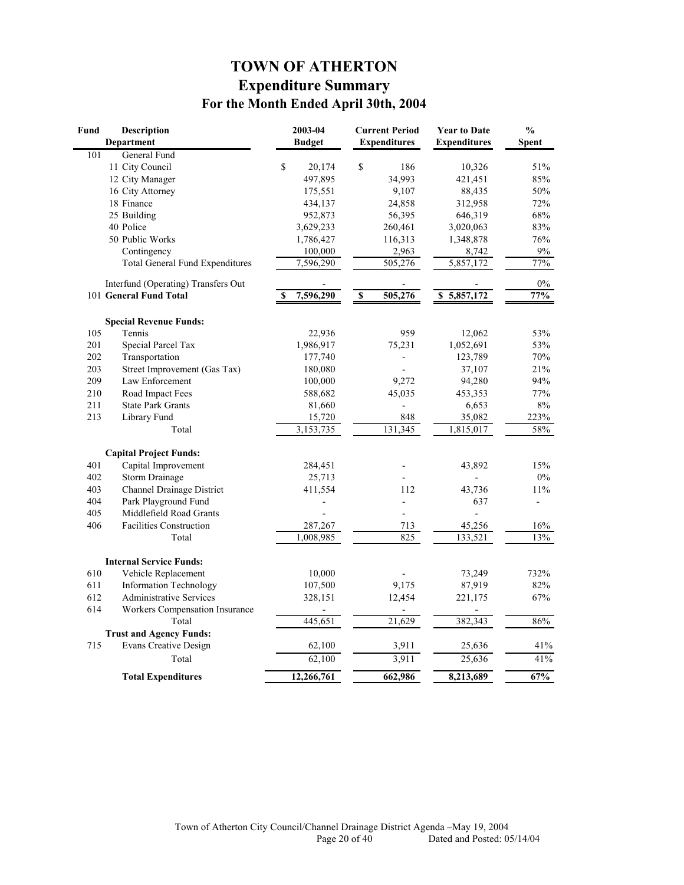# TOWN OF ATHERTON

## Expenditure Summary

### For the Month Ended April 30th, 2004

| Fund | Description<br>Department | 2003-04<br>Budget | Current Period<br>Expenditures | Year to Date<br>Expenditures | %<br>Spent |
|---|---|---|---|---|---|
| 101 | General Fund | | | | |
| | 11 City Council | $ 20,174 | $ 186 | 10,326 | 51% |
| | 12 City Manager | 497,895 | 34,993 | 421,451 | 85% |
| | 16 City Attorney | 175,551 | 9,107 | 88,435 | 50% |
| | 18 Finance | 434,137 | 24,858 | 312,958 | 72% |
| | 25 Building | 952,873 | 56,395 | 646,319 | 68% |
| | 40 Police | 3,629,233 | 260,461 | 3,020,063 | 83% |
| | 50 Public Works | 1,786,427 | 116,313 | 1,348,878 | 76% |
| | Contingency | 100,000 | 2,963 | 8,742 | 9% |
| | Total General Fund Expenditures | 7,596,290 | 505,276 | 5,857,172 | 77% |
| | Interfund (Operating) Transfers Out | - | - | - | 0% |
| 101 | **General Fund Total** | **$ 7,596,290** | **$ 505,276** | **$ 5,857,172** | **77%** |
| | **Special Revenue Funds:** | | | | |
| 105 | Tennis | 22,936 | 959 | 12,062 | 53% |
| 201 | Special Parcel Tax | 1,986,917 | 75,231 | 1,052,691 | 53% |
| 202 | Transportation | 177,740 | - | 123,789 | 70% |
| 203 | Street Improvement (Gas Tax) | 180,080 | - | 37,107 | 21% |
| 209 | Law Enforcement | 100,000 | 9,272 | 94,280 | 94% |
| 210 | Road Impact Fees | 588,682 | 45,035 | 453,353 | 77% |
| 211 | State Park Grants | 81,660 | - | 6,653 | 8% |
| 213 | Library Fund | 15,720 | 848 | 35,082 | 223% |
| | Total | 3,153,735 | 131,345 | 1,815,017 | 58% |
| | **Capital Project Funds:** | | | | |
| 401 | Capital Improvement | 284,451 | - | 43,892 | 15% |
| 402 | Storm Drainage | 25,713 | - | - | 0% |
| 403 | Channel Drainage District | 411,554 | 112 | 43,736 | 11% |
| 404 | Park Playground Fund | - | - | 637 | - |
| 405 | Middlefield Road Grants | - | - | - | |
| 406 | Facilities Construction | 287,267 | 713 | 45,256 | 16% |
| | Total | 1,008,985 | 825 | 133,521 | 13% |
| | **Internal Service Funds:** | | | | |
| 610 | Vehicle Replacement | 10,000 | - | 73,249 | 732% |
| 611 | Information Technology | 107,500 | 9,175 | 87,919 | 82% |
| 612 | Administrative Services | 328,151 | 12,454 | 221,175 | 67% |
| 614 | Workers Compensation Insurance | - | - | - | |
| | Total | 445,651 | 21,629 | 382,343 | 86% |
| | **Trust and Agency Funds:** | | | | |
| 715 | Evans Creative Design | 62,100 | 3,911 | 25,636 | 41% |
| | Total | 62,100 | 3,911 | 25,636 | 41% |
| | **Total Expenditures** | **12,266,761** | **662,986** | **8,213,689** | **67%** |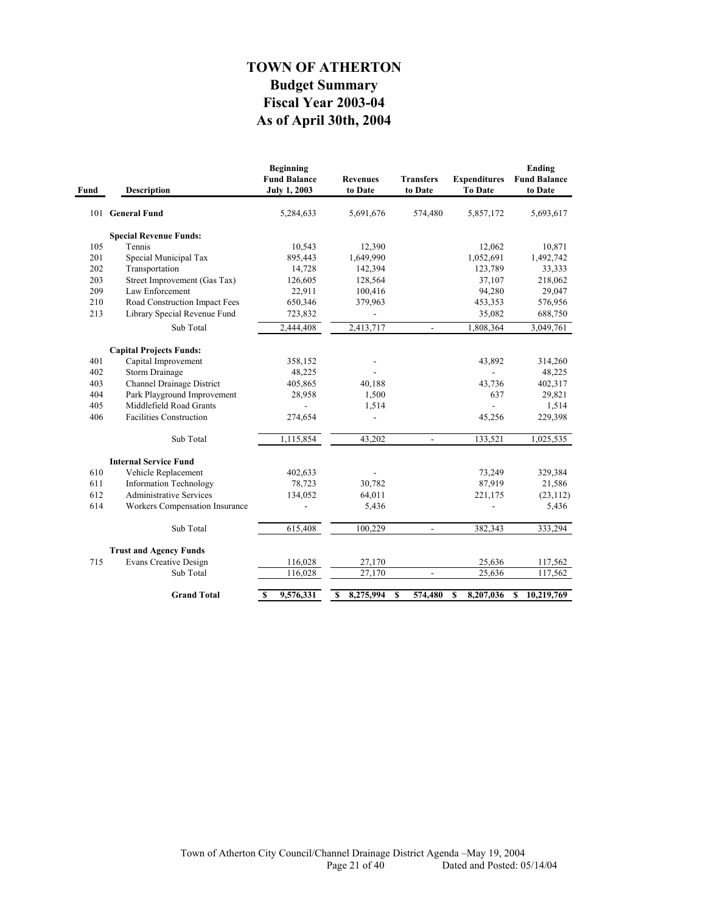# TOWN OF ATHERTON
## Budget Summary
## Fiscal Year 2003-04
## As of April 30th, 2004

| Fund | Description | Beginning Fund Balance July 1, 2003 | Revenues to Date | Transfers to Date | Expenditures To Date | Ending Fund Balance to Date |
|---|---|---|---|---|---|---|
| 101 | **General Fund** | 5,284,633 | 5,691,676 | 574,480 | 5,857,172 | 5,693,617 |
| | **Special Revenue Funds:** | | | | | |
| 105 | Tennis | 10,543 | 12,390 | | 12,062 | 10,871 |
| 201 | Special Municipal Tax | 895,443 | 1,649,990 | | 1,052,691 | 1,492,742 |
| 202 | Transportation | 14,728 | 142,394 | | 123,789 | 33,333 |
| 203 | Street Improvement (Gas Tax) | 126,605 | 128,564 | | 37,107 | 218,062 |
| 209 | Law Enforcement | 22,911 | 100,416 | | 94,280 | 29,047 |
| 210 | Road Construction Impact Fees | 650,346 | 379,963 | | 453,353 | 576,956 |
| 213 | Library Special Revenue Fund | 723,832 | - | | 35,082 | 688,750 |
| | Sub Total | 2,444,408 | 2,413,717 | - | 1,808,364 | 3,049,761 |
| | **Capital Projects Funds:** | | | | | |
| 401 | Capital Improvement | 358,152 | - | | 43,892 | 314,260 |
| 402 | Storm Drainage | 48,225 | - | | - | 48,225 |
| 403 | Channel Drainage District | 405,865 | 40,188 | | 43,736 | 402,317 |
| 404 | Park Playground Improvement | 28,958 | 1,500 | | 637 | 29,821 |
| 405 | Middlefield Road Grants | - | 1,514 | | - | 1,514 |
| 406 | Facilities Construction | 274,654 | - | | 45,256 | 229,398 |
| | Sub Total | 1,115,854 | 43,202 | - | 133,521 | 1,025,535 |
| | **Internal Service Fund** | | | | | |
| 610 | Vehicle Replacement | 402,633 | - | | 73,249 | 329,384 |
| 611 | Information Technology | 78,723 | 30,782 | | 87,919 | 21,586 |
| 612 | Administrative Services | 134,052 | 64,011 | | 221,175 | (23,112) |
| 614 | Workers Compensation Insurance | - | 5,436 | | - | 5,436 |
| | Sub Total | 615,408 | 100,229 | - | 382,343 | 333,294 |
| | **Trust and Agency Funds** | | | | | |
| 715 | Evans Creative Design | 116,028 | 27,170 | | 25,636 | 117,562 |
| | Sub Total | 116,028 | 27,170 | - | 25,636 | 117,562 |
| | **Grand Total** | **$ 9,576,331** | **$ 8,275,994** | **$ 574,480** | **$ 8,207,036** | **$ 10,219,769** |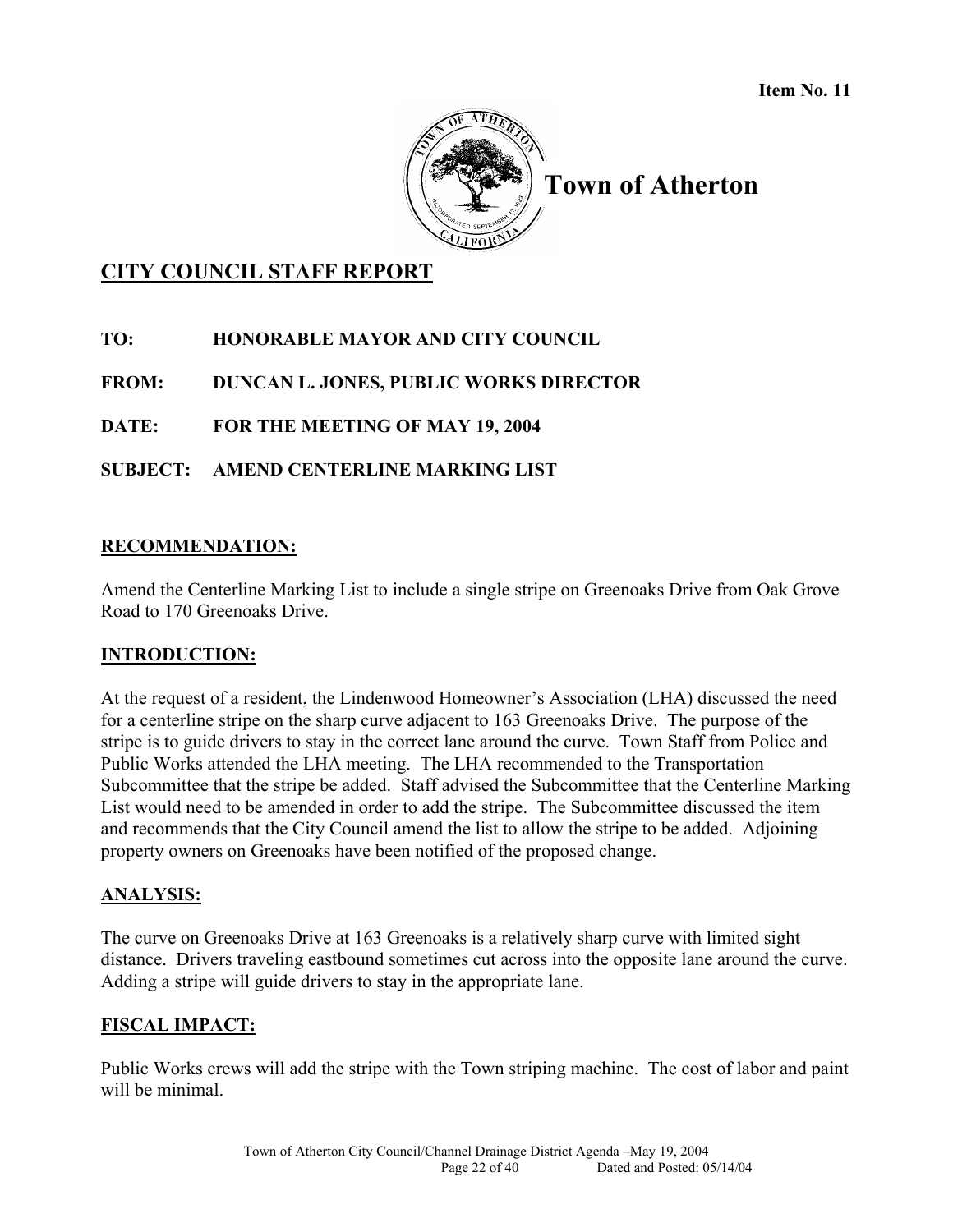**Item No. 11**

# Town of Atherton

## CITY COUNCIL STAFF REPORT

**TO:** HONORABLE MAYOR AND CITY COUNCIL

**FROM:** DUNCAN L. JONES, PUBLIC WORKS DIRECTOR

**DATE:** FOR THE MEETING OF MAY 19, 2004

**SUBJECT:** AMEND CENTERLINE MARKING LIST

### RECOMMENDATION:

Amend the Centerline Marking List to include a single stripe on Greenoaks Drive from Oak Grove Road to 170 Greenoaks Drive.

### INTRODUCTION:

At the request of a resident, the Lindenwood Homeowner's Association (LHA) discussed the need for a centerline stripe on the sharp curve adjacent to 163 Greenoaks Drive. The purpose of the stripe is to guide drivers to stay in the correct lane around the curve. Town Staff from Police and Public Works attended the LHA meeting. The LHA recommended to the Transportation Subcommittee that the stripe be added. Staff advised the Subcommittee that the Centerline Marking List would need to be amended in order to add the stripe. The Subcommittee discussed the item and recommends that the City Council amend the list to allow the stripe to be added. Adjoining property owners on Greenoaks have been notified of the proposed change.

### ANALYSIS:

The curve on Greenoaks Drive at 163 Greenoaks is a relatively sharp curve with limited sight distance. Drivers traveling eastbound sometimes cut across into the opposite lane around the curve. Adding a stripe will guide drivers to stay in the appropriate lane.

### FISCAL IMPACT:

Public Works crews will add the stripe with the Town striping machine. The cost of labor and paint will be minimal.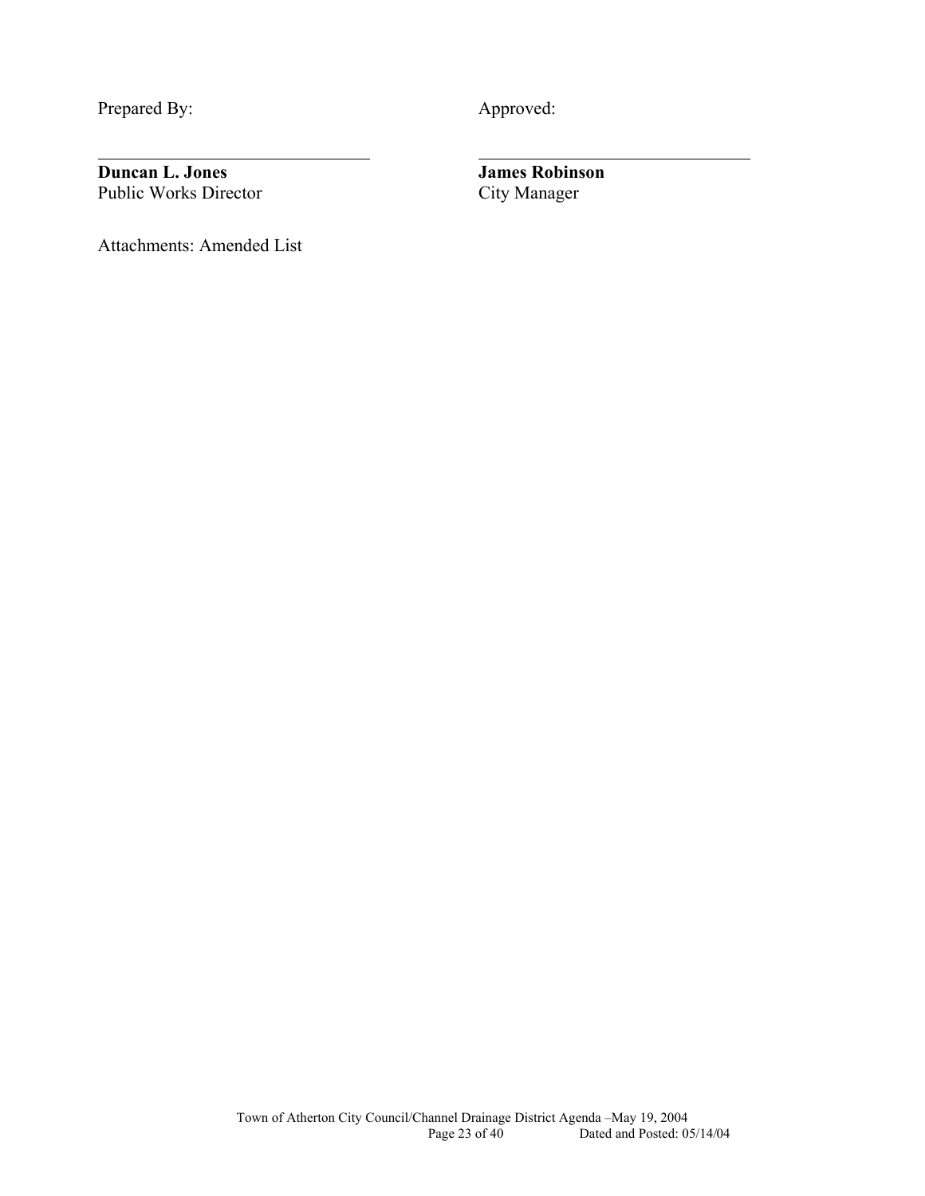Prepared By: Approved:

**Duncan L. Jones**
Public Works Director

**James Robinson**
City Manager

Attachments: Amended List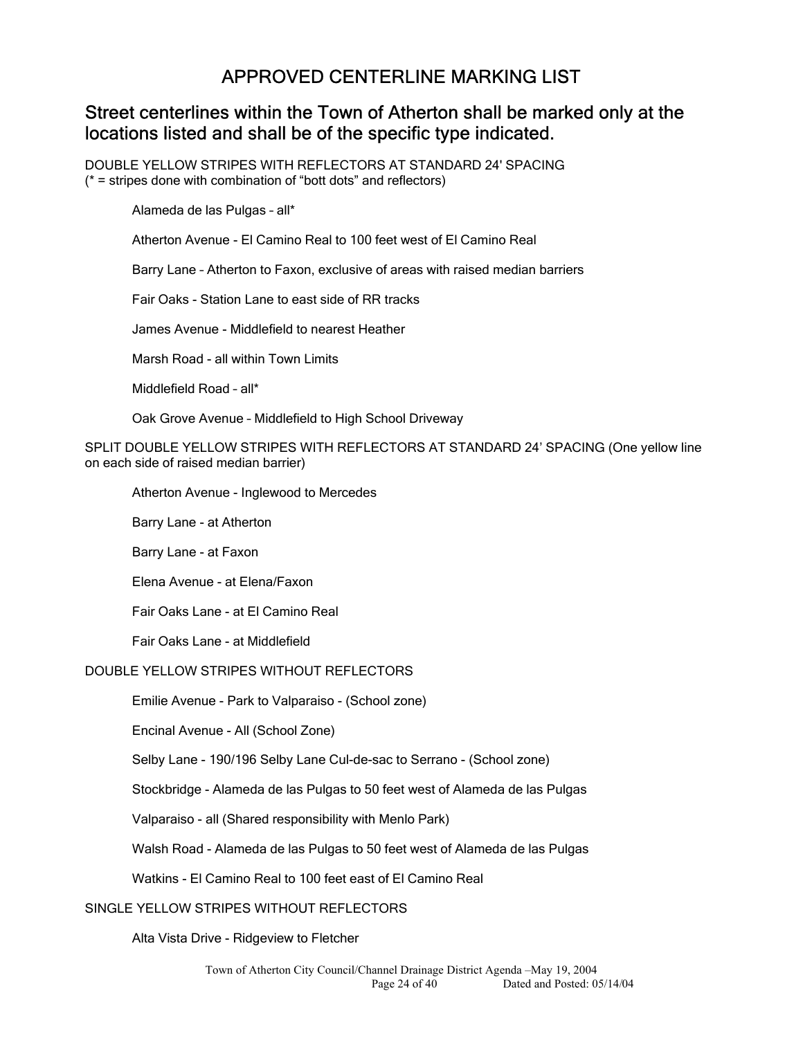# APPROVED CENTERLINE MARKING LIST

## Street centerlines within the Town of Atherton shall be marked only at the locations listed and shall be of the specific type indicated.

DOUBLE YELLOW STRIPES WITH REFLECTORS AT STANDARD 24' SPACING
(* = stripes done with combination of "bott dots" and reflectors)

Alameda de las Pulgas – all*

Atherton Avenue - El Camino Real to 100 feet west of El Camino Real

Barry Lane – Atherton to Faxon, exclusive of areas with raised median barriers

Fair Oaks - Station Lane to east side of RR tracks

James Avenue - Middlefield to nearest Heather

Marsh Road - all within Town Limits

Middlefield Road – all*

Oak Grove Avenue – Middlefield to High School Driveway

SPLIT DOUBLE YELLOW STRIPES WITH REFLECTORS AT STANDARD 24' SPACING (One yellow line on each side of raised median barrier)

Atherton Avenue - Inglewood to Mercedes

Barry Lane - at Atherton

Barry Lane - at Faxon

Elena Avenue - at Elena/Faxon

Fair Oaks Lane - at El Camino Real

Fair Oaks Lane - at Middlefield

DOUBLE YELLOW STRIPES WITHOUT REFLECTORS

Emilie Avenue - Park to Valparaiso - (School zone)

Encinal Avenue - All (School Zone)

Selby Lane - 190/196 Selby Lane Cul-de-sac to Serrano - (School zone)

Stockbridge - Alameda de las Pulgas to 50 feet west of Alameda de las Pulgas

Valparaiso - all (Shared responsibility with Menlo Park)

Walsh Road - Alameda de las Pulgas to 50 feet west of Alameda de las Pulgas

Watkins - El Camino Real to 100 feet east of El Camino Real

SINGLE YELLOW STRIPES WITHOUT REFLECTORS

Alta Vista Drive - Ridgeview to Fletcher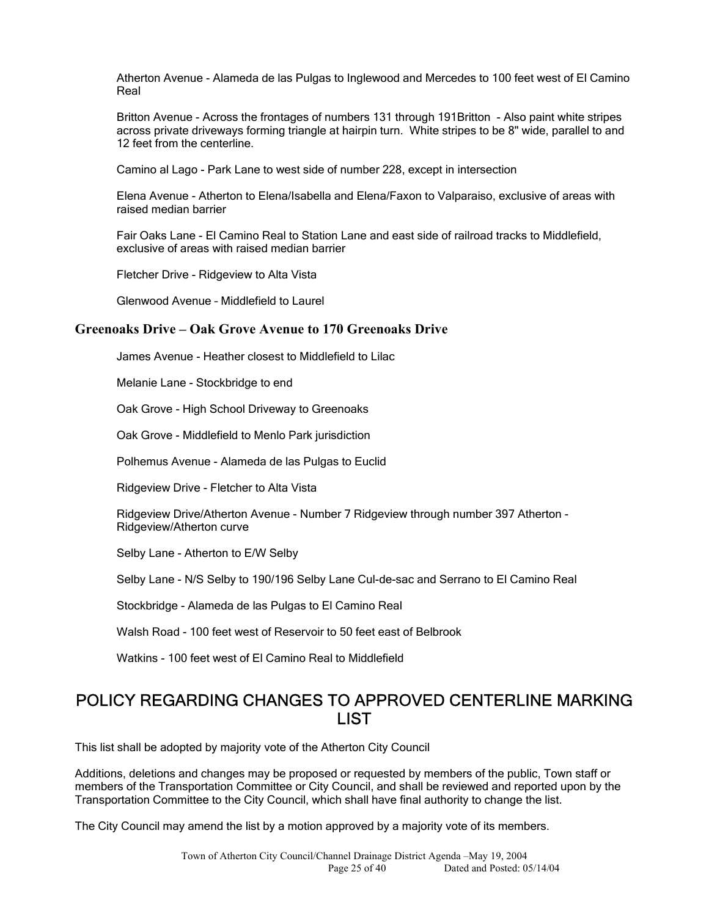Atherton Avenue - Alameda de las Pulgas to Inglewood and Mercedes to 100 feet west of El Camino Real

Britton Avenue - Across the frontages of numbers 131 through 191Britton - Also paint white stripes across private driveways forming triangle at hairpin turn. White stripes to be 8" wide, parallel to and 12 feet from the centerline.

Camino al Lago - Park Lane to west side of number 228, except in intersection

Elena Avenue - Atherton to Elena/Isabella and Elena/Faxon to Valparaiso, exclusive of areas with raised median barrier

Fair Oaks Lane - El Camino Real to Station Lane and east side of railroad tracks to Middlefield, exclusive of areas with raised median barrier

Fletcher Drive - Ridgeview to Alta Vista

Glenwood Avenue – Middlefield to Laurel

**Greenoaks Drive – Oak Grove Avenue to 170 Greenoaks Drive**

James Avenue - Heather closest to Middlefield to Lilac

Melanie Lane - Stockbridge to end

Oak Grove - High School Driveway to Greenoaks

Oak Grove - Middlefield to Menlo Park jurisdiction

Polhemus Avenue - Alameda de las Pulgas to Euclid

Ridgeview Drive - Fletcher to Alta Vista

Ridgeview Drive/Atherton Avenue - Number 7 Ridgeview through number 397 Atherton - Ridgeview/Atherton curve

Selby Lane - Atherton to E/W Selby

Selby Lane - N/S Selby to 190/196 Selby Lane Cul-de-sac and Serrano to El Camino Real

Stockbridge - Alameda de las Pulgas to El Camino Real

Walsh Road - 100 feet west of Reservoir to 50 feet east of Belbrook

Watkins - 100 feet west of El Camino Real to Middlefield

## POLICY REGARDING CHANGES TO APPROVED CENTERLINE MARKING LIST

This list shall be adopted by majority vote of the Atherton City Council

Additions, deletions and changes may be proposed or requested by members of the public, Town staff or members of the Transportation Committee or City Council, and shall be reviewed and reported upon by the Transportation Committee to the City Council, which shall have final authority to change the list.

The City Council may amend the list by a motion approved by a majority vote of its members.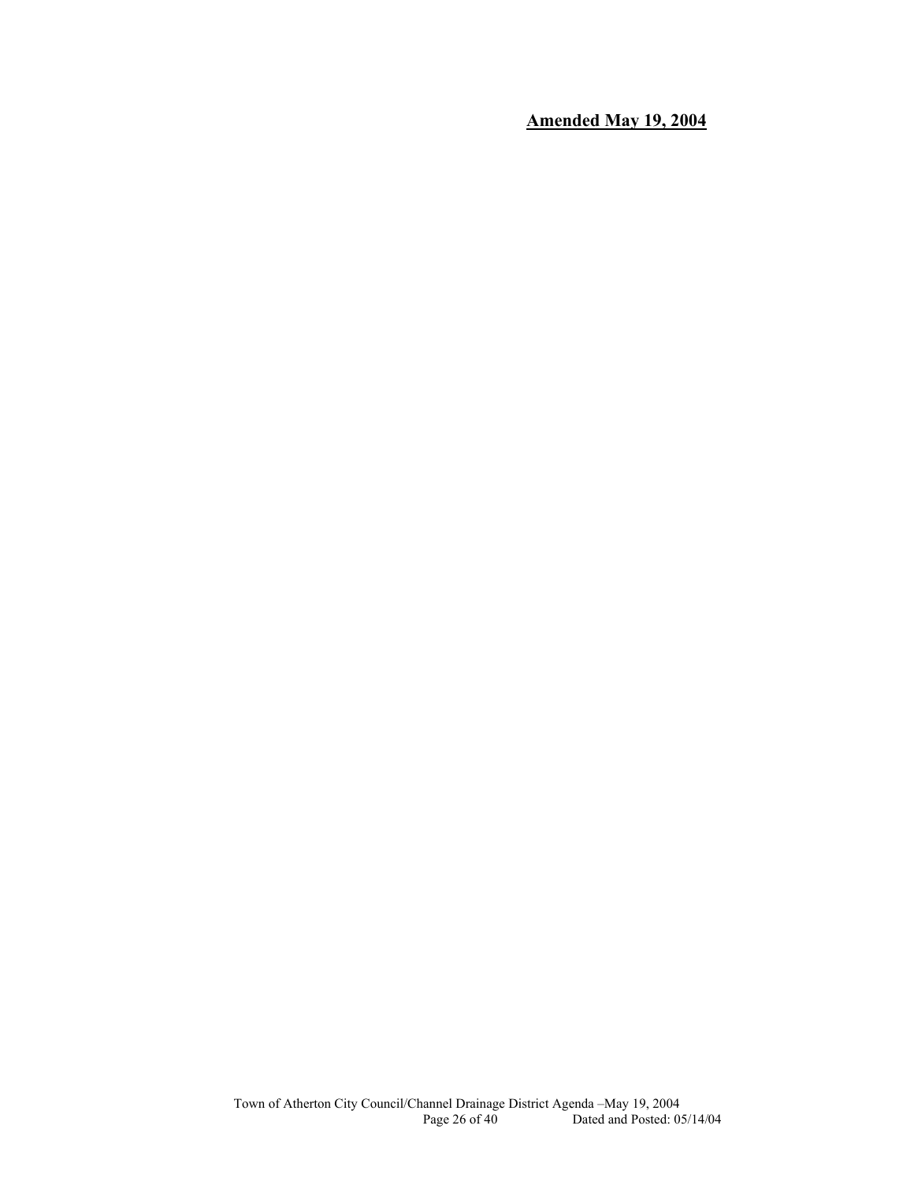**Amended May 19, 2004**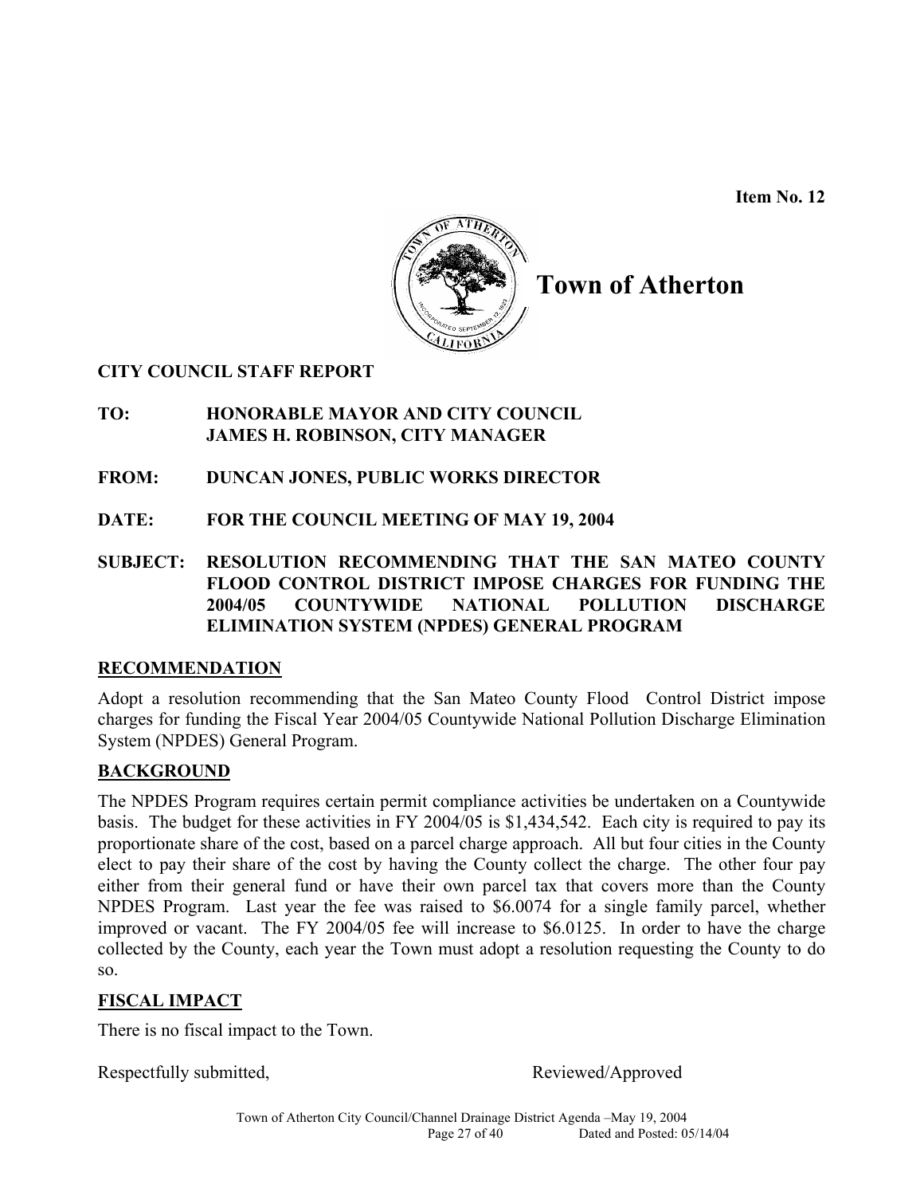**Item No. 12**

# Town of Atherton

**CITY COUNCIL STAFF REPORT**

**TO:** HONORABLE MAYOR AND CITY COUNCIL
JAMES H. ROBINSON, CITY MANAGER

**FROM:** DUNCAN JONES, PUBLIC WORKS DIRECTOR

**DATE:** FOR THE COUNCIL MEETING OF MAY 19, 2004

**SUBJECT:** RESOLUTION RECOMMENDING THAT THE SAN MATEO COUNTY FLOOD CONTROL DISTRICT IMPOSE CHARGES FOR FUNDING THE 2004/05 COUNTYWIDE NATIONAL POLLUTION DISCHARGE ELIMINATION SYSTEM (NPDES) GENERAL PROGRAM

## RECOMMENDATION

Adopt a resolution recommending that the San Mateo County Flood Control District impose charges for funding the Fiscal Year 2004/05 Countywide National Pollution Discharge Elimination System (NPDES) General Program.

## BACKGROUND

The NPDES Program requires certain permit compliance activities be undertaken on a Countywide basis. The budget for these activities in FY 2004/05 is $1,434,542. Each city is required to pay its proportionate share of the cost, based on a parcel charge approach. All but four cities in the County elect to pay their share of the cost by having the County collect the charge. The other four pay either from their general fund or have their own parcel tax that covers more than the County NPDES Program. Last year the fee was raised to $6.0074 for a single family parcel, whether improved or vacant. The FY 2004/05 fee will increase to $6.0125. In order to have the charge collected by the County, each year the Town must adopt a resolution requesting the County to do so.

## FISCAL IMPACT

There is no fiscal impact to the Town.

Respectfully submitted, Reviewed/Approved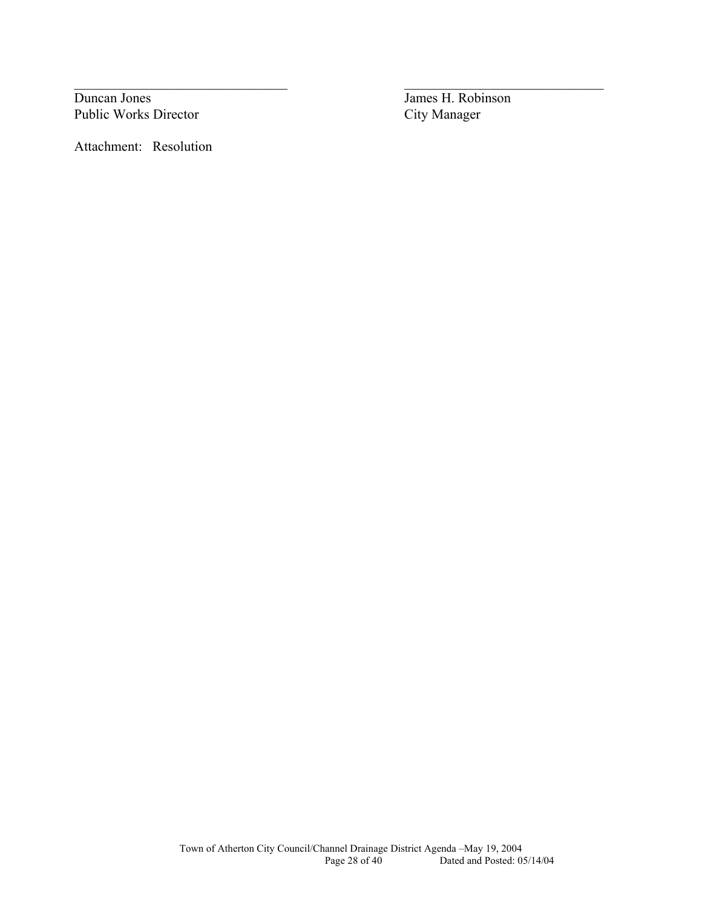| ______________________________ | ______________________________ |
| --- | --- |
| Duncan Jones | James H. Robinson |
| Public Works Director | City Manager |

Attachment: Resolution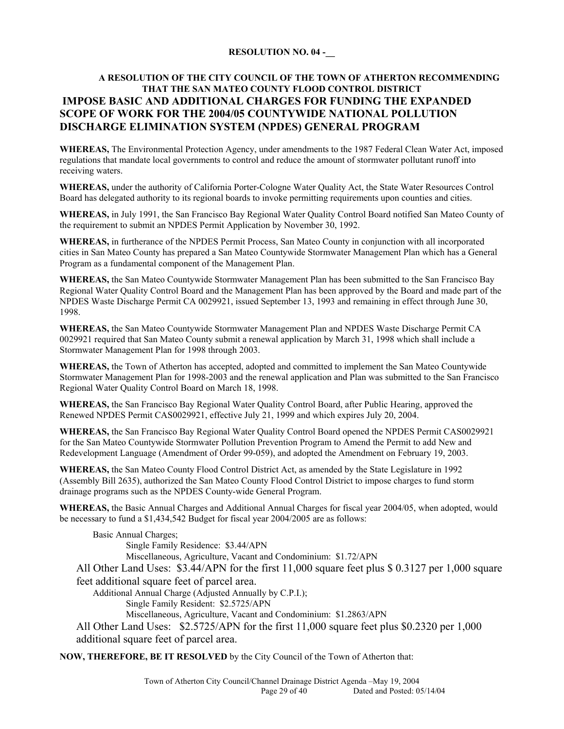**RESOLUTION NO. 04 -__**

**A RESOLUTION OF THE CITY COUNCIL OF THE TOWN OF ATHERTON RECOMMENDING THAT THE SAN MATEO COUNTY FLOOD CONTROL DISTRICT IMPOSE BASIC AND ADDITIONAL CHARGES FOR FUNDING THE EXPANDED SCOPE OF WORK FOR THE 2004/05 COUNTYWIDE NATIONAL POLLUTION DISCHARGE ELIMINATION SYSTEM (NPDES) GENERAL PROGRAM**

**WHEREAS,** The Environmental Protection Agency, under amendments to the 1987 Federal Clean Water Act, imposed regulations that mandate local governments to control and reduce the amount of stormwater pollutant runoff into receiving waters.

**WHEREAS,** under the authority of California Porter-Cologne Water Quality Act, the State Water Resources Control Board has delegated authority to its regional boards to invoke permitting requirements upon counties and cities.

**WHEREAS,** in July 1991, the San Francisco Bay Regional Water Quality Control Board notified San Mateo County of the requirement to submit an NPDES Permit Application by November 30, 1992.

**WHEREAS,** in furtherance of the NPDES Permit Process, San Mateo County in conjunction with all incorporated cities in San Mateo County has prepared a San Mateo Countywide Stormwater Management Plan which has a General Program as a fundamental component of the Management Plan.

**WHEREAS,** the San Mateo Countywide Stormwater Management Plan has been submitted to the San Francisco Bay Regional Water Quality Control Board and the Management Plan has been approved by the Board and made part of the NPDES Waste Discharge Permit CA 0029921, issued September 13, 1993 and remaining in effect through June 30, 1998.

**WHEREAS,** the San Mateo Countywide Stormwater Management Plan and NPDES Waste Discharge Permit CA 0029921 required that San Mateo County submit a renewal application by March 31, 1998 which shall include a Stormwater Management Plan for 1998 through 2003.

**WHEREAS,** the Town of Atherton has accepted, adopted and committed to implement the San Mateo Countywide Stormwater Management Plan for 1998-2003 and the renewal application and Plan was submitted to the San Francisco Regional Water Quality Control Board on March 18, 1998.

**WHEREAS,** the San Francisco Bay Regional Water Quality Control Board, after Public Hearing, approved the Renewed NPDES Permit CAS0029921, effective July 21, 1999 and which expires July 20, 2004.

**WHEREAS,** the San Francisco Bay Regional Water Quality Control Board opened the NPDES Permit CAS0029921 for the San Mateo Countywide Stormwater Pollution Prevention Program to Amend the Permit to add New and Redevelopment Language (Amendment of Order 99-059), and adopted the Amendment on February 19, 2003.

**WHEREAS,** the San Mateo County Flood Control District Act, as amended by the State Legislature in 1992 (Assembly Bill 2635), authorized the San Mateo County Flood Control District to impose charges to fund storm drainage programs such as the NPDES County-wide General Program.

**WHEREAS,** the Basic Annual Charges and Additional Annual Charges for fiscal year 2004/05, when adopted, would be necessary to fund a $1,434,542 Budget for fiscal year 2004/2005 are as follows:

Basic Annual Charges;

- Single Family Residence: $3.44/APN
- Miscellaneous, Agriculture, Vacant and Condominium: $1.72/APN

All Other Land Uses: $3.44/APN for the first 11,000 square feet plus $ 0.3127 per 1,000 square feet additional square feet of parcel area.

Additional Annual Charge (Adjusted Annually by C.P.I.);

- Single Family Resident: $2.5725/APN
- Miscellaneous, Agriculture, Vacant and Condominium: $1.2863/APN

All Other Land Uses: $2.5725/APN for the first 11,000 square feet plus $0.2320 per 1,000 additional square feet of parcel area.

**NOW, THEREFORE, BE IT RESOLVED** by the City Council of the Town of Atherton that: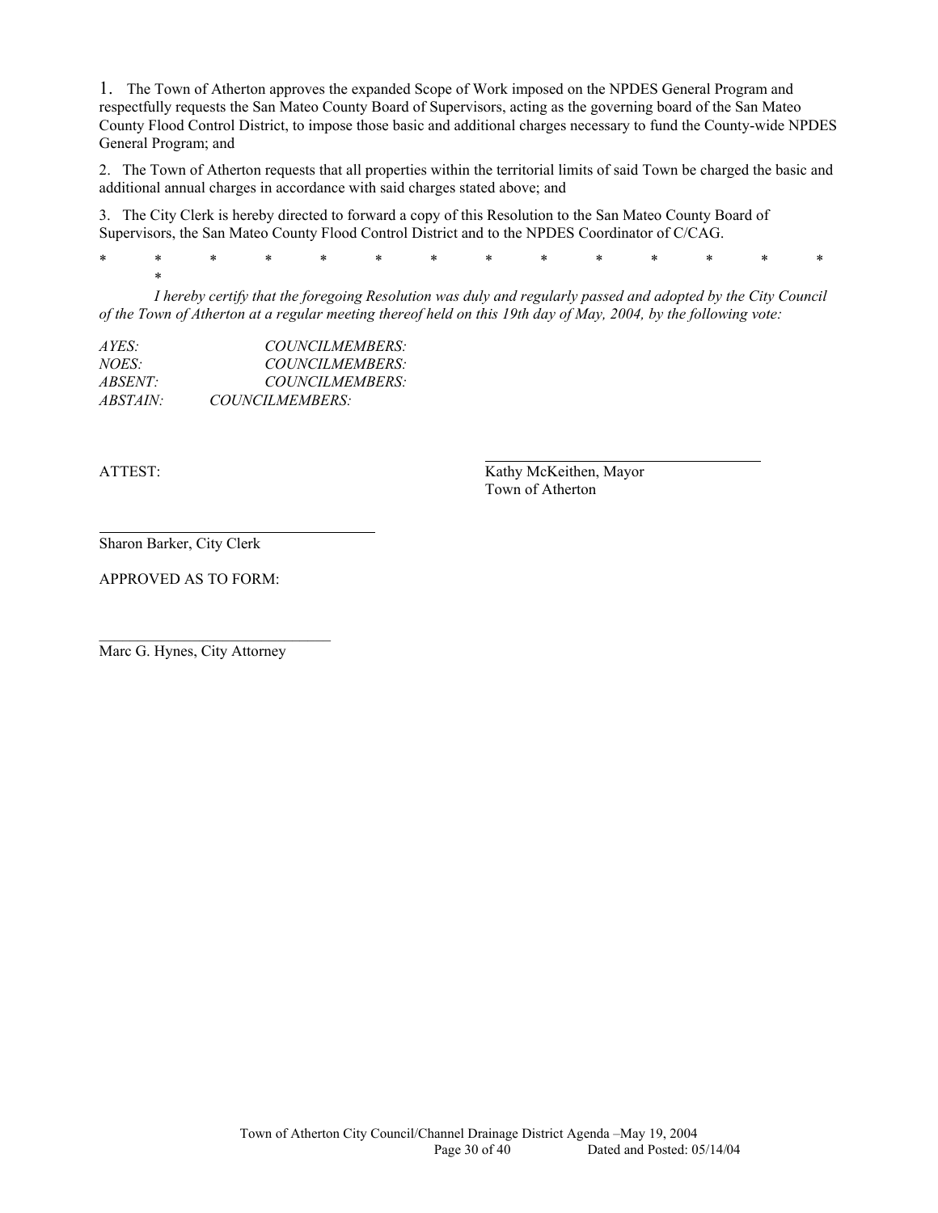1. The Town of Atherton approves the expanded Scope of Work imposed on the NPDES General Program and respectfully requests the San Mateo County Board of Supervisors, acting as the governing board of the San Mateo County Flood Control District, to impose those basic and additional charges necessary to fund the County-wide NPDES General Program; and

2. The Town of Atherton requests that all properties within the territorial limits of said Town be charged the basic and additional annual charges in accordance with said charges stated above; and

3. The City Clerk is hereby directed to forward a copy of this Resolution to the San Mateo County Board of Supervisors, the San Mateo County Flood Control District and to the NPDES Coordinator of C/CAG.

\* \* \* \* \* \* \* \* \* \* \* \* \* \* \*

*I hereby certify that the foregoing Resolution was duly and regularly passed and adopted by the City Council of the Town of Atherton at a regular meeting thereof held on this 19th day of May, 2004, by the following vote:*

*AYES: COUNCILMEMBERS:*
*NOES: COUNCILMEMBERS:*
*ABSENT: COUNCILMEMBERS:*
*ABSTAIN: COUNCILMEMBERS:*

ATTEST:

______________________________
Kathy McKeithen, Mayor
Town of Atherton

______________________________
Sharon Barker, City Clerk

APPROVED AS TO FORM:

______________________________
Marc G. Hynes, City Attorney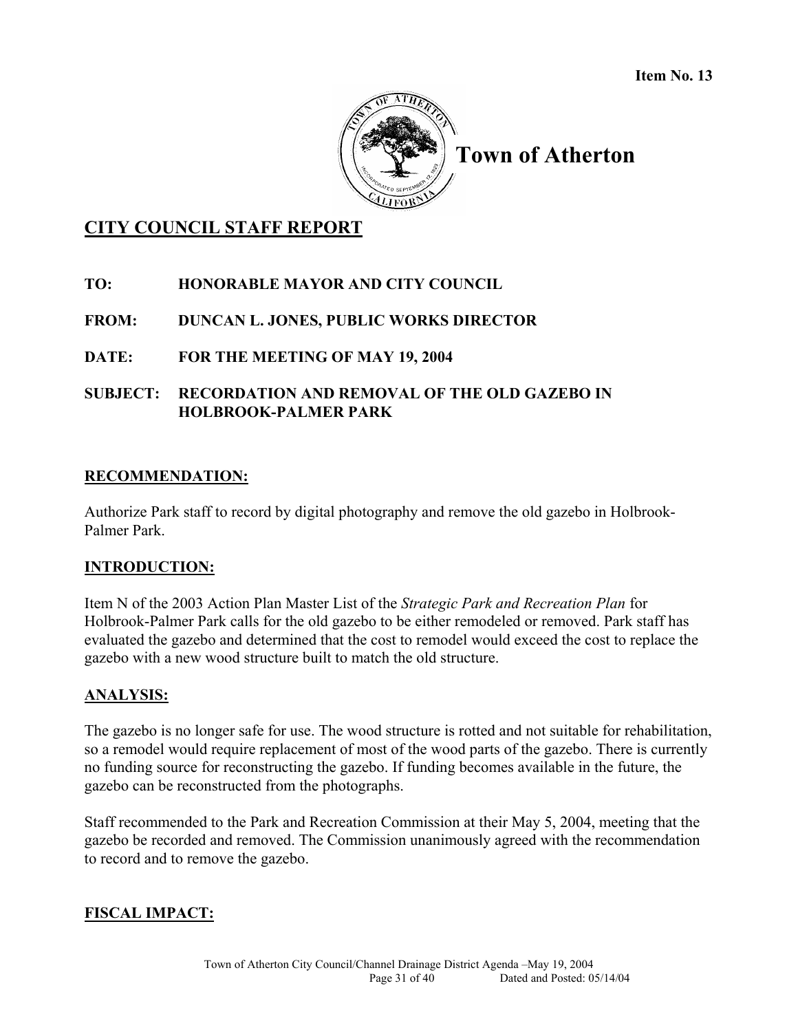Item No. 13

# Town of Atherton

## CITY COUNCIL STAFF REPORT

**TO:** HONORABLE MAYOR AND CITY COUNCIL

**FROM:** DUNCAN L. JONES, PUBLIC WORKS DIRECTOR

**DATE:** FOR THE MEETING OF MAY 19, 2004

**SUBJECT:** RECORDATION AND REMOVAL OF THE OLD GAZEBO IN HOLBROOK-PALMER PARK

### RECOMMENDATION:

Authorize Park staff to record by digital photography and remove the old gazebo in Holbrook-Palmer Park.

### INTRODUCTION:

Item N of the 2003 Action Plan Master List of the *Strategic Park and Recreation Plan* for Holbrook-Palmer Park calls for the old gazebo to be either remodeled or removed. Park staff has evaluated the gazebo and determined that the cost to remodel would exceed the cost to replace the gazebo with a new wood structure built to match the old structure.

### ANALYSIS:

The gazebo is no longer safe for use. The wood structure is rotted and not suitable for rehabilitation, so a remodel would require replacement of most of the wood parts of the gazebo. There is currently no funding source for reconstructing the gazebo. If funding becomes available in the future, the gazebo can be reconstructed from the photographs.

Staff recommended to the Park and Recreation Commission at their May 5, 2004, meeting that the gazebo be recorded and removed. The Commission unanimously agreed with the recommendation to record and to remove the gazebo.

### FISCAL IMPACT: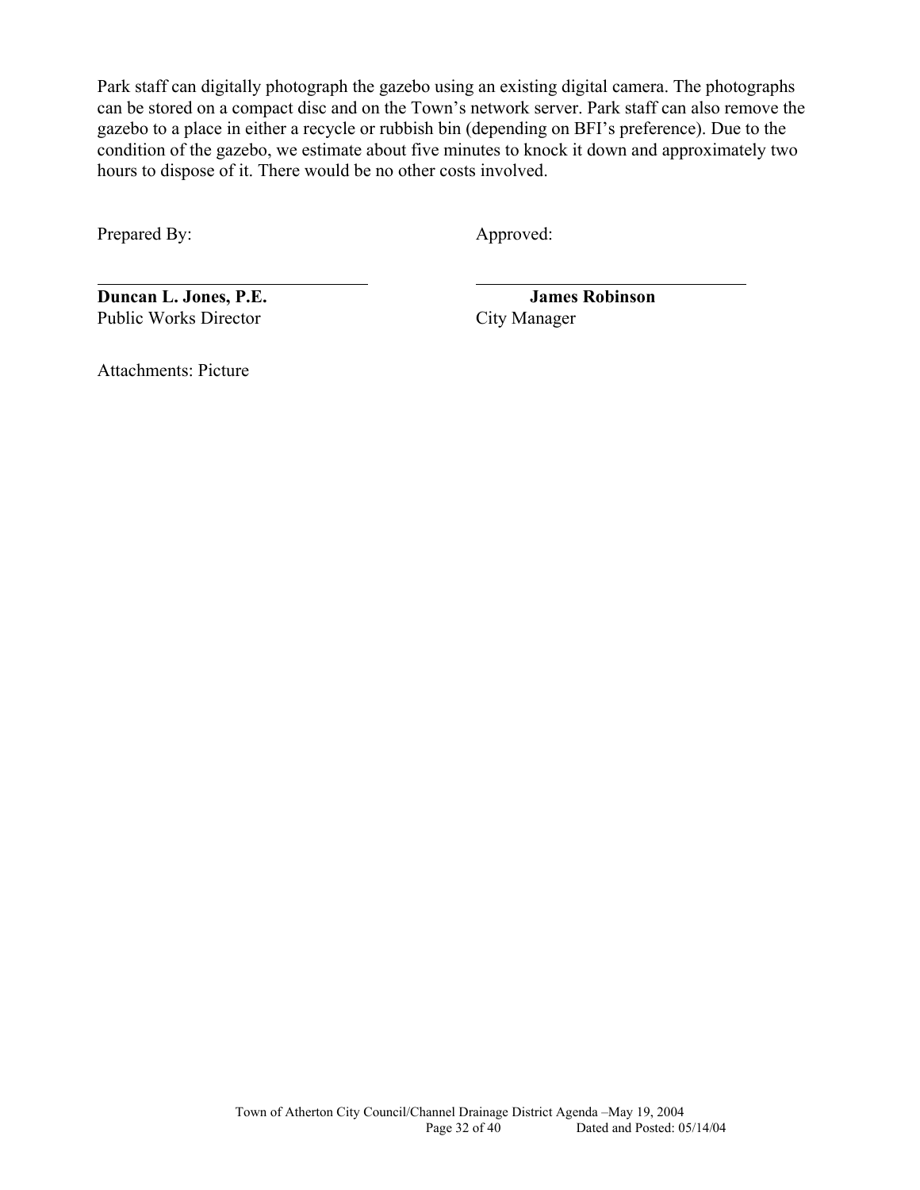Park staff can digitally photograph the gazebo using an existing digital camera. The photographs can be stored on a compact disc and on the Town's network server. Park staff can also remove the gazebo to a place in either a recycle or rubbish bin (depending on BFI's preference). Due to the condition of the gazebo, we estimate about five minutes to knock it down and approximately two hours to dispose of it. There would be no other costs involved.

Prepared By:

**Duncan L. Jones, P.E.**
Public Works Director

Approved:

**James Robinson**
City Manager

Attachments: Picture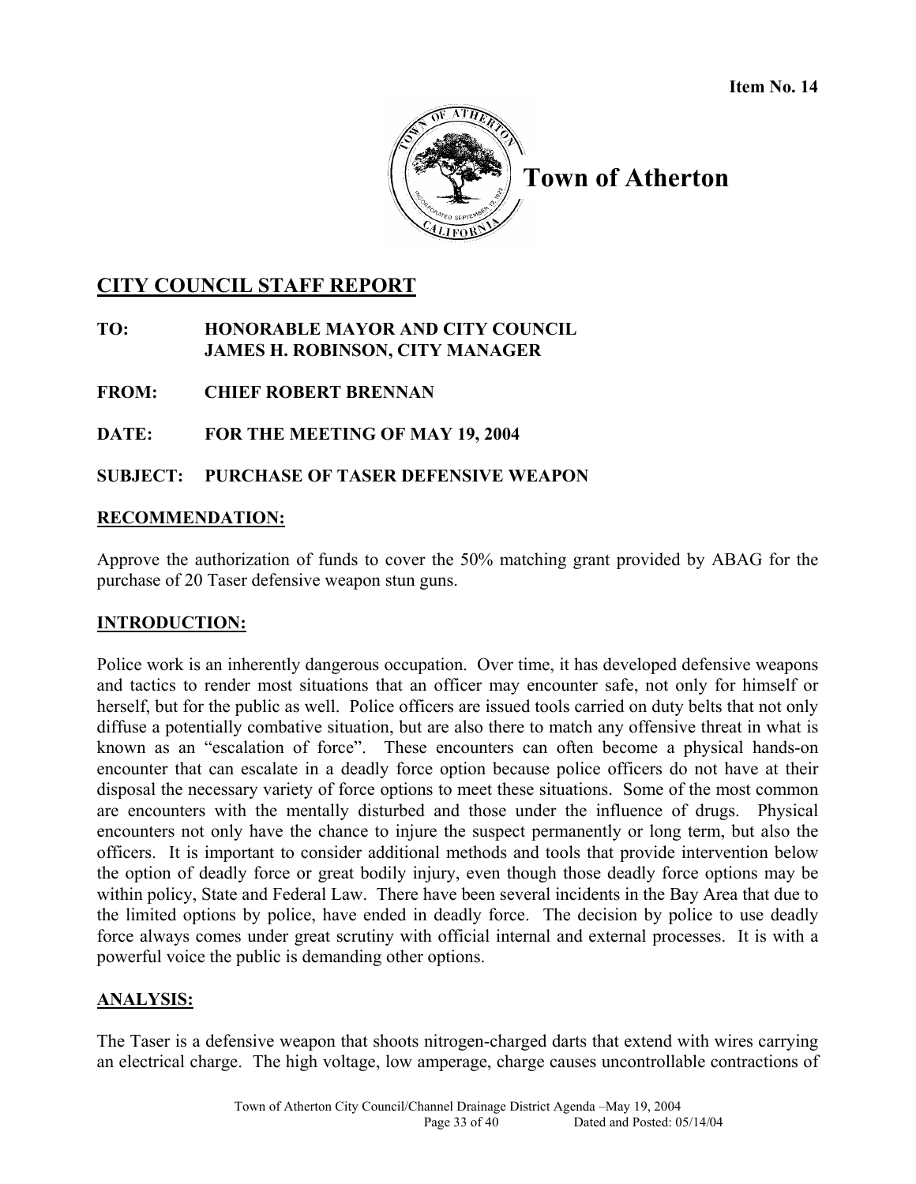**Item No. 14**

# Town of Atherton

## CITY COUNCIL STAFF REPORT

**TO:** HONORABLE MAYOR AND CITY COUNCIL
JAMES H. ROBINSON, CITY MANAGER

**FROM:** CHIEF ROBERT BRENNAN

**DATE:** FOR THE MEETING OF MAY 19, 2004

**SUBJECT:** PURCHASE OF TASER DEFENSIVE WEAPON

### RECOMMENDATION:

Approve the authorization of funds to cover the 50% matching grant provided by ABAG for the purchase of 20 Taser defensive weapon stun guns.

### INTRODUCTION:

Police work is an inherently dangerous occupation. Over time, it has developed defensive weapons and tactics to render most situations that an officer may encounter safe, not only for himself or herself, but for the public as well. Police officers are issued tools carried on duty belts that not only diffuse a potentially combative situation, but are also there to match any offensive threat in what is known as an "escalation of force". These encounters can often become a physical hands-on encounter that can escalate in a deadly force option because police officers do not have at their disposal the necessary variety of force options to meet these situations. Some of the most common are encounters with the mentally disturbed and those under the influence of drugs. Physical encounters not only have the chance to injure the suspect permanently or long term, but also the officers. It is important to consider additional methods and tools that provide intervention below the option of deadly force or great bodily injury, even though those deadly force options may be within policy, State and Federal Law. There have been several incidents in the Bay Area that due to the limited options by police, have ended in deadly force. The decision by police to use deadly force always comes under great scrutiny with official internal and external processes. It is with a powerful voice the public is demanding other options.

### ANALYSIS:

The Taser is a defensive weapon that shoots nitrogen-charged darts that extend with wires carrying an electrical charge. The high voltage, low amperage, charge causes uncontrollable contractions of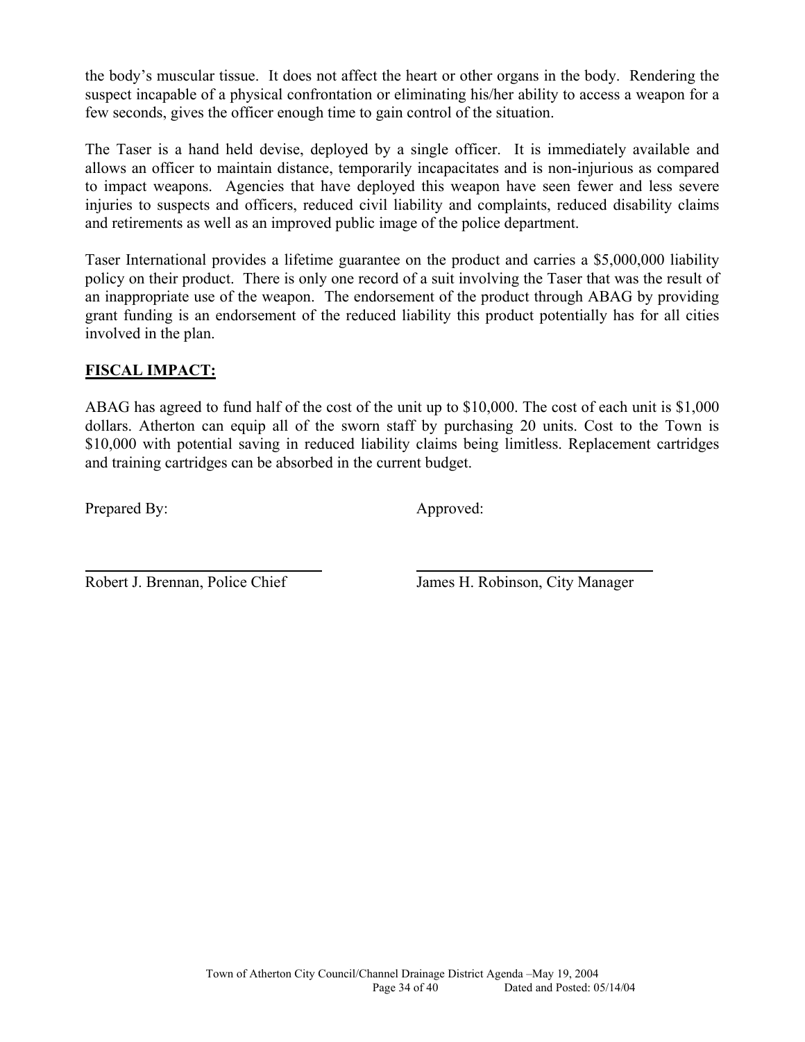the body's muscular tissue. It does not affect the heart or other organs in the body. Rendering the suspect incapable of a physical confrontation or eliminating his/her ability to access a weapon for a few seconds, gives the officer enough time to gain control of the situation.

The Taser is a hand held devise, deployed by a single officer. It is immediately available and allows an officer to maintain distance, temporarily incapacitates and is non-injurious as compared to impact weapons. Agencies that have deployed this weapon have seen fewer and less severe injuries to suspects and officers, reduced civil liability and complaints, reduced disability claims and retirements as well as an improved public image of the police department.

Taser International provides a lifetime guarantee on the product and carries a $5,000,000 liability policy on their product. There is only one record of a suit involving the Taser that was the result of an inappropriate use of the weapon. The endorsement of the product through ABAG by providing grant funding is an endorsement of the reduced liability this product potentially has for all cities involved in the plan.

**FISCAL IMPACT:**

ABAG has agreed to fund half of the cost of the unit up to $10,000. The cost of each unit is $1,000 dollars. Atherton can equip all of the sworn staff by purchasing 20 units. Cost to the Town is $10,000 with potential saving in reduced liability claims being limitless. Replacement cartridges and training cartridges can be absorbed in the current budget.

Prepared By: Approved:

Robert J. Brennan, Police Chief James H. Robinson, City Manager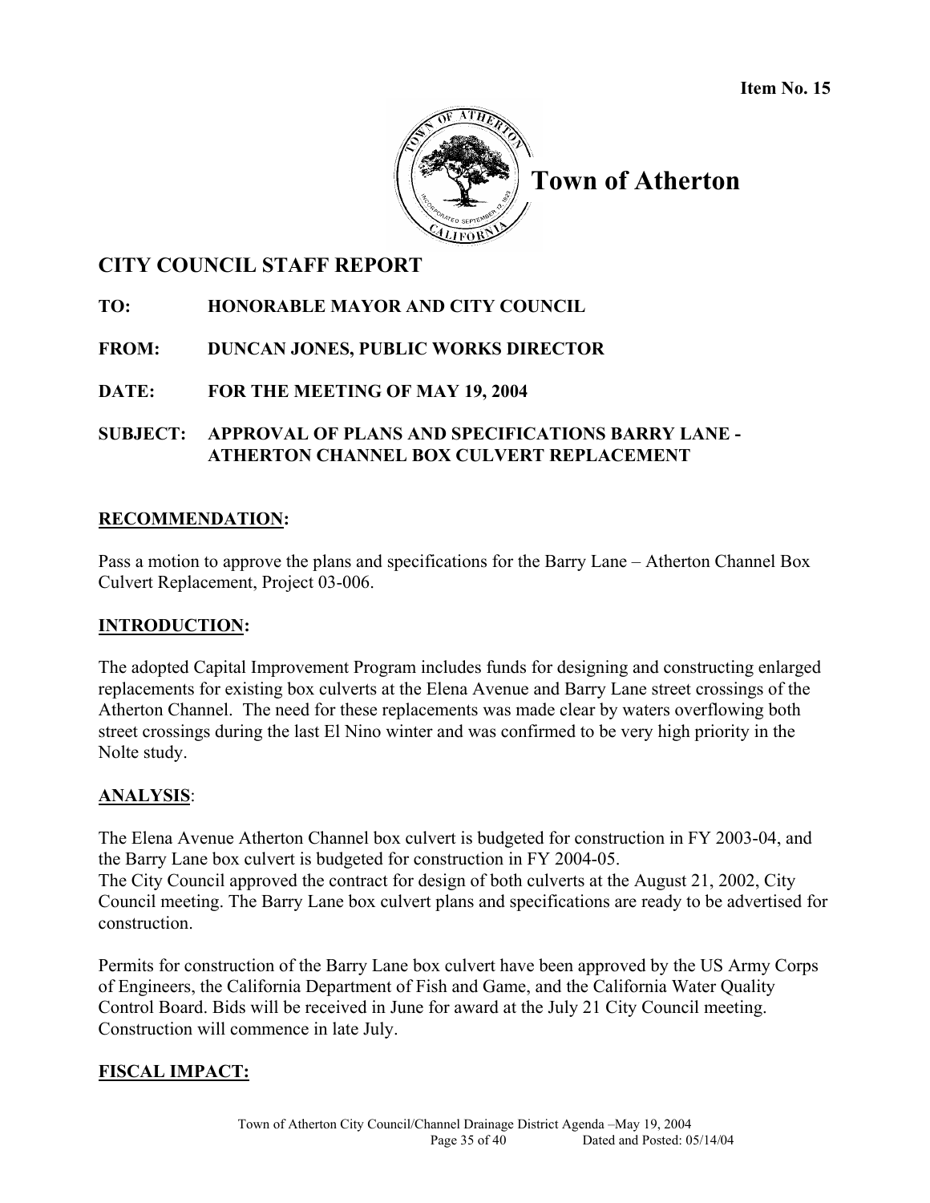Item No. 15

# Town of Atherton

## CITY COUNCIL STAFF REPORT

**TO:** HONORABLE MAYOR AND CITY COUNCIL

**FROM:** DUNCAN JONES, PUBLIC WORKS DIRECTOR

**DATE:** FOR THE MEETING OF MAY 19, 2004

**SUBJECT:** APPROVAL OF PLANS AND SPECIFICATIONS BARRY LANE - ATHERTON CHANNEL BOX CULVERT REPLACEMENT

### RECOMMENDATION:

Pass a motion to approve the plans and specifications for the Barry Lane – Atherton Channel Box Culvert Replacement, Project 03-006.

### INTRODUCTION:

The adopted Capital Improvement Program includes funds for designing and constructing enlarged replacements for existing box culverts at the Elena Avenue and Barry Lane street crossings of the Atherton Channel. The need for these replacements was made clear by waters overflowing both street crossings during the last El Nino winter and was confirmed to be very high priority in the Nolte study.

### ANALYSIS:

The Elena Avenue Atherton Channel box culvert is budgeted for construction in FY 2003-04, and the Barry Lane box culvert is budgeted for construction in FY 2004-05.
The City Council approved the contract for design of both culverts at the August 21, 2002, City Council meeting. The Barry Lane box culvert plans and specifications are ready to be advertised for construction.

Permits for construction of the Barry Lane box culvert have been approved by the US Army Corps of Engineers, the California Department of Fish and Game, and the California Water Quality Control Board. Bids will be received in June for award at the July 21 City Council meeting. Construction will commence in late July.

### FISCAL IMPACT: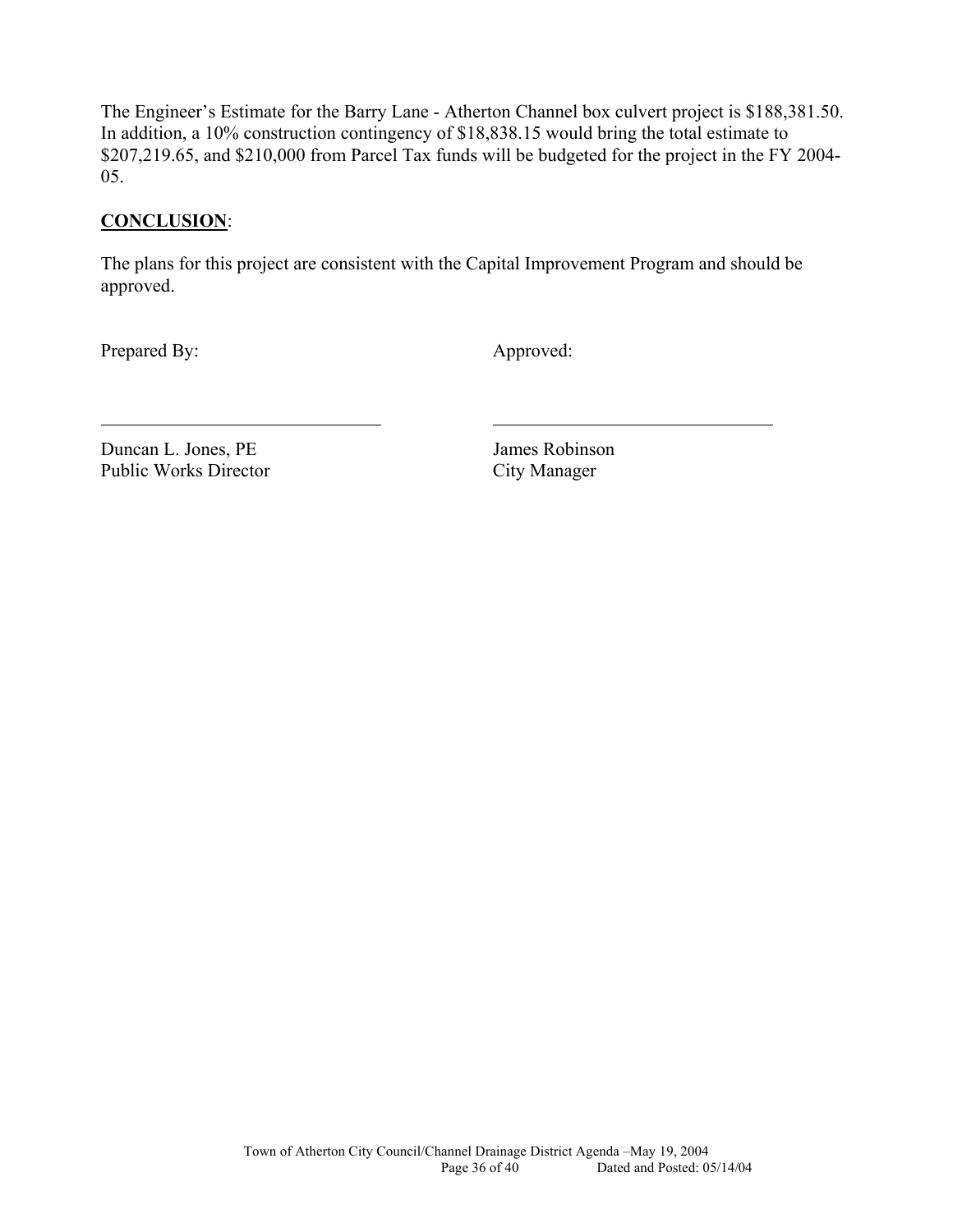The Engineer's Estimate for the Barry Lane - Atherton Channel box culvert project is $188,381.50. In addition, a 10% construction contingency of $18,838.15 would bring the total estimate to $207,219.65, and $210,000 from Parcel Tax funds will be budgeted for the project in the FY 2004-05.

**CONCLUSION**:

The plans for this project are consistent with the Capital Improvement Program and should be approved.

| Prepared By: | Approved: |
|---|---|
| _______________________________ | _______________________________ |
| Duncan L. Jones, PE<br>Public Works Director | James Robinson<br>City Manager |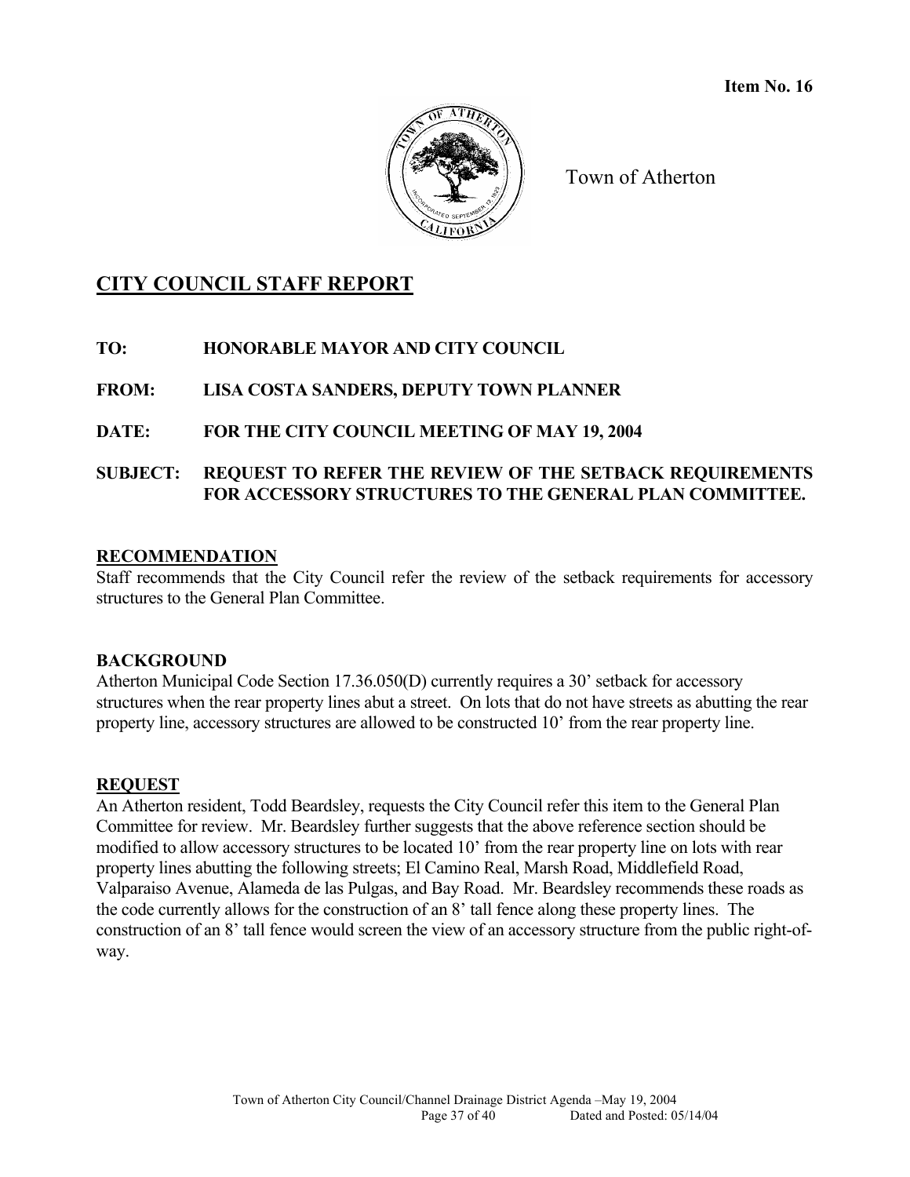**Item No. 16**

Town of Atherton

## CITY COUNCIL STAFF REPORT

**TO: HONORABLE MAYOR AND CITY COUNCIL**

**FROM: LISA COSTA SANDERS, DEPUTY TOWN PLANNER**

**DATE: FOR THE CITY COUNCIL MEETING OF MAY 19, 2004**

**SUBJECT: REQUEST TO REFER THE REVIEW OF THE SETBACK REQUIREMENTS FOR ACCESSORY STRUCTURES TO THE GENERAL PLAN COMMITTEE.**

### RECOMMENDATION

Staff recommends that the City Council refer the review of the setback requirements for accessory structures to the General Plan Committee.

### BACKGROUND

Atherton Municipal Code Section 17.36.050(D) currently requires a 30' setback for accessory structures when the rear property lines abut a street. On lots that do not have streets as abutting the rear property line, accessory structures are allowed to be constructed 10' from the rear property line.

### REQUEST

An Atherton resident, Todd Beardsley, requests the City Council refer this item to the General Plan Committee for review. Mr. Beardsley further suggests that the above reference section should be modified to allow accessory structures to be located 10' from the rear property line on lots with rear property lines abutting the following streets; El Camino Real, Marsh Road, Middlefield Road, Valparaiso Avenue, Alameda de las Pulgas, and Bay Road. Mr. Beardsley recommends these roads as the code currently allows for the construction of an 8' tall fence along these property lines. The construction of an 8' tall fence would screen the view of an accessory structure from the public right-of-way.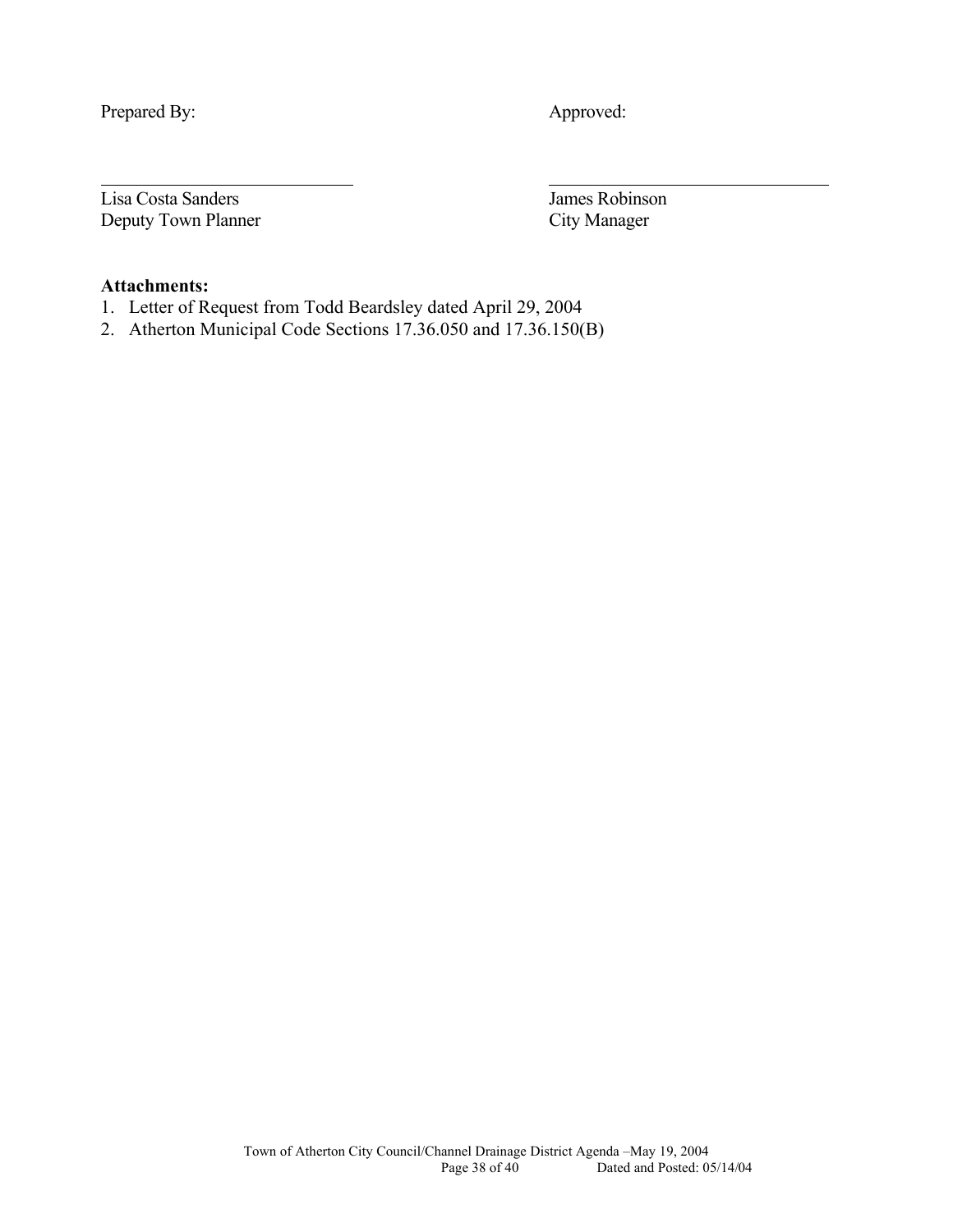Prepared By: Approved:

\_\_\_\_\_\_\_\_\_\_\_\_\_\_\_\_\_\_\_\_\_\_\_\_\_\_\_\_ \_\_\_\_\_\_\_\_\_\_\_\_\_\_\_\_\_\_\_\_\_\_\_\_\_\_\_\_\_\_\_

Lisa Costa Sanders
Deputy Town Planner

James Robinson
City Manager

**Attachments:**

1. Letter of Request from Todd Beardsley dated April 29, 2004
2. Atherton Municipal Code Sections 17.36.050 and 17.36.150(B)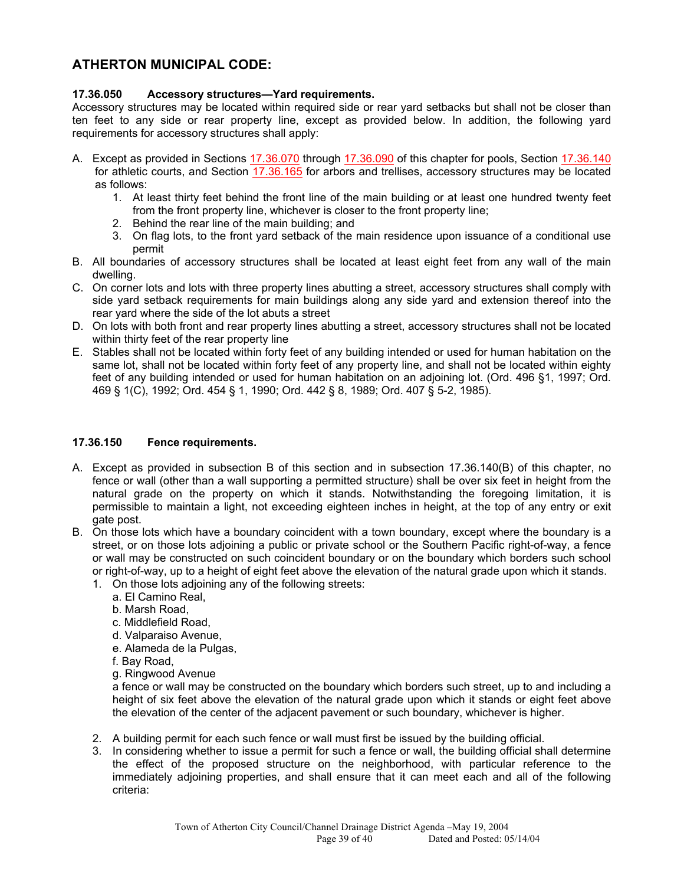## ATHERTON MUNICIPAL CODE:

**17.36.050 Accessory structures—Yard requirements.**
Accessory structures may be located within required side or rear yard setbacks but shall not be closer than ten feet to any side or rear property line, except as provided below. In addition, the following yard requirements for accessory structures shall apply:

A. Except as provided in Sections 17.36.070 through 17.36.090 of this chapter for pools, Section 17.36.140 for athletic courts, and Section 17.36.165 for arbors and trellises, accessory structures may be located as follows:
   1. At least thirty feet behind the front line of the main building or at least one hundred twenty feet from the front property line, whichever is closer to the front property line;
   2. Behind the rear line of the main building; and
   3. On flag lots, to the front yard setback of the main residence upon issuance of a conditional use permit
B. All boundaries of accessory structures shall be located at least eight feet from any wall of the main dwelling.
C. On corner lots and lots with three property lines abutting a street, accessory structures shall comply with side yard setback requirements for main buildings along any side yard and extension thereof into the rear yard where the side of the lot abuts a street
D. On lots with both front and rear property lines abutting a street, accessory structures shall not be located within thirty feet of the rear property line
E. Stables shall not be located within forty feet of any building intended or used for human habitation on the same lot, shall not be located within forty feet of any property line, and shall not be located within eighty feet of any building intended or used for human habitation on an adjoining lot. (Ord. 496 §1, 1997; Ord. 469 § 1(C), 1992; Ord. 454 § 1, 1990; Ord. 442 § 8, 1989; Ord. 407 § 5-2, 1985).

**17.36.150 Fence requirements.**

A. Except as provided in subsection B of this section and in subsection 17.36.140(B) of this chapter, no fence or wall (other than a wall supporting a permitted structure) shall be over six feet in height from the natural grade on the property on which it stands. Notwithstanding the foregoing limitation, it is permissible to maintain a light, not exceeding eighteen inches in height, at the top of any entry or exit gate post.
B. On those lots which have a boundary coincident with a town boundary, except where the boundary is a street, or on those lots adjoining a public or private school or the Southern Pacific right-of-way, a fence or wall may be constructed on such coincident boundary or on the boundary which borders such school or right-of-way, up to a height of eight feet above the elevation of the natural grade upon which it stands.
   1. On those lots adjoining any of the following streets:
      a. El Camino Real,
      b. Marsh Road,
      c. Middlefield Road,
      d. Valparaiso Avenue,
      e. Alameda de la Pulgas,
      f. Bay Road,
      g. Ringwood Avenue

      a fence or wall may be constructed on the boundary which borders such street, up to and including a height of six feet above the elevation of the natural grade upon which it stands or eight feet above the elevation of the center of the adjacent pavement or such boundary, whichever is higher.
   2. A building permit for each such fence or wall must first be issued by the building official.
   3. In considering whether to issue a permit for such a fence or wall, the building official shall determine the effect of the proposed structure on the neighborhood, with particular reference to the immediately adjoining properties, and shall ensure that it can meet each and all of the following criteria: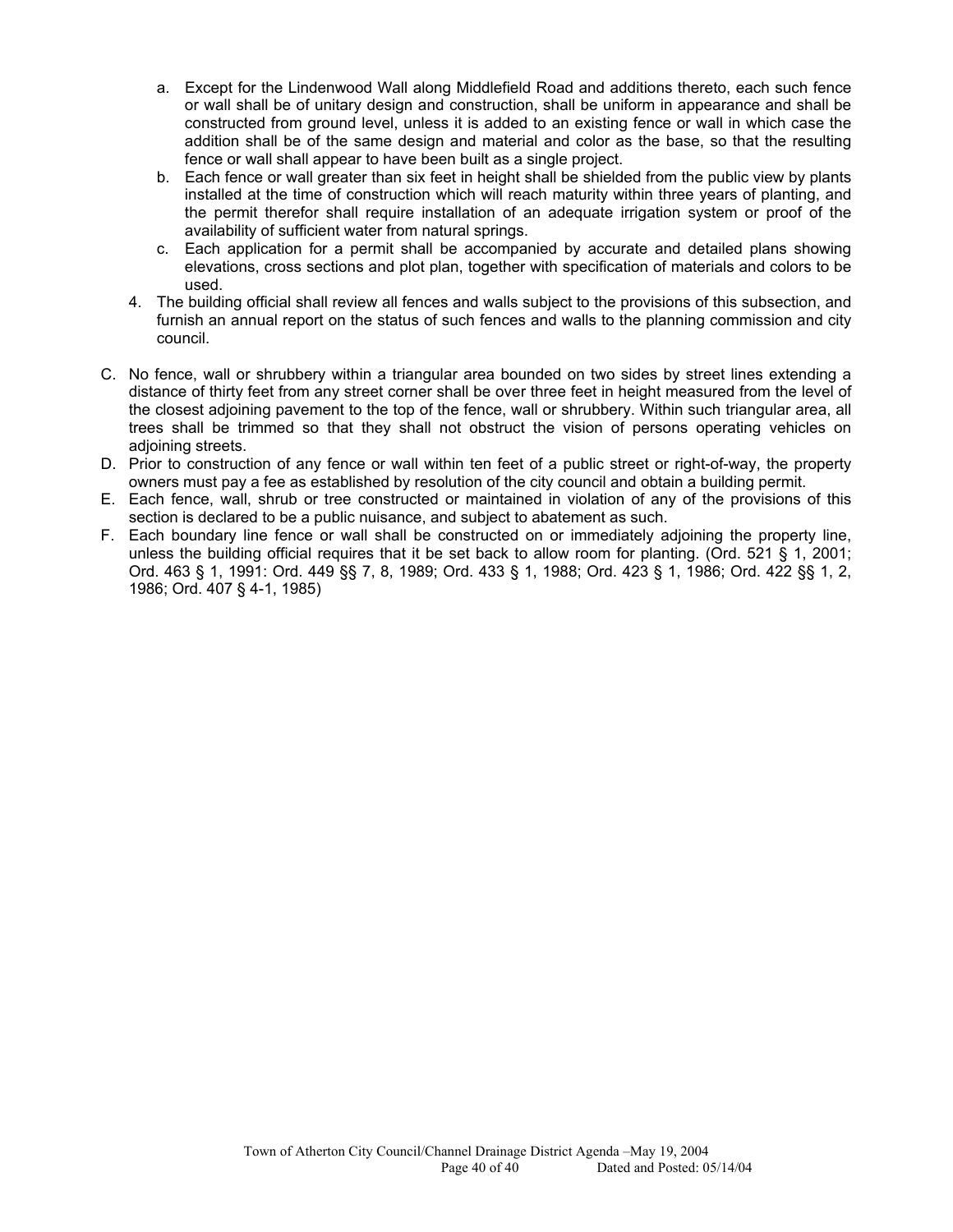a. Except for the Lindenwood Wall along Middlefield Road and additions thereto, each such fence or wall shall be of unitary design and construction, shall be uniform in appearance and shall be constructed from ground level, unless it is added to an existing fence or wall in which case the addition shall be of the same design and material and color as the base, so that the resulting fence or wall shall appear to have been built as a single project.
   b. Each fence or wall greater than six feet in height shall be shielded from the public view by plants installed at the time of construction which will reach maturity within three years of planting, and the permit therefor shall require installation of an adequate irrigation system or proof of the availability of sufficient water from natural springs.
   c. Each application for a permit shall be accompanied by accurate and detailed plans showing elevations, cross sections and plot plan, together with specification of materials and colors to be used.
4. The building official shall review all fences and walls subject to the provisions of this subsection, and furnish an annual report on the status of such fences and walls to the planning commission and city council.

C. No fence, wall or shrubbery within a triangular area bounded on two sides by street lines extending a distance of thirty feet from any street corner shall be over three feet in height measured from the level of the closest adjoining pavement to the top of the fence, wall or shrubbery. Within such triangular area, all trees shall be trimmed so that they shall not obstruct the vision of persons operating vehicles on adjoining streets.
D. Prior to construction of any fence or wall within ten feet of a public street or right-of-way, the property owners must pay a fee as established by resolution of the city council and obtain a building permit.
E. Each fence, wall, shrub or tree constructed or maintained in violation of any of the provisions of this section is declared to be a public nuisance, and subject to abatement as such.
F. Each boundary line fence or wall shall be constructed on or immediately adjoining the property line, unless the building official requires that it be set back to allow room for planting. (Ord. 521 § 1, 2001; Ord. 463 § 1, 1991: Ord. 449 §§ 7, 8, 1989; Ord. 433 § 1, 1988; Ord. 423 § 1, 1986; Ord. 422 §§ 1, 2, 1986; Ord. 407 § 4-1, 1985)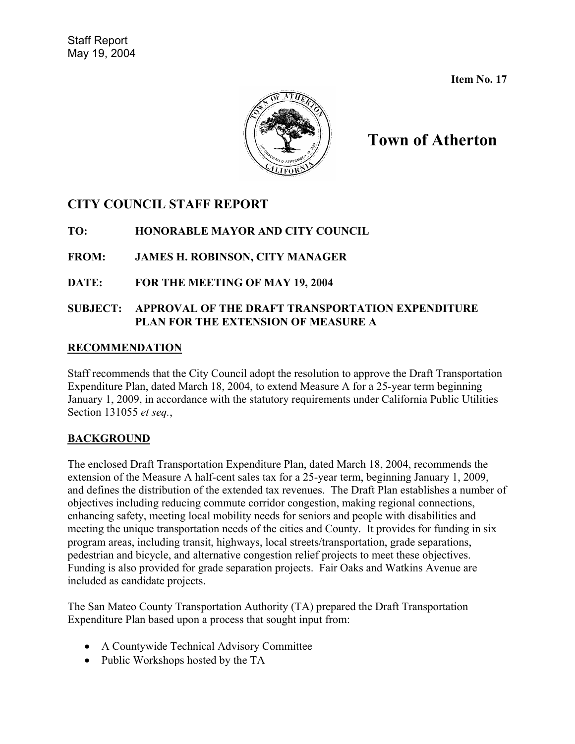Staff Report
May 19, 2004

**Item No. 17**

# Town of Atherton

## CITY COUNCIL STAFF REPORT

**TO: HONORABLE MAYOR AND CITY COUNCIL**

**FROM: JAMES H. ROBINSON, CITY MANAGER**

**DATE: FOR THE MEETING OF MAY 19, 2004**

**SUBJECT: APPROVAL OF THE DRAFT TRANSPORTATION EXPENDITURE PLAN FOR THE EXTENSION OF MEASURE A**

### RECOMMENDATION

Staff recommends that the City Council adopt the resolution to approve the Draft Transportation Expenditure Plan, dated March 18, 2004, to extend Measure A for a 25-year term beginning January 1, 2009, in accordance with the statutory requirements under California Public Utilities Section 131055 *et seq.*,

### BACKGROUND

The enclosed Draft Transportation Expenditure Plan, dated March 18, 2004, recommends the extension of the Measure A half-cent sales tax for a 25-year term, beginning January 1, 2009, and defines the distribution of the extended tax revenues. The Draft Plan establishes a number of objectives including reducing commute corridor congestion, making regional connections, enhancing safety, meeting local mobility needs for seniors and people with disabilities and meeting the unique transportation needs of the cities and County. It provides for funding in six program areas, including transit, highways, local streets/transportation, grade separations, pedestrian and bicycle, and alternative congestion relief projects to meet these objectives. Funding is also provided for grade separation projects. Fair Oaks and Watkins Avenue are included as candidate projects.

The San Mateo County Transportation Authority (TA) prepared the Draft Transportation Expenditure Plan based upon a process that sought input from:

- A Countywide Technical Advisory Committee
- Public Workshops hosted by the TA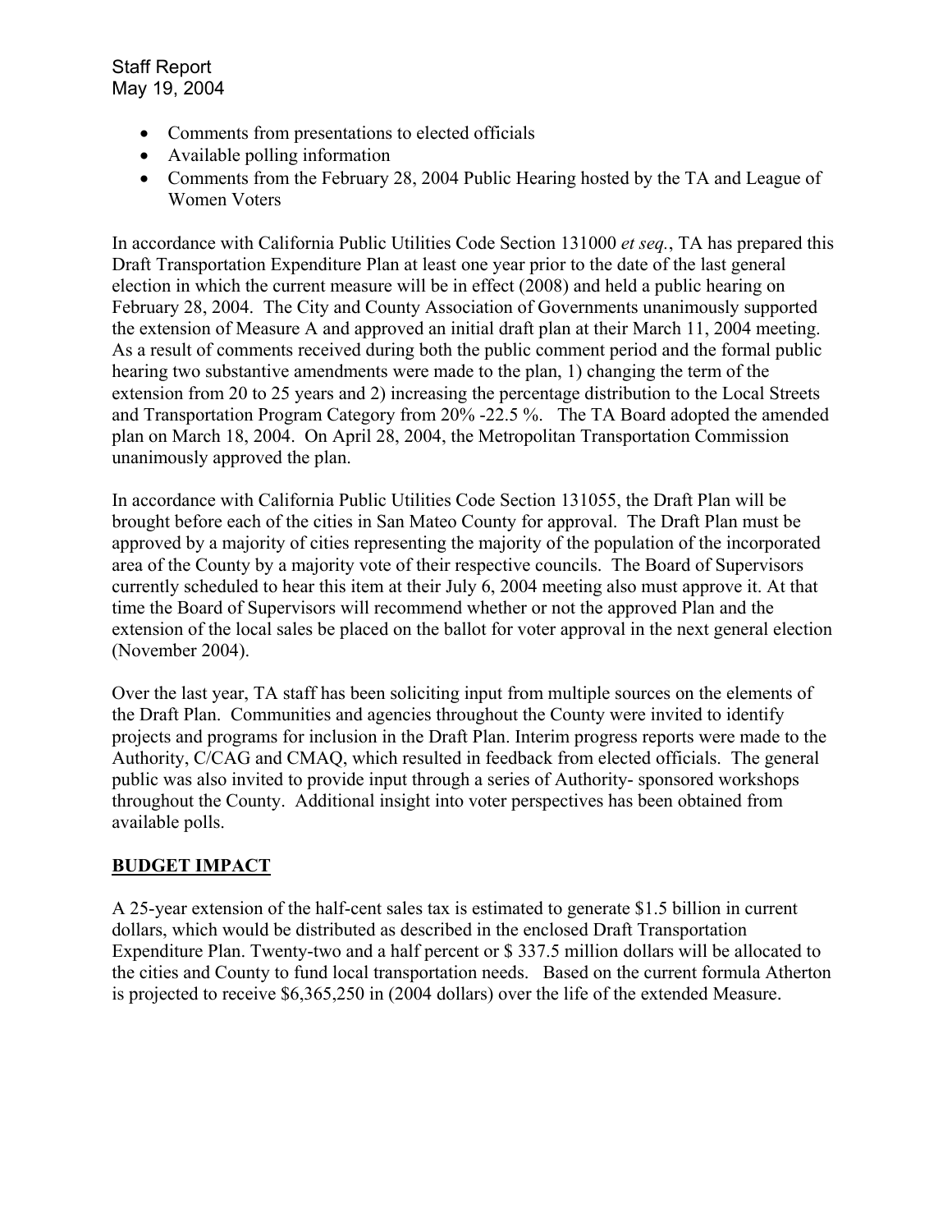- Comments from presentations to elected officials
- Available polling information
- Comments from the February 28, 2004 Public Hearing hosted by the TA and League of Women Voters

In accordance with California Public Utilities Code Section 131000 *et seq.*, TA has prepared this Draft Transportation Expenditure Plan at least one year prior to the date of the last general election in which the current measure will be in effect (2008) and held a public hearing on February 28, 2004. The City and County Association of Governments unanimously supported the extension of Measure A and approved an initial draft plan at their March 11, 2004 meeting. As a result of comments received during both the public comment period and the formal public hearing two substantive amendments were made to the plan, 1) changing the term of the extension from 20 to 25 years and 2) increasing the percentage distribution to the Local Streets and Transportation Program Category from 20% -22.5 %. The TA Board adopted the amended plan on March 18, 2004. On April 28, 2004, the Metropolitan Transportation Commission unanimously approved the plan.

In accordance with California Public Utilities Code Section 131055, the Draft Plan will be brought before each of the cities in San Mateo County for approval. The Draft Plan must be approved by a majority of cities representing the majority of the population of the incorporated area of the County by a majority vote of their respective councils. The Board of Supervisors currently scheduled to hear this item at their July 6, 2004 meeting also must approve it. At that time the Board of Supervisors will recommend whether or not the approved Plan and the extension of the local sales be placed on the ballot for voter approval in the next general election (November 2004).

Over the last year, TA staff has been soliciting input from multiple sources on the elements of the Draft Plan. Communities and agencies throughout the County were invited to identify projects and programs for inclusion in the Draft Plan. Interim progress reports were made to the Authority, C/CAG and CMAQ, which resulted in feedback from elected officials. The general public was also invited to provide input through a series of Authority- sponsored workshops throughout the County. Additional insight into voter perspectives has been obtained from available polls.

## BUDGET IMPACT

A 25-year extension of the half-cent sales tax is estimated to generate $1.5 billion in current dollars, which would be distributed as described in the enclosed Draft Transportation Expenditure Plan. Twenty-two and a half percent or $ 337.5 million dollars will be allocated to the cities and County to fund local transportation needs. Based on the current formula Atherton is projected to receive $6,365,250 in (2004 dollars) over the life of the extended Measure.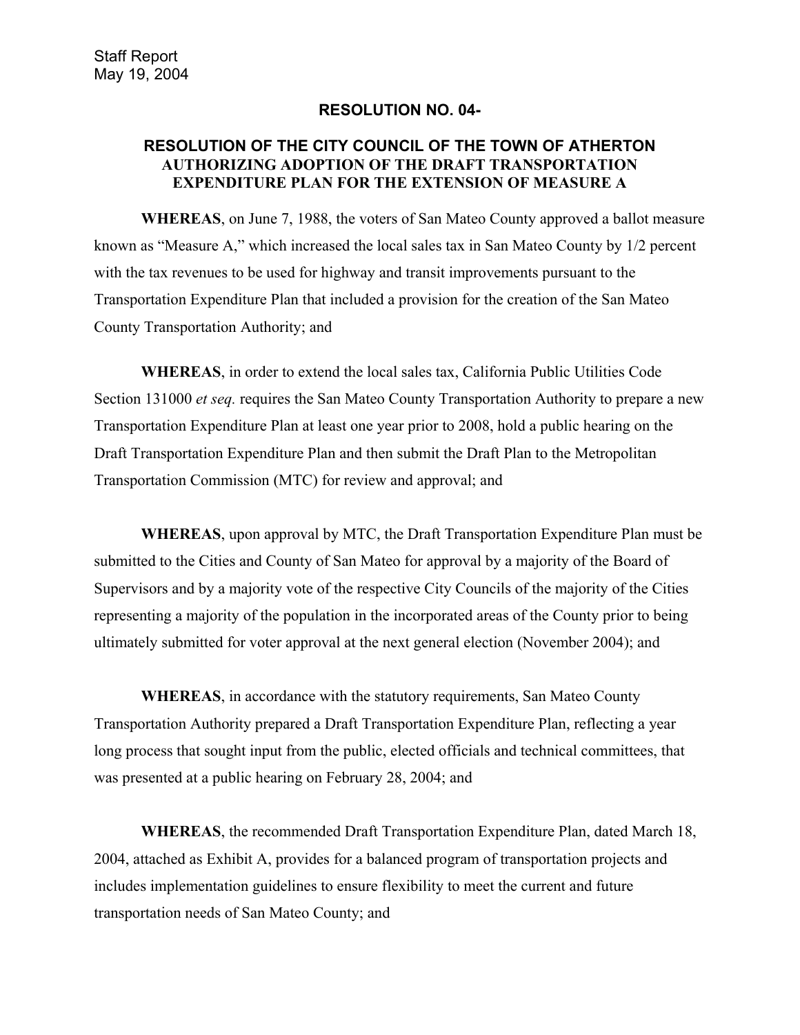Staff Report
May 19, 2004

**RESOLUTION NO. 04-**

**RESOLUTION OF THE CITY COUNCIL OF THE TOWN OF ATHERTON AUTHORIZING ADOPTION OF THE DRAFT TRANSPORTATION EXPENDITURE PLAN FOR THE EXTENSION OF MEASURE A**

**WHEREAS**, on June 7, 1988, the voters of San Mateo County approved a ballot measure known as "Measure A," which increased the local sales tax in San Mateo County by 1/2 percent with the tax revenues to be used for highway and transit improvements pursuant to the Transportation Expenditure Plan that included a provision for the creation of the San Mateo County Transportation Authority; and

**WHEREAS**, in order to extend the local sales tax, California Public Utilities Code Section 131000 *et seq.* requires the San Mateo County Transportation Authority to prepare a new Transportation Expenditure Plan at least one year prior to 2008, hold a public hearing on the Draft Transportation Expenditure Plan and then submit the Draft Plan to the Metropolitan Transportation Commission (MTC) for review and approval; and

**WHEREAS**, upon approval by MTC, the Draft Transportation Expenditure Plan must be submitted to the Cities and County of San Mateo for approval by a majority of the Board of Supervisors and by a majority vote of the respective City Councils of the majority of the Cities representing a majority of the population in the incorporated areas of the County prior to being ultimately submitted for voter approval at the next general election (November 2004); and

**WHEREAS**, in accordance with the statutory requirements, San Mateo County Transportation Authority prepared a Draft Transportation Expenditure Plan, reflecting a year long process that sought input from the public, elected officials and technical committees, that was presented at a public hearing on February 28, 2004; and

**WHEREAS**, the recommended Draft Transportation Expenditure Plan, dated March 18, 2004, attached as Exhibit A, provides for a balanced program of transportation projects and includes implementation guidelines to ensure flexibility to meet the current and future transportation needs of San Mateo County; and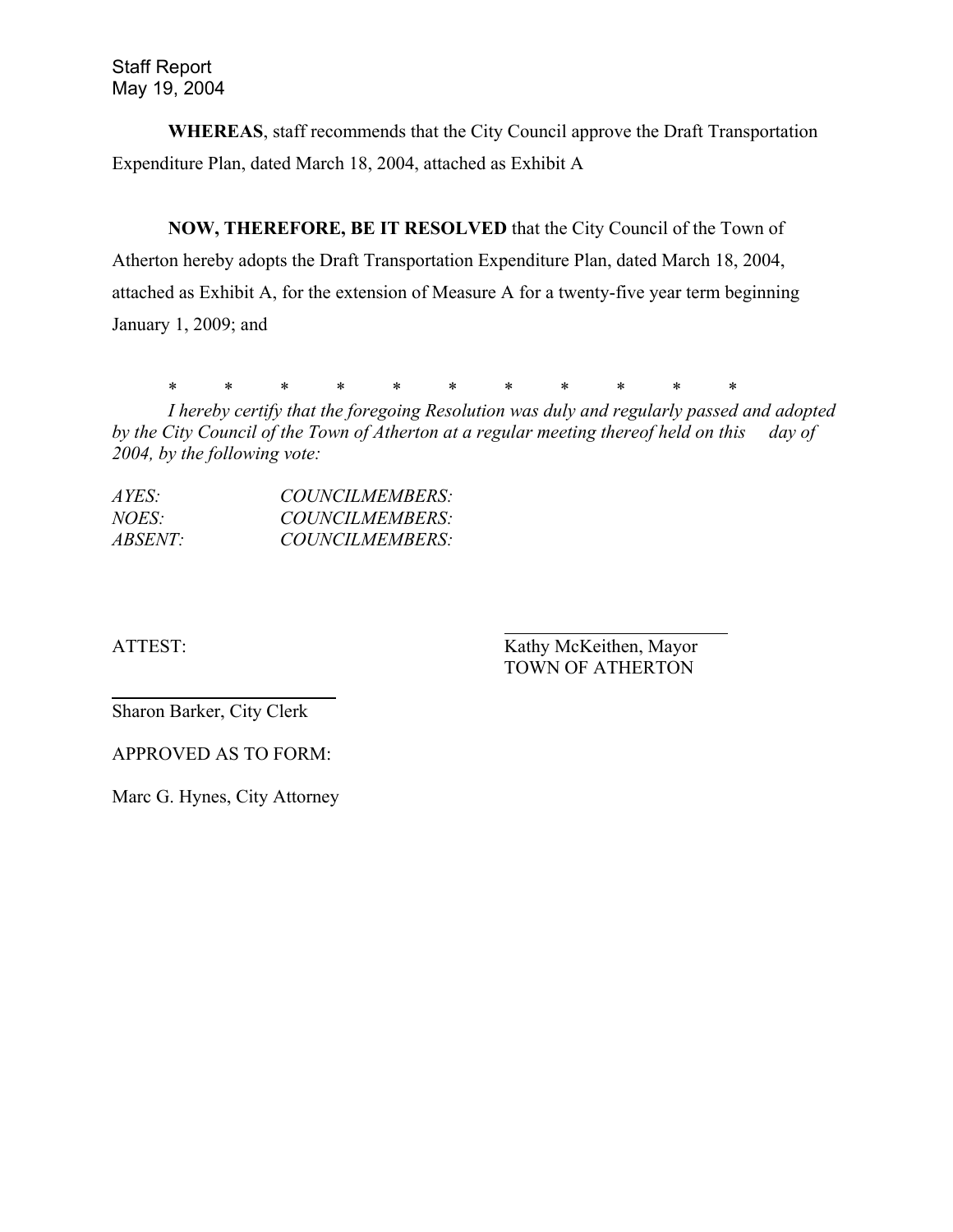**WHEREAS**, staff recommends that the City Council approve the Draft Transportation Expenditure Plan, dated March 18, 2004, attached as Exhibit A

**NOW, THEREFORE, BE IT RESOLVED** that the City Council of the Town of Atherton hereby adopts the Draft Transportation Expenditure Plan, dated March 18, 2004, attached as Exhibit A, for the extension of Measure A for a twenty-five year term beginning January 1, 2009; and

\* \* \* \* \* \* \* \* \* \* \*

*I hereby certify that the foregoing Resolution was duly and regularly passed and adopted by the City Council of the Town of Atherton at a regular meeting thereof held on this day of 2004, by the following vote:*

*AYES: COUNCILMEMBERS:*
*NOES: COUNCILMEMBERS:*
*ABSENT: COUNCILMEMBERS:*

ATTEST:

Kathy McKeithen, Mayor
TOWN OF ATHERTON

Sharon Barker, City Clerk

APPROVED AS TO FORM:

Marc G. Hynes, City Attorney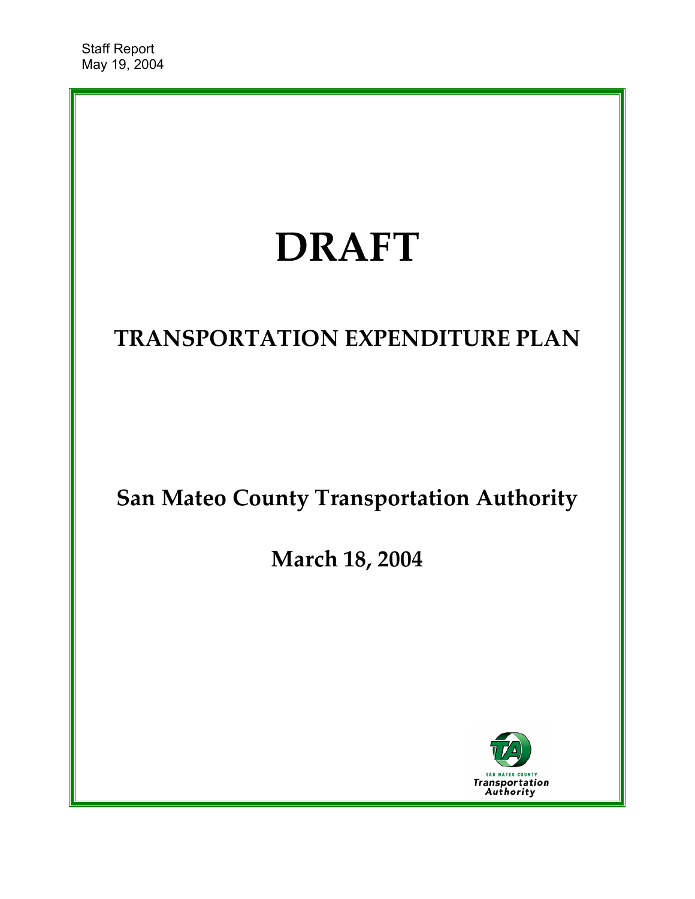Staff Report
May 19, 2004

# DRAFT

## TRANSPORTATION EXPENDITURE PLAN

## San Mateo County Transportation Authority

## March 18, 2004

SAN MATEO COUNTY
Transportation
Authority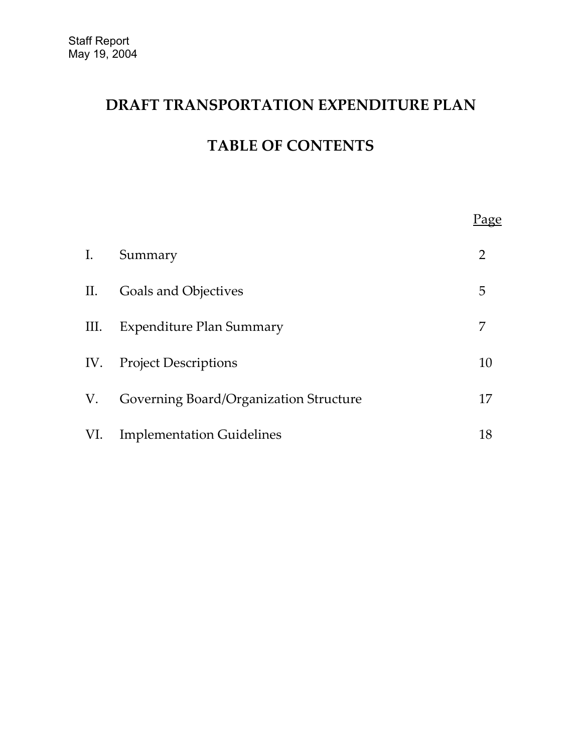Staff Report
May 19, 2004

# DRAFT TRANSPORTATION EXPENDITURE PLAN

# TABLE OF CONTENTS

| | | Page |
|---|---|---|
| I. | Summary | 2 |
| II. | Goals and Objectives | 5 |
| III. | Expenditure Plan Summary | 7 |
| IV. | Project Descriptions | 10 |
| V. | Governing Board/Organization Structure | 17 |
| VI. | Implementation Guidelines | 18 |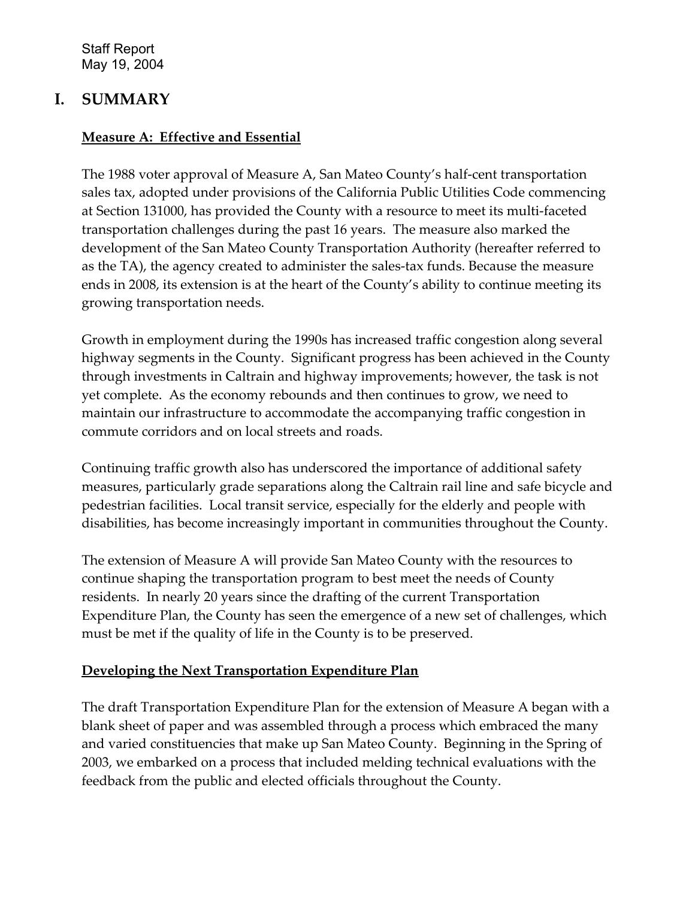Staff Report
May 19, 2004

# I. SUMMARY

**Measure A: Effective and Essential**

The 1988 voter approval of Measure A, San Mateo County's half-cent transportation sales tax, adopted under provisions of the California Public Utilities Code commencing at Section 131000, has provided the County with a resource to meet its multi-faceted transportation challenges during the past 16 years. The measure also marked the development of the San Mateo County Transportation Authority (hereafter referred to as the TA), the agency created to administer the sales-tax funds. Because the measure ends in 2008, its extension is at the heart of the County's ability to continue meeting its growing transportation needs.

Growth in employment during the 1990s has increased traffic congestion along several highway segments in the County. Significant progress has been achieved in the County through investments in Caltrain and highway improvements; however, the task is not yet complete. As the economy rebounds and then continues to grow, we need to maintain our infrastructure to accommodate the accompanying traffic congestion in commute corridors and on local streets and roads.

Continuing traffic growth also has underscored the importance of additional safety measures, particularly grade separations along the Caltrain rail line and safe bicycle and pedestrian facilities. Local transit service, especially for the elderly and people with disabilities, has become increasingly important in communities throughout the County.

The extension of Measure A will provide San Mateo County with the resources to continue shaping the transportation program to best meet the needs of County residents. In nearly 20 years since the drafting of the current Transportation Expenditure Plan, the County has seen the emergence of a new set of challenges, which must be met if the quality of life in the County is to be preserved.

**Developing the Next Transportation Expenditure Plan**

The draft Transportation Expenditure Plan for the extension of Measure A began with a blank sheet of paper and was assembled through a process which embraced the many and varied constituencies that make up San Mateo County. Beginning in the Spring of 2003, we embarked on a process that included melding technical evaluations with the feedback from the public and elected officials throughout the County.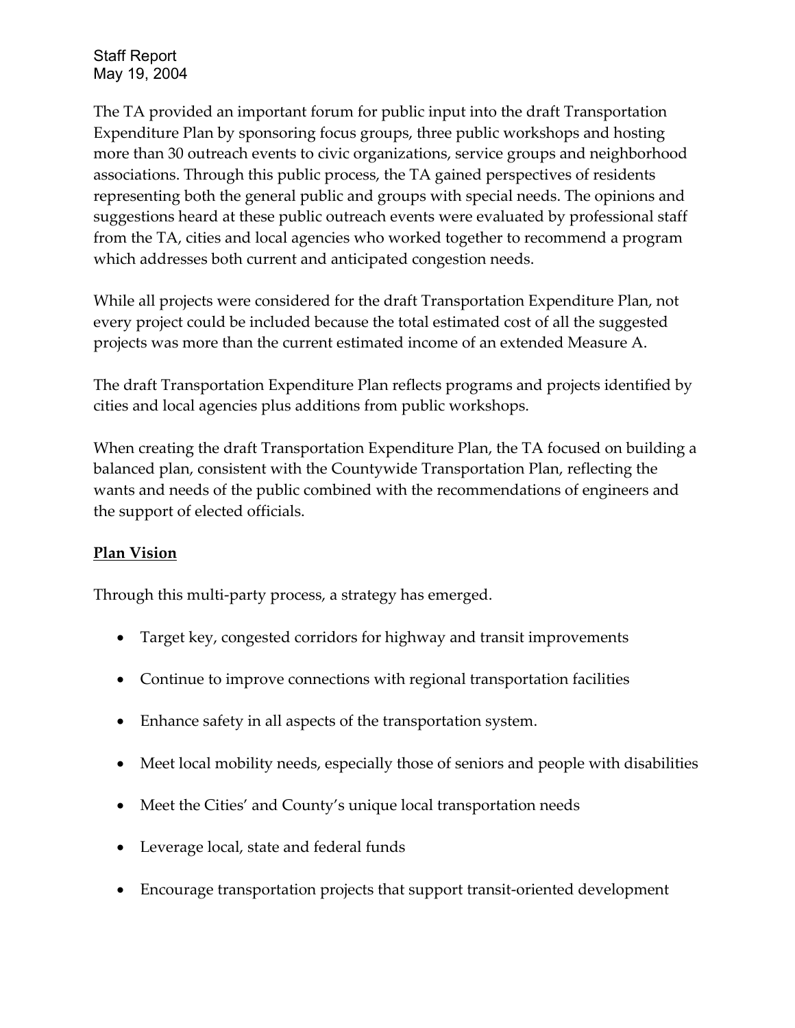The TA provided an important forum for public input into the draft Transportation Expenditure Plan by sponsoring focus groups, three public workshops and hosting more than 30 outreach events to civic organizations, service groups and neighborhood associations. Through this public process, the TA gained perspectives of residents representing both the general public and groups with special needs. The opinions and suggestions heard at these public outreach events were evaluated by professional staff from the TA, cities and local agencies who worked together to recommend a program which addresses both current and anticipated congestion needs.

While all projects were considered for the draft Transportation Expenditure Plan, not every project could be included because the total estimated cost of all the suggested projects was more than the current estimated income of an extended Measure A.

The draft Transportation Expenditure Plan reflects programs and projects identified by cities and local agencies plus additions from public workshops.

When creating the draft Transportation Expenditure Plan, the TA focused on building a balanced plan, consistent with the Countywide Transportation Plan, reflecting the wants and needs of the public combined with the recommendations of engineers and the support of elected officials.

**<u>Plan Vision</u>**

Through this multi-party process, a strategy has emerged.

- Target key, congested corridors for highway and transit improvements
- Continue to improve connections with regional transportation facilities
- Enhance safety in all aspects of the transportation system.
- Meet local mobility needs, especially those of seniors and people with disabilities
- Meet the Cities' and County's unique local transportation needs
- Leverage local, state and federal funds
- Encourage transportation projects that support transit-oriented development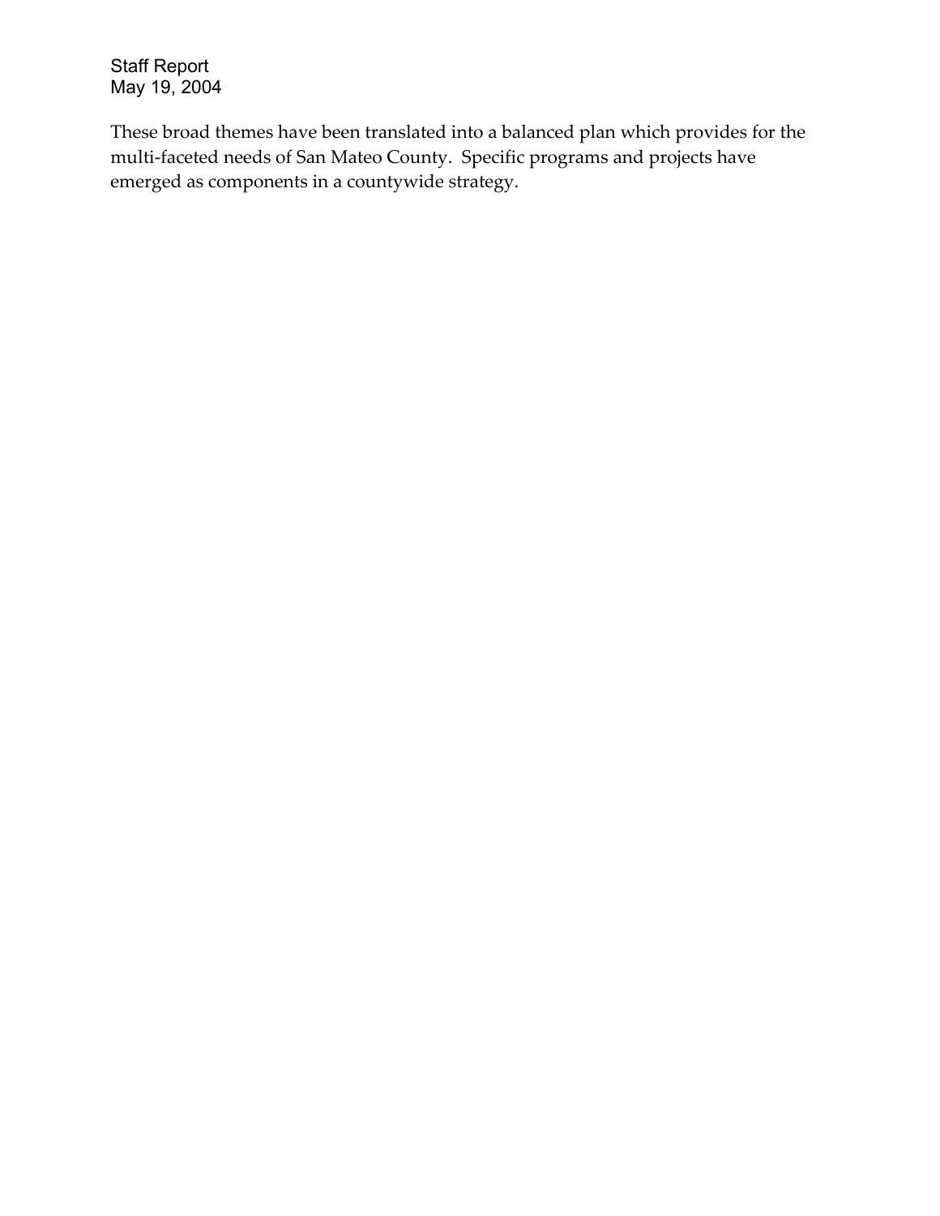These broad themes have been translated into a balanced plan which provides for the multi-faceted needs of San Mateo County. Specific programs and projects have emerged as components in a countywide strategy.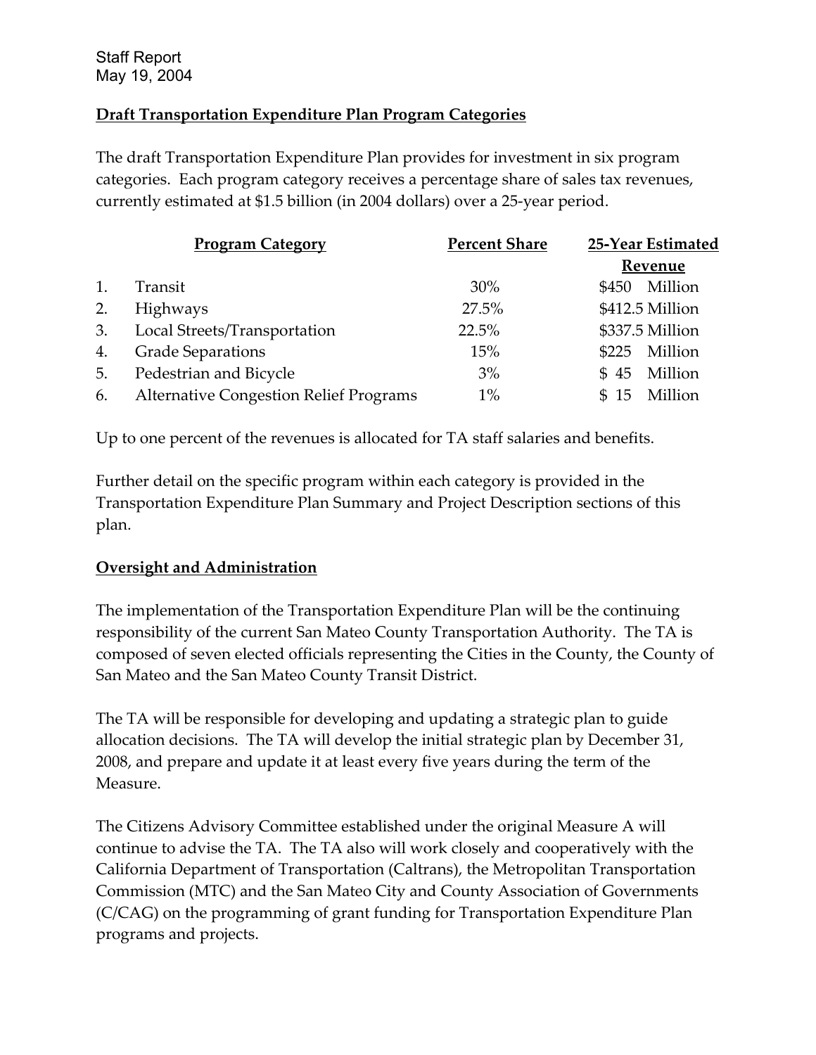Staff Report
May 19, 2004

## Draft Transportation Expenditure Plan Program Categories

The draft Transportation Expenditure Plan provides for investment in six program categories. Each program category receives a percentage share of sales tax revenues, currently estimated at $1.5 billion (in 2004 dollars) over a 25-year period.

| | Program Category | Percent Share | 25-Year Estimated Revenue |
|---|---|---|---|
| 1. | Transit | 30% | $450 Million |
| 2. | Highways | 27.5% | $412.5 Million |
| 3. | Local Streets/Transportation | 22.5% | $337.5 Million |
| 4. | Grade Separations | 15% | $225 Million |
| 5. | Pedestrian and Bicycle | 3% | $ 45 Million |
| 6. | Alternative Congestion Relief Programs | 1% | $ 15 Million |

Up to one percent of the revenues is allocated for TA staff salaries and benefits.

Further detail on the specific program within each category is provided in the Transportation Expenditure Plan Summary and Project Description sections of this plan.

## Oversight and Administration

The implementation of the Transportation Expenditure Plan will be the continuing responsibility of the current San Mateo County Transportation Authority. The TA is composed of seven elected officials representing the Cities in the County, the County of San Mateo and the San Mateo County Transit District.

The TA will be responsible for developing and updating a strategic plan to guide allocation decisions. The TA will develop the initial strategic plan by December 31, 2008, and prepare and update it at least every five years during the term of the Measure.

The Citizens Advisory Committee established under the original Measure A will continue to advise the TA. The TA also will work closely and cooperatively with the California Department of Transportation (Caltrans), the Metropolitan Transportation Commission (MTC) and the San Mateo City and County Association of Governments (C/CAG) on the programming of grant funding for Transportation Expenditure Plan programs and projects.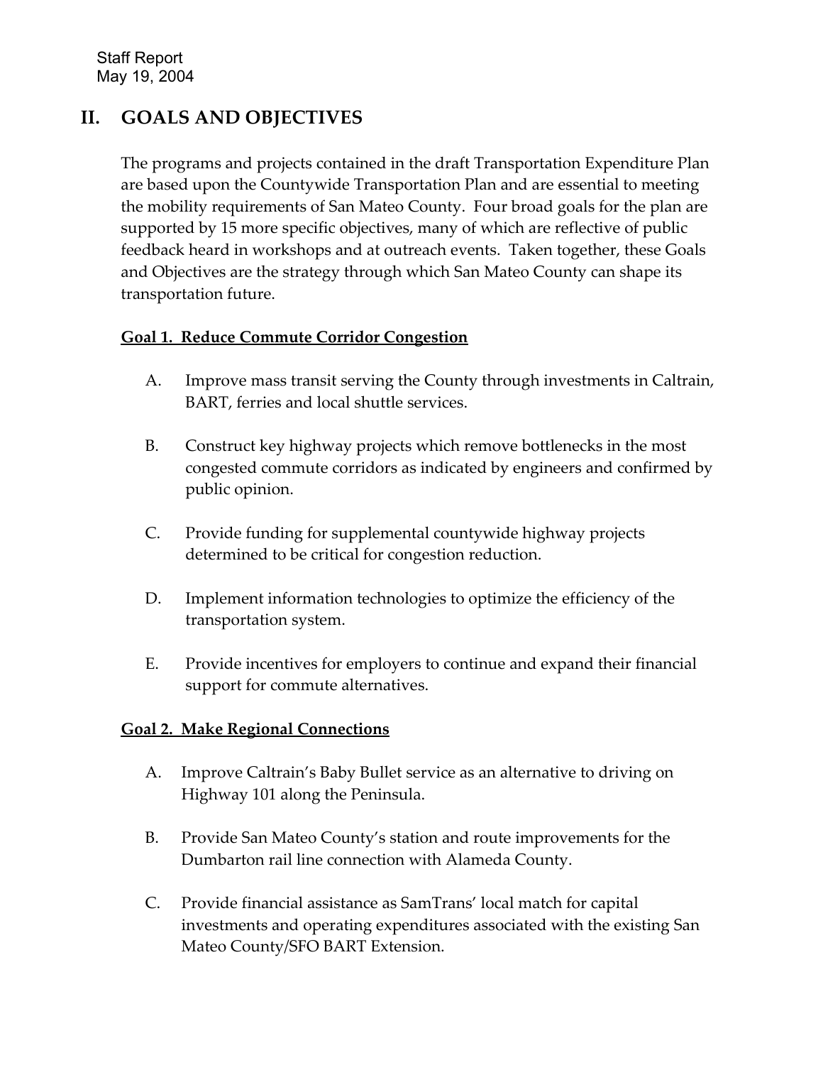## II. GOALS AND OBJECTIVES

The programs and projects contained in the draft Transportation Expenditure Plan are based upon the Countywide Transportation Plan and are essential to meeting the mobility requirements of San Mateo County. Four broad goals for the plan are supported by 15 more specific objectives, many of which are reflective of public feedback heard in workshops and at outreach events. Taken together, these Goals and Objectives are the strategy through which San Mateo County can shape its transportation future.

**Goal 1. Reduce Commute Corridor Congestion**

A. Improve mass transit serving the County through investments in Caltrain, BART, ferries and local shuttle services.

B. Construct key highway projects which remove bottlenecks in the most congested commute corridors as indicated by engineers and confirmed by public opinion.

C. Provide funding for supplemental countywide highway projects determined to be critical for congestion reduction.

D. Implement information technologies to optimize the efficiency of the transportation system.

E. Provide incentives for employers to continue and expand their financial support for commute alternatives.

**Goal 2. Make Regional Connections**

A. Improve Caltrain's Baby Bullet service as an alternative to driving on Highway 101 along the Peninsula.

B. Provide San Mateo County's station and route improvements for the Dumbarton rail line connection with Alameda County.

C. Provide financial assistance as SamTrans' local match for capital investments and operating expenditures associated with the existing San Mateo County/SFO BART Extension.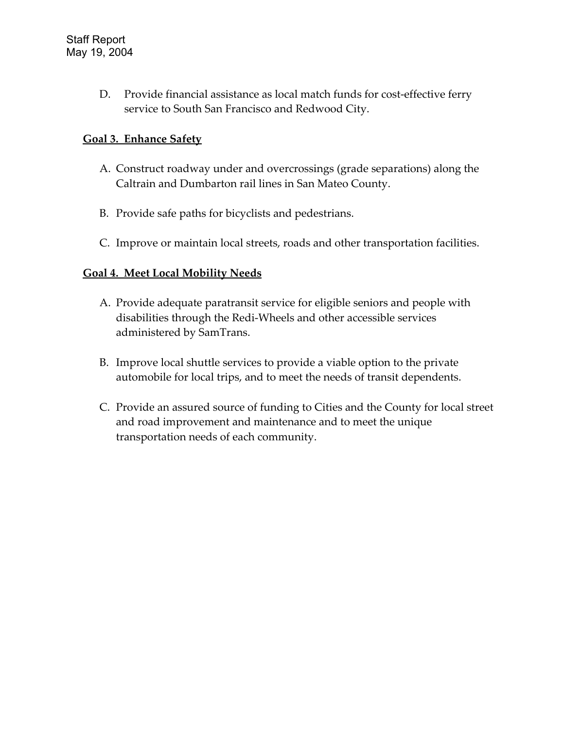D. Provide financial assistance as local match funds for cost-effective ferry service to South San Francisco and Redwood City.

**Goal 3. Enhance Safety**

A. Construct roadway under and overcrossings (grade separations) along the Caltrain and Dumbarton rail lines in San Mateo County.

B. Provide safe paths for bicyclists and pedestrians.

C. Improve or maintain local streets, roads and other transportation facilities.

**Goal 4. Meet Local Mobility Needs**

A. Provide adequate paratransit service for eligible seniors and people with disabilities through the Redi-Wheels and other accessible services administered by SamTrans.

B. Improve local shuttle services to provide a viable option to the private automobile for local trips, and to meet the needs of transit dependents.

C. Provide an assured source of funding to Cities and the County for local street and road improvement and maintenance and to meet the unique transportation needs of each community.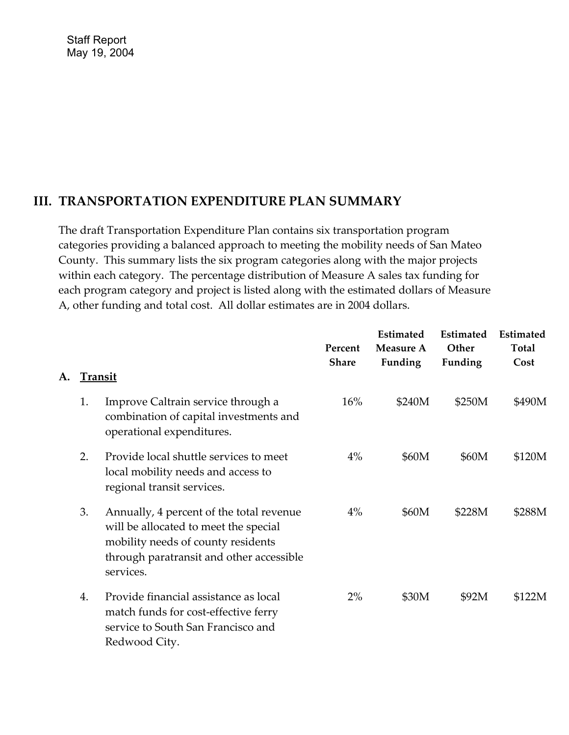Staff Report
May 19, 2004

## III. TRANSPORTATION EXPENDITURE PLAN SUMMARY

The draft Transportation Expenditure Plan contains six transportation program categories providing a balanced approach to meeting the mobility needs of San Mateo County. This summary lists the six program categories along with the major projects within each category. The percentage distribution of Measure A sales tax funding for each program category and project is listed along with the estimated dollars of Measure A, other funding and total cost. All dollar estimates are in 2004 dollars.

| | Percent Share | Estimated Measure A Funding | Estimated Other Funding | Estimated Total Cost |
|---|---|---|---|---|
| **A. Transit** | | | | |
| 1. Improve Caltrain service through a combination of capital investments and operational expenditures. | 16% | $240M | $250M | $490M |
| 2. Provide local shuttle services to meet local mobility needs and access to regional transit services. | 4% | $60M | $60M | $120M |
| 3. Annually, 4 percent of the total revenue will be allocated to meet the special mobility needs of county residents through paratransit and other accessible services. | 4% | $60M | $228M | $288M |
| 4. Provide financial assistance as local match funds for cost-effective ferry service to South San Francisco and Redwood City. | 2% | $30M | $92M | $122M |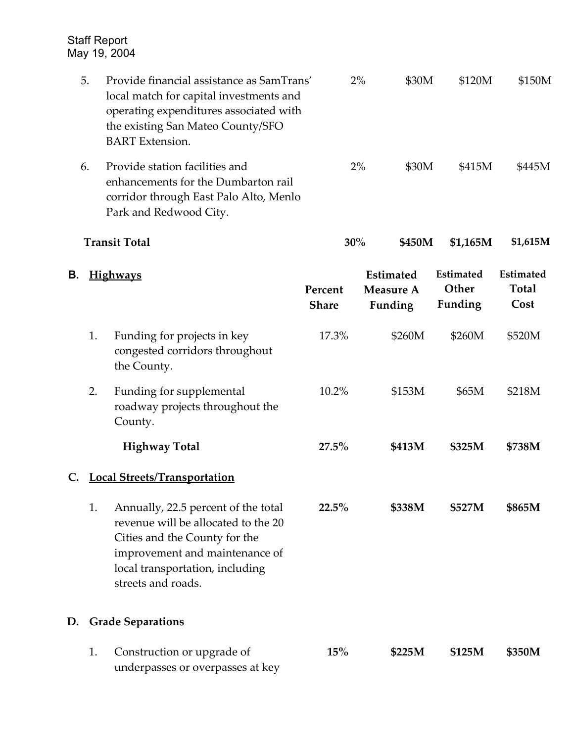| | Percent Share | Estimated Measure A Funding | Estimated Other Funding | Estimated Total Cost |
|---|---|---|---|---|
| 5. Provide financial assistance as SamTrans' local match for capital investments and operating expenditures associated with the existing San Mateo County/SFO BART Extension. | 2% | $30M | $120M | $150M |
| 6. Provide station facilities and enhancements for the Dumbarton rail corridor through East Palo Alto, Menlo Park and Redwood City. | 2% | $30M | $415M | $445M |
| **Transit Total** | **30%** | **$450M** | **$1,165M** | **$1,615M** |

**B. <u>Highways</u>**

| | Percent Share | Estimated Measure A Funding | Estimated Other Funding | Estimated Total Cost |
|---|---|---|---|---|
| 1. Funding for projects in key congested corridors throughout the County. | 17.3% | $260M | $260M | $520M |
| 2. Funding for supplemental roadway projects throughout the County. | 10.2% | $153M | $65M | $218M |
| **Highway Total** | **27.5%** | **$413M** | **$325M** | **$738M** |

**C. <u>Local Streets/Transportation</u>**

| | Percent Share | Estimated Measure A Funding | Estimated Other Funding | Estimated Total Cost |
|---|---|---|---|---|
| 1. Annually, 22.5 percent of the total revenue will be allocated to the 20 Cities and the County for the improvement and maintenance of local transportation, including streets and roads. | **22.5%** | **$338M** | **$527M** | **$865M** |

**D. <u>Grade Separations</u>**

| | Percent Share | Estimated Measure A Funding | Estimated Other Funding | Estimated Total Cost |
|---|---|---|---|---|
| 1. Construction or upgrade of underpasses or overpasses at key | **15%** | **$225M** | **$125M** | **$350M** |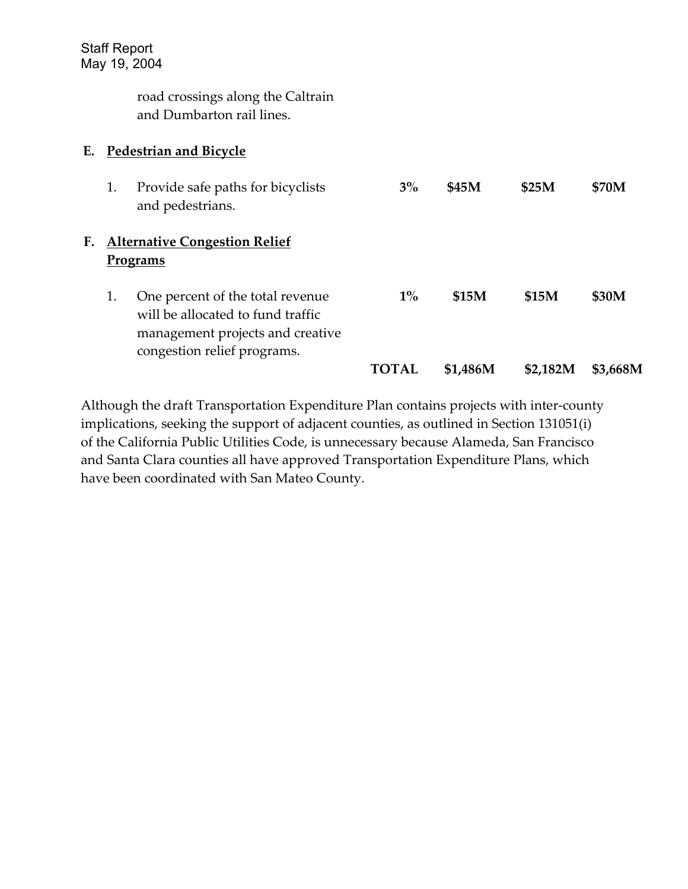road crossings along the Caltrain and Dumbarton rail lines.

| | | | | | |
|---|---|---|---|---|---|
| **E.** | **Pedestrian and Bicycle** | | | | |
| 1. | Provide safe paths for bicyclists and pedestrians. | **3%** | **$45M** | **$25M** | **$70M** |
| **F.** | **Alternative Congestion Relief Programs** | | | | |
| 1. | One percent of the total revenue will be allocated to fund traffic management projects and creative congestion relief programs. | **1%** | **$15M** | **$15M** | **$30M** |
| | | **TOTAL** | **$1,486M** | **$2,182M** | **$3,668M** |

Although the draft Transportation Expenditure Plan contains projects with inter-county implications, seeking the support of adjacent counties, as outlined in Section 131051(i) of the California Public Utilities Code, is unnecessary because Alameda, San Francisco and Santa Clara counties all have approved Transportation Expenditure Plans, which have been coordinated with San Mateo County.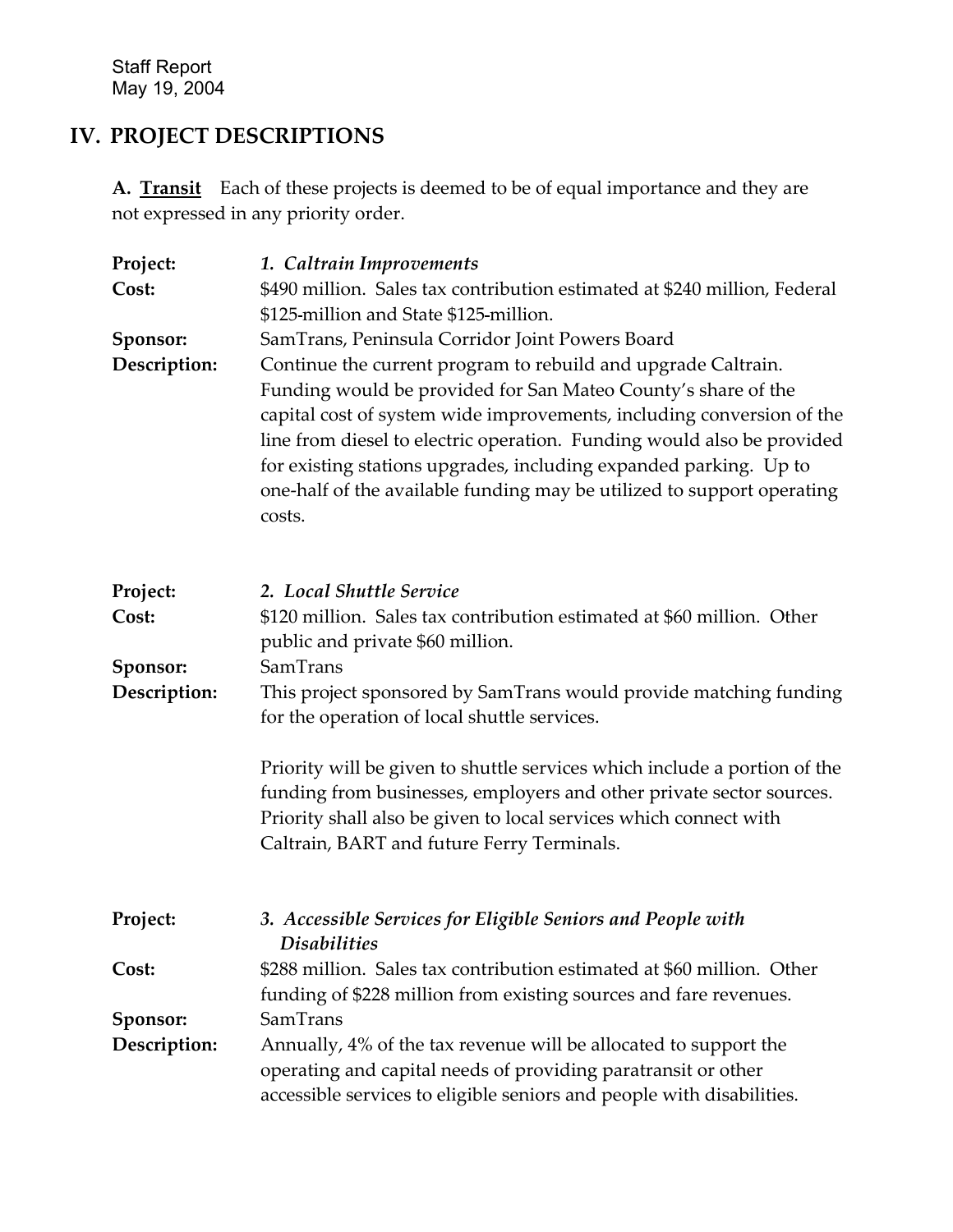## IV. PROJECT DESCRIPTIONS

**A. <u>Transit</u>** Each of these projects is deemed to be of equal importance and they are not expressed in any priority order.

**Project:** ***1. Caltrain Improvements***

**Cost:** $490 million. Sales tax contribution estimated at $240 million, Federal $125-million and State $125-million.

**Sponsor:** SamTrans, Peninsula Corridor Joint Powers Board

**Description:** Continue the current program to rebuild and upgrade Caltrain. Funding would be provided for San Mateo County's share of the capital cost of system wide improvements, including conversion of the line from diesel to electric operation. Funding would also be provided for existing stations upgrades, including expanded parking. Up to one-half of the available funding may be utilized to support operating costs.

**Project:** ***2. Local Shuttle Service***

**Cost:** $120 million. Sales tax contribution estimated at $60 million. Other public and private $60 million.

**Sponsor:** SamTrans

**Description:** This project sponsored by SamTrans would provide matching funding for the operation of local shuttle services.

Priority will be given to shuttle services which include a portion of the funding from businesses, employers and other private sector sources. Priority shall also be given to local services which connect with Caltrain, BART and future Ferry Terminals.

**Project:** ***3. Accessible Services for Eligible Seniors and People with Disabilities***

**Cost:** $288 million. Sales tax contribution estimated at $60 million. Other funding of $228 million from existing sources and fare revenues.

**Sponsor:** SamTrans

**Description:** Annually, 4% of the tax revenue will be allocated to support the operating and capital needs of providing paratransit or other accessible services to eligible seniors and people with disabilities.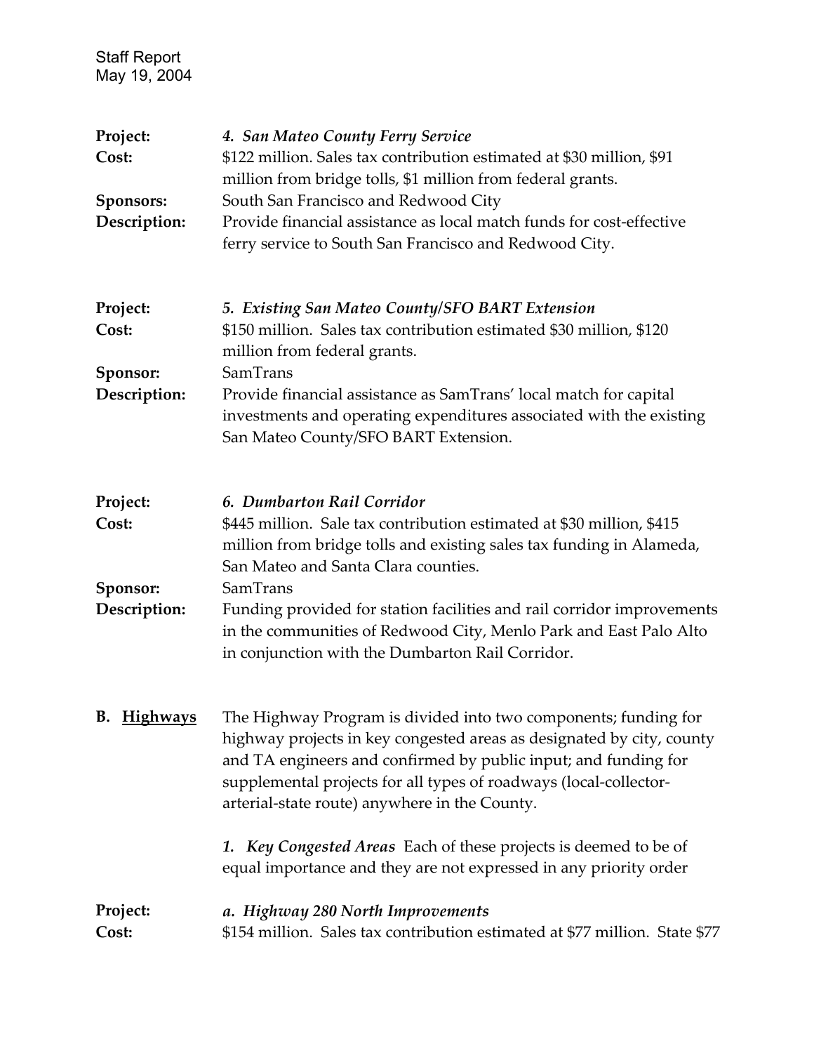**Project:** ***4. San Mateo County Ferry Service***
**Cost:** $122 million. Sales tax contribution estimated at $30 million, $91 million from bridge tolls, $1 million from federal grants.
**Sponsors:** South San Francisco and Redwood City
**Description:** Provide financial assistance as local match funds for cost-effective ferry service to South San Francisco and Redwood City.

**Project:** ***5. Existing San Mateo County/SFO BART Extension***
**Cost:** $150 million. Sales tax contribution estimated $30 million, $120 million from federal grants.
**Sponsor:** SamTrans
**Description:** Provide financial assistance as SamTrans' local match for capital investments and operating expenditures associated with the existing San Mateo County/SFO BART Extension.

**Project:** ***6. Dumbarton Rail Corridor***
**Cost:** $445 million. Sale tax contribution estimated at $30 million, $415 million from bridge tolls and existing sales tax funding in Alameda, San Mateo and Santa Clara counties.
**Sponsor:** SamTrans
**Description:** Funding provided for station facilities and rail corridor improvements in the communities of Redwood City, Menlo Park and East Palo Alto in conjunction with the Dumbarton Rail Corridor.

**B. <u>Highways</u>** The Highway Program is divided into two components; funding for highway projects in key congested areas as designated by city, county and TA engineers and confirmed by public input; and funding for supplemental projects for all types of roadways (local-collector-arterial-state route) anywhere in the County.

***1. Key Congested Areas*** Each of these projects is deemed to be of equal importance and they are not expressed in any priority order

**Project:** ***a. Highway 280 North Improvements***
**Cost:** $154 million. Sales tax contribution estimated at $77 million. State $77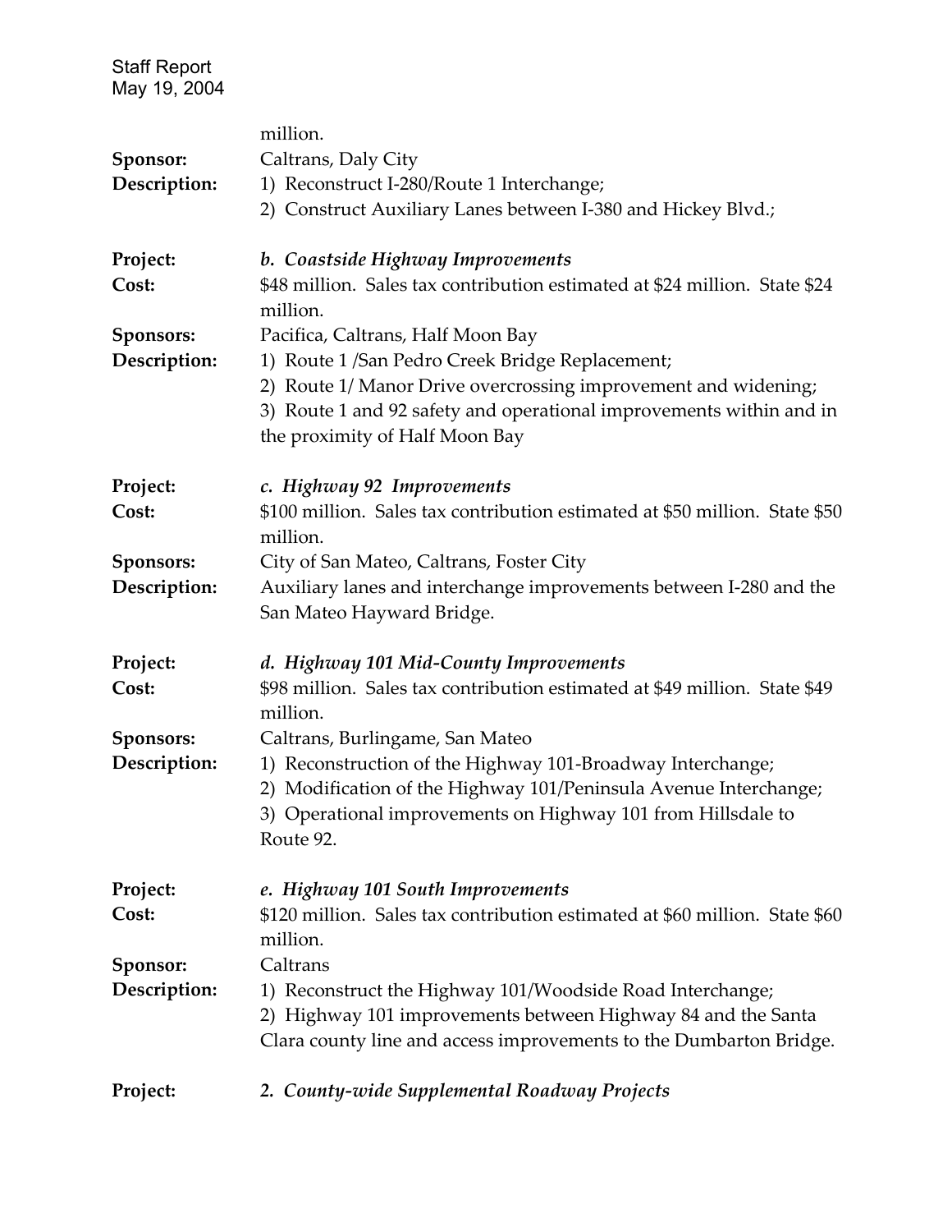million.

**Sponsor:** Caltrans, Daly City

**Description:**
1) Reconstruct I-280/Route 1 Interchange;
2) Construct Auxiliary Lanes between I-380 and Hickey Blvd.;

**Project:** ***b. Coastside Highway Improvements***

**Cost:** $48 million. Sales tax contribution estimated at $24 million. State $24 million.

**Sponsors:** Pacifica, Caltrans, Half Moon Bay

**Description:**
1) Route 1 /San Pedro Creek Bridge Replacement;
2) Route 1/ Manor Drive overcrossing improvement and widening;
3) Route 1 and 92 safety and operational improvements within and in the proximity of Half Moon Bay

**Project:** ***c. Highway 92 Improvements***

**Cost:** $100 million. Sales tax contribution estimated at $50 million. State $50 million.

**Sponsors:** City of San Mateo, Caltrans, Foster City

**Description:** Auxiliary lanes and interchange improvements between I-280 and the San Mateo Hayward Bridge.

**Project:** ***d. Highway 101 Mid-County Improvements***

**Cost:** $98 million. Sales tax contribution estimated at $49 million. State $49 million.

**Sponsors:** Caltrans, Burlingame, San Mateo

**Description:**
1) Reconstruction of the Highway 101-Broadway Interchange;
2) Modification of the Highway 101/Peninsula Avenue Interchange;
3) Operational improvements on Highway 101 from Hillsdale to Route 92.

**Project:** ***e. Highway 101 South Improvements***

**Cost:** $120 million. Sales tax contribution estimated at $60 million. State $60 million.

**Sponsor:** Caltrans

**Description:**
1) Reconstruct the Highway 101/Woodside Road Interchange;
2) Highway 101 improvements between Highway 84 and the Santa Clara county line and access improvements to the Dumbarton Bridge.

**Project:** ***2. County-wide Supplemental Roadway Projects***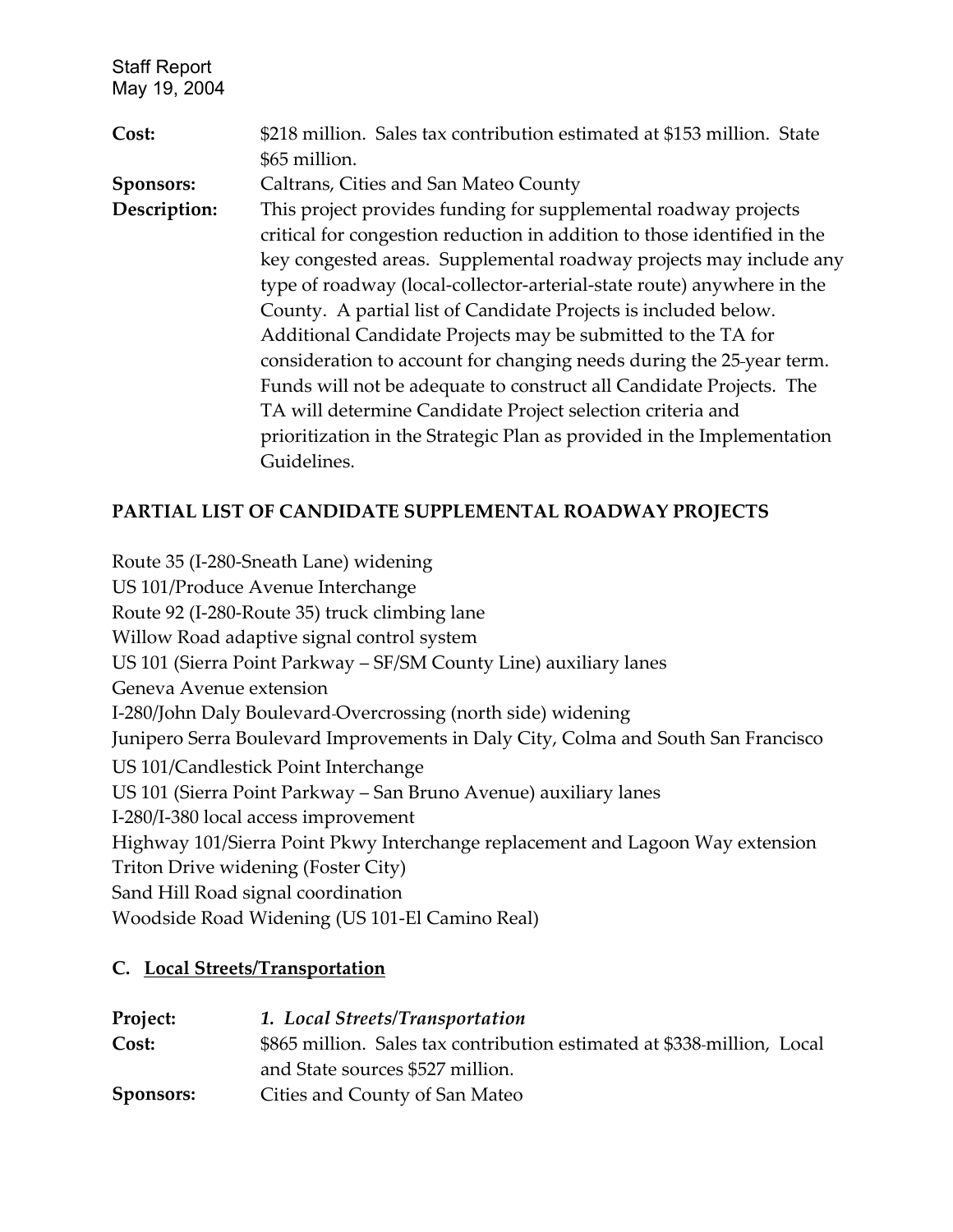**Cost:** $218 million. Sales tax contribution estimated at $153 million. State $65 million.

**Sponsors:** Caltrans, Cities and San Mateo County

**Description:** This project provides funding for supplemental roadway projects critical for congestion reduction in addition to those identified in the key congested areas. Supplemental roadway projects may include any type of roadway (local-collector-arterial-state route) anywhere in the County. A partial list of Candidate Projects is included below. Additional Candidate Projects may be submitted to the TA for consideration to account for changing needs during the 25-year term. Funds will not be adequate to construct all Candidate Projects. The TA will determine Candidate Project selection criteria and prioritization in the Strategic Plan as provided in the Implementation Guidelines.

**PARTIAL LIST OF CANDIDATE SUPPLEMENTAL ROADWAY PROJECTS**

Route 35 (I-280-Sneath Lane) widening
US 101/Produce Avenue Interchange
Route 92 (I-280-Route 35) truck climbing lane
Willow Road adaptive signal control system
US 101 (Sierra Point Parkway – SF/SM County Line) auxiliary lanes
Geneva Avenue extension
I-280/John Daly Boulevard-Overcrossing (north side) widening
Junipero Serra Boulevard Improvements in Daly City, Colma and South San Francisco
US 101/Candlestick Point Interchange
US 101 (Sierra Point Parkway – San Bruno Avenue) auxiliary lanes
I-280/I-380 local access improvement
Highway 101/Sierra Point Pkwy Interchange replacement and Lagoon Way extension
Triton Drive widening (Foster City)
Sand Hill Road signal coordination
Woodside Road Widening (US 101-El Camino Real)

**C. Local Streets/Transportation**

**Project:** *1. Local Streets/Transportation*

**Cost:** $865 million. Sales tax contribution estimated at $338-million, Local and State sources $527 million.

**Sponsors:** Cities and County of San Mateo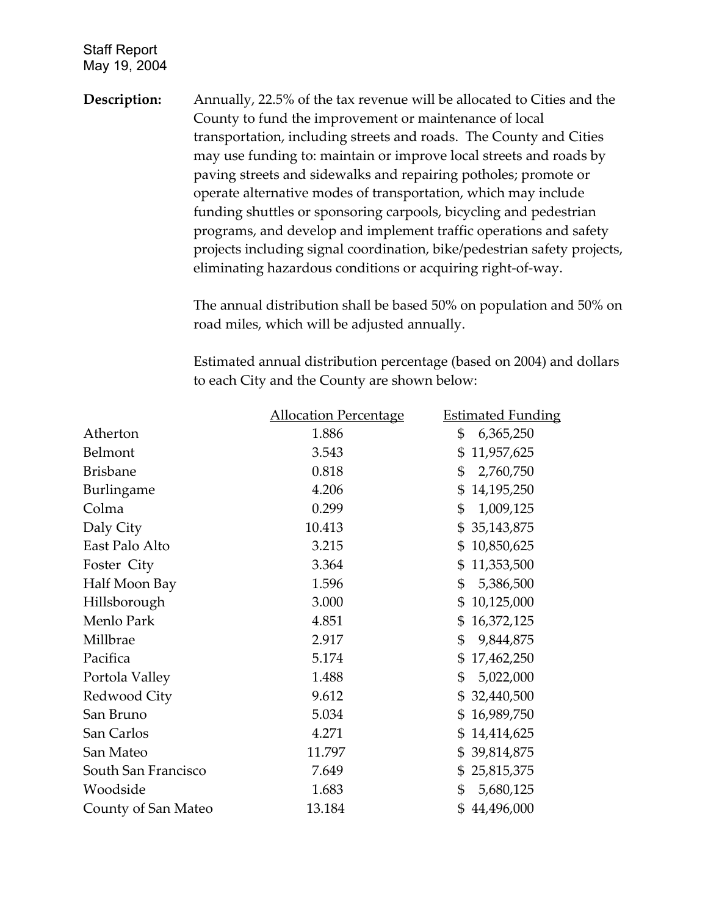Staff Report
May 19, 2004

**Description:** Annually, 22.5% of the tax revenue will be allocated to Cities and the County to fund the improvement or maintenance of local transportation, including streets and roads. The County and Cities may use funding to: maintain or improve local streets and roads by paving streets and sidewalks and repairing potholes; promote or operate alternative modes of transportation, which may include funding shuttles or sponsoring carpools, bicycling and pedestrian programs, and develop and implement traffic operations and safety projects including signal coordination, bike/pedestrian safety projects, eliminating hazardous conditions or acquiring right-of-way.

The annual distribution shall be based 50% on population and 50% on road miles, which will be adjusted annually.

Estimated annual distribution percentage (based on 2004) and dollars to each City and the County are shown below:

| | Allocation Percentage | Estimated Funding |
|---|---|---|
| Atherton | 1.886 | $ 6,365,250 |
| Belmont | 3.543 | $ 11,957,625 |
| Brisbane | 0.818 | $ 2,760,750 |
| Burlingame | 4.206 | $ 14,195,250 |
| Colma | 0.299 | $ 1,009,125 |
| Daly City | 10.413 | $ 35,143,875 |
| East Palo Alto | 3.215 | $ 10,850,625 |
| Foster City | 3.364 | $ 11,353,500 |
| Half Moon Bay | 1.596 | $ 5,386,500 |
| Hillsborough | 3.000 | $ 10,125,000 |
| Menlo Park | 4.851 | $ 16,372,125 |
| Millbrae | 2.917 | $ 9,844,875 |
| Pacifica | 5.174 | $ 17,462,250 |
| Portola Valley | 1.488 | $ 5,022,000 |
| Redwood City | 9.612 | $ 32,440,500 |
| San Bruno | 5.034 | $ 16,989,750 |
| San Carlos | 4.271 | $ 14,414,625 |
| San Mateo | 11.797 | $ 39,814,875 |
| South San Francisco | 7.649 | $ 25,815,375 |
| Woodside | 1.683 | $ 5,680,125 |
| County of San Mateo | 13.184 | $ 44,496,000 |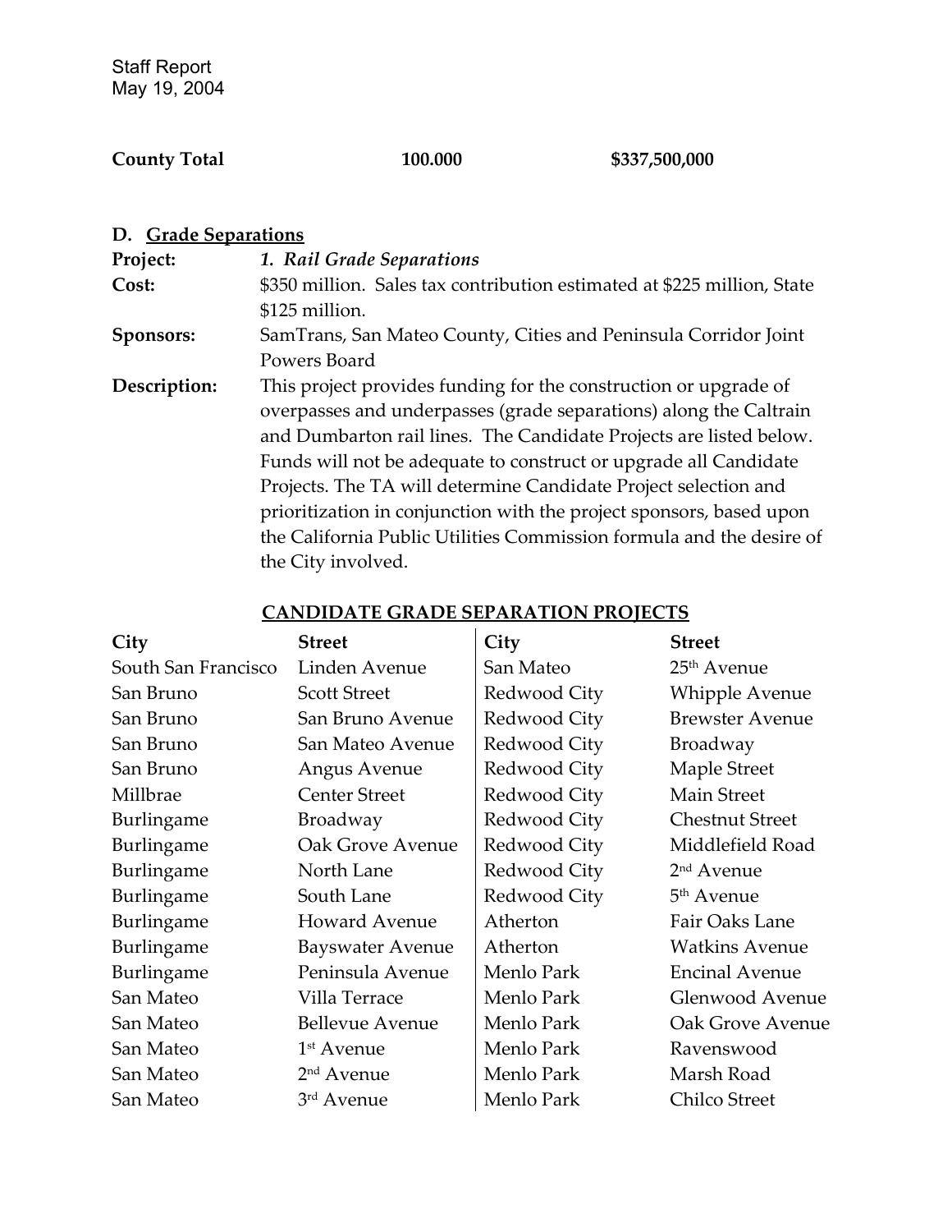| **County Total** | **100.000** | **$337,500,000** |
|---|---|---|

**D. Grade Separations**

| | |
|---|---|
| **Project:** | ***1. Rail Grade Separations*** |
| **Cost:** | $350 million. Sales tax contribution estimated at $225 million, State $125 million. |
| **Sponsors:** | SamTrans, San Mateo County, Cities and Peninsula Corridor Joint Powers Board |
| **Description:** | This project provides funding for the construction or upgrade of overpasses and underpasses (grade separations) along the Caltrain and Dumbarton rail lines. The Candidate Projects are listed below. Funds will not be adequate to construct or upgrade all Candidate Projects. The TA will determine Candidate Project selection and prioritization in conjunction with the project sponsors, based upon the California Public Utilities Commission formula and the desire of the City involved. |

**CANDIDATE GRADE SEPARATION PROJECTS**

| City | Street | City | Street |
|---|---|---|---|
| South San Francisco | Linden Avenue | San Mateo | 25th Avenue |
| San Bruno | Scott Street | Redwood City | Whipple Avenue |
| San Bruno | San Bruno Avenue | Redwood City | Brewster Avenue |
| San Bruno | San Mateo Avenue | Redwood City | Broadway |
| San Bruno | Angus Avenue | Redwood City | Maple Street |
| Millbrae | Center Street | Redwood City | Main Street |
| Burlingame | Broadway | Redwood City | Chestnut Street |
| Burlingame | Oak Grove Avenue | Redwood City | Middlefield Road |
| Burlingame | North Lane | Redwood City | 2nd Avenue |
| Burlingame | South Lane | Redwood City | 5th Avenue |
| Burlingame | Howard Avenue | Atherton | Fair Oaks Lane |
| Burlingame | Bayswater Avenue | Atherton | Watkins Avenue |
| Burlingame | Peninsula Avenue | Menlo Park | Encinal Avenue |
| San Mateo | Villa Terrace | Menlo Park | Glenwood Avenue |
| San Mateo | Bellevue Avenue | Menlo Park | Oak Grove Avenue |
| San Mateo | 1st Avenue | Menlo Park | Ravenswood |
| San Mateo | 2nd Avenue | Menlo Park | Marsh Road |
| San Mateo | 3rd Avenue | Menlo Park | Chilco Street |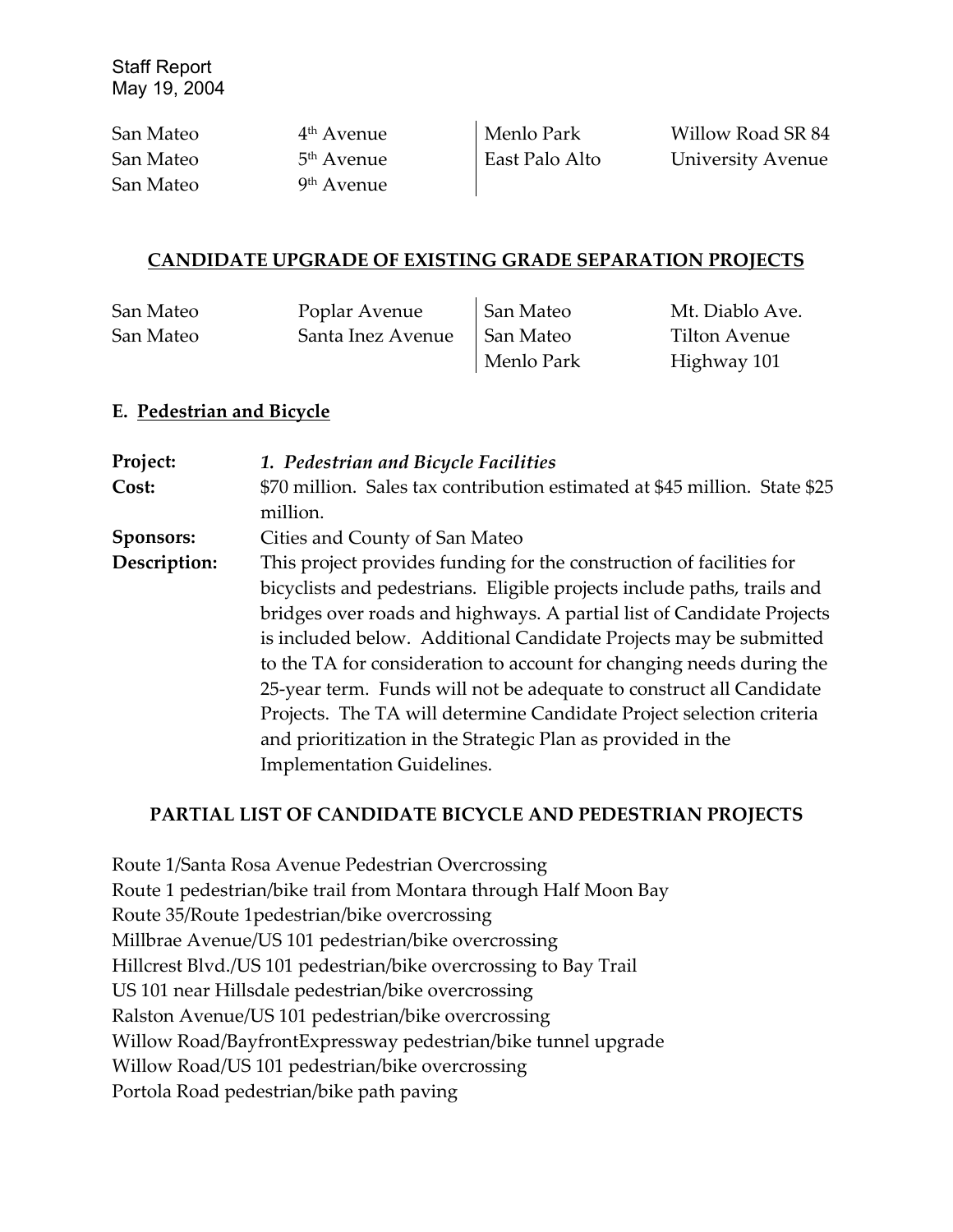| | | | |
|---|---|---|---|
| San Mateo | 4th Avenue | Menlo Park | Willow Road SR 84 |
| San Mateo | 5th Avenue | East Palo Alto | University Avenue |
| San Mateo | 9th Avenue | | |

## CANDIDATE UPGRADE OF EXISTING GRADE SEPARATION PROJECTS

| | | | |
|---|---|---|---|
| San Mateo | Poplar Avenue | San Mateo | Mt. Diablo Ave. |
| San Mateo | Santa Inez Avenue | San Mateo | Tilton Avenue |
| | | Menlo Park | Highway 101 |

### E. Pedestrian and Bicycle

**Project:** *1. Pedestrian and Bicycle Facilities*

**Cost:** \$70 million. Sales tax contribution estimated at \$45 million. State \$25 million.

**Sponsors:** Cities and County of San Mateo

**Description:** This project provides funding for the construction of facilities for bicyclists and pedestrians. Eligible projects include paths, trails and bridges over roads and highways. A partial list of Candidate Projects is included below. Additional Candidate Projects may be submitted to the TA for consideration to account for changing needs during the 25-year term. Funds will not be adequate to construct all Candidate Projects. The TA will determine Candidate Project selection criteria and prioritization in the Strategic Plan as provided in the Implementation Guidelines.

## PARTIAL LIST OF CANDIDATE BICYCLE AND PEDESTRIAN PROJECTS

Route 1/Santa Rosa Avenue Pedestrian Overcrossing
Route 1 pedestrian/bike trail from Montara through Half Moon Bay
Route 35/Route 1pedestrian/bike overcrossing
Millbrae Avenue/US 101 pedestrian/bike overcrossing
Hillcrest Blvd./US 101 pedestrian/bike overcrossing to Bay Trail
US 101 near Hillsdale pedestrian/bike overcrossing
Ralston Avenue/US 101 pedestrian/bike overcrossing
Willow Road/BayfrontExpressway pedestrian/bike tunnel upgrade
Willow Road/US 101 pedestrian/bike overcrossing
Portola Road pedestrian/bike path paving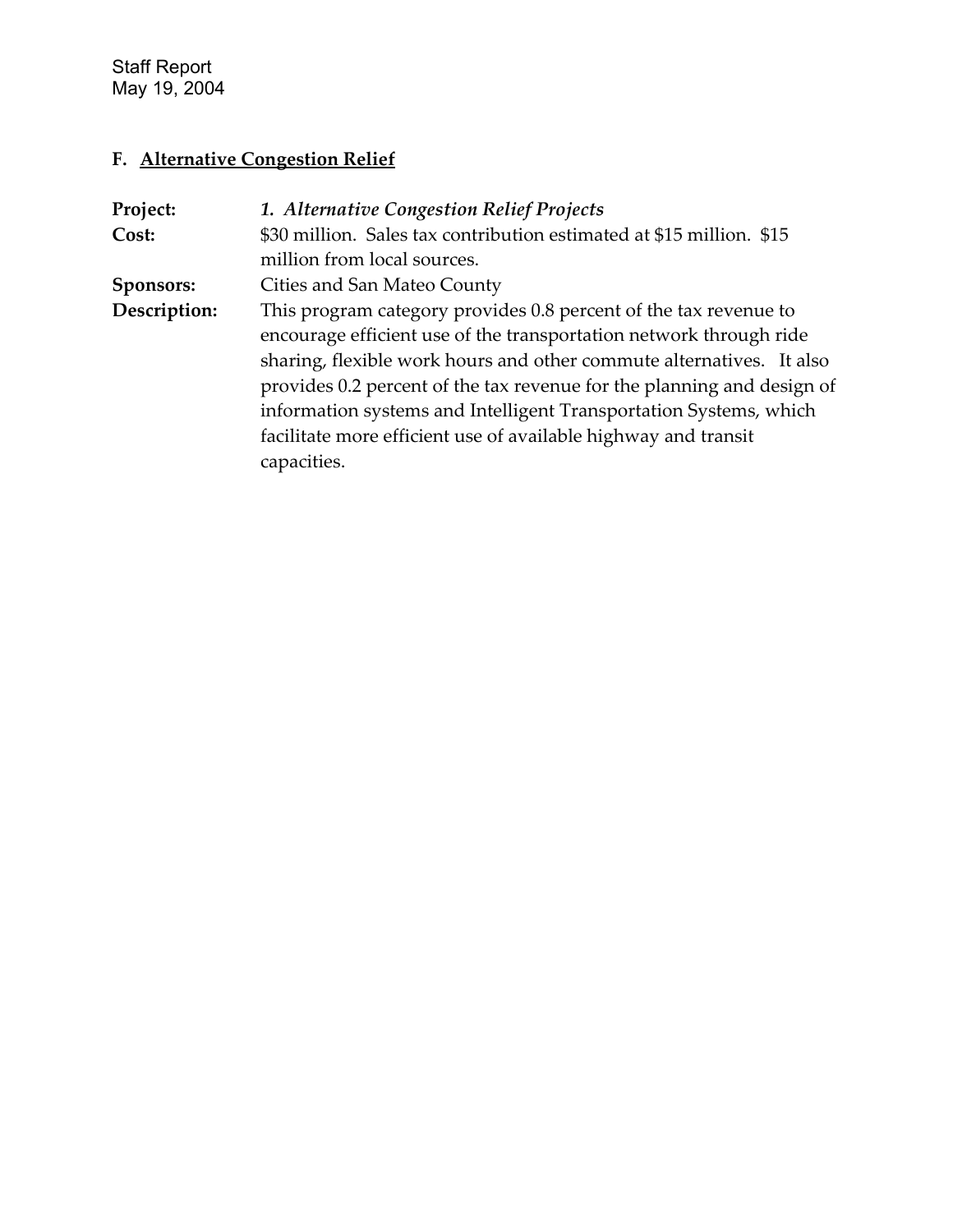## F. Alternative Congestion Relief

**Project:** *1. Alternative Congestion Relief Projects*

**Cost:** $30 million. Sales tax contribution estimated at $15 million. $15 million from local sources.

**Sponsors:** Cities and San Mateo County

**Description:** This program category provides 0.8 percent of the tax revenue to encourage efficient use of the transportation network through ride sharing, flexible work hours and other commute alternatives. It also provides 0.2 percent of the tax revenue for the planning and design of information systems and Intelligent Transportation Systems, which facilitate more efficient use of available highway and transit capacities.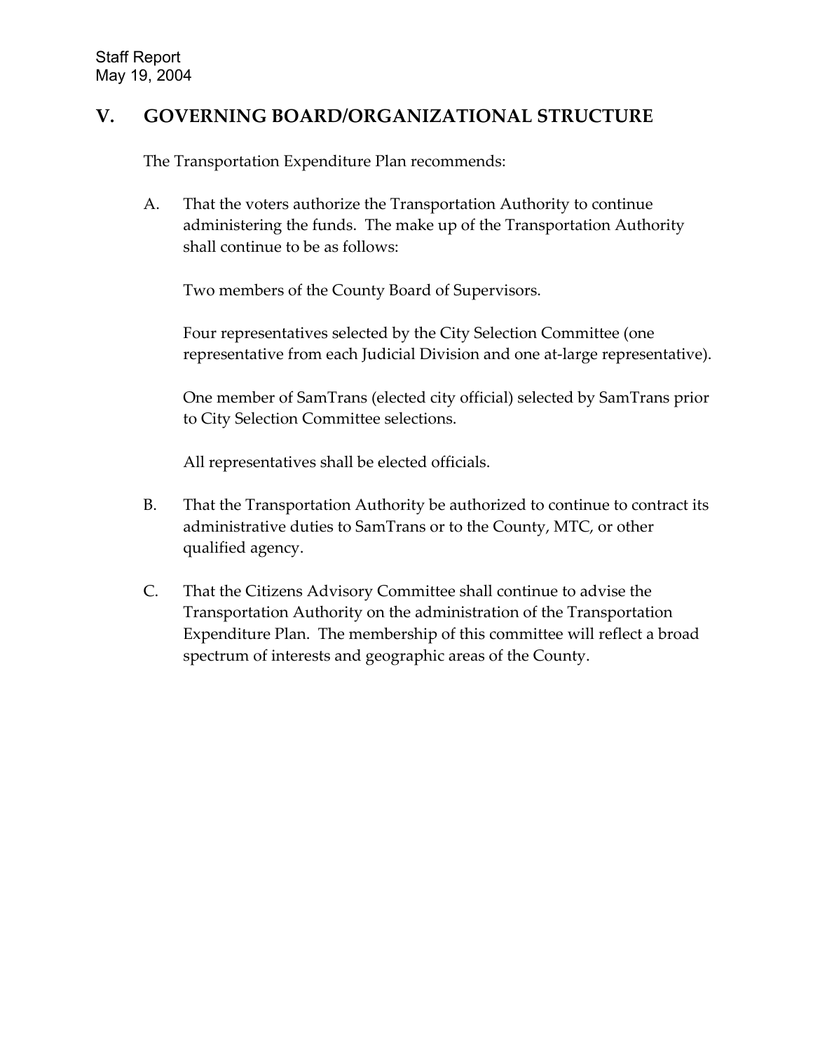## V. GOVERNING BOARD/ORGANIZATIONAL STRUCTURE

The Transportation Expenditure Plan recommends:

A. That the voters authorize the Transportation Authority to continue administering the funds. The make up of the Transportation Authority shall continue to be as follows:

   Two members of the County Board of Supervisors.

   Four representatives selected by the City Selection Committee (one representative from each Judicial Division and one at-large representative).

   One member of SamTrans (elected city official) selected by SamTrans prior to City Selection Committee selections.

   All representatives shall be elected officials.

B. That the Transportation Authority be authorized to continue to contract its administrative duties to SamTrans or to the County, MTC, or other qualified agency.

C. That the Citizens Advisory Committee shall continue to advise the Transportation Authority on the administration of the Transportation Expenditure Plan. The membership of this committee will reflect a broad spectrum of interests and geographic areas of the County.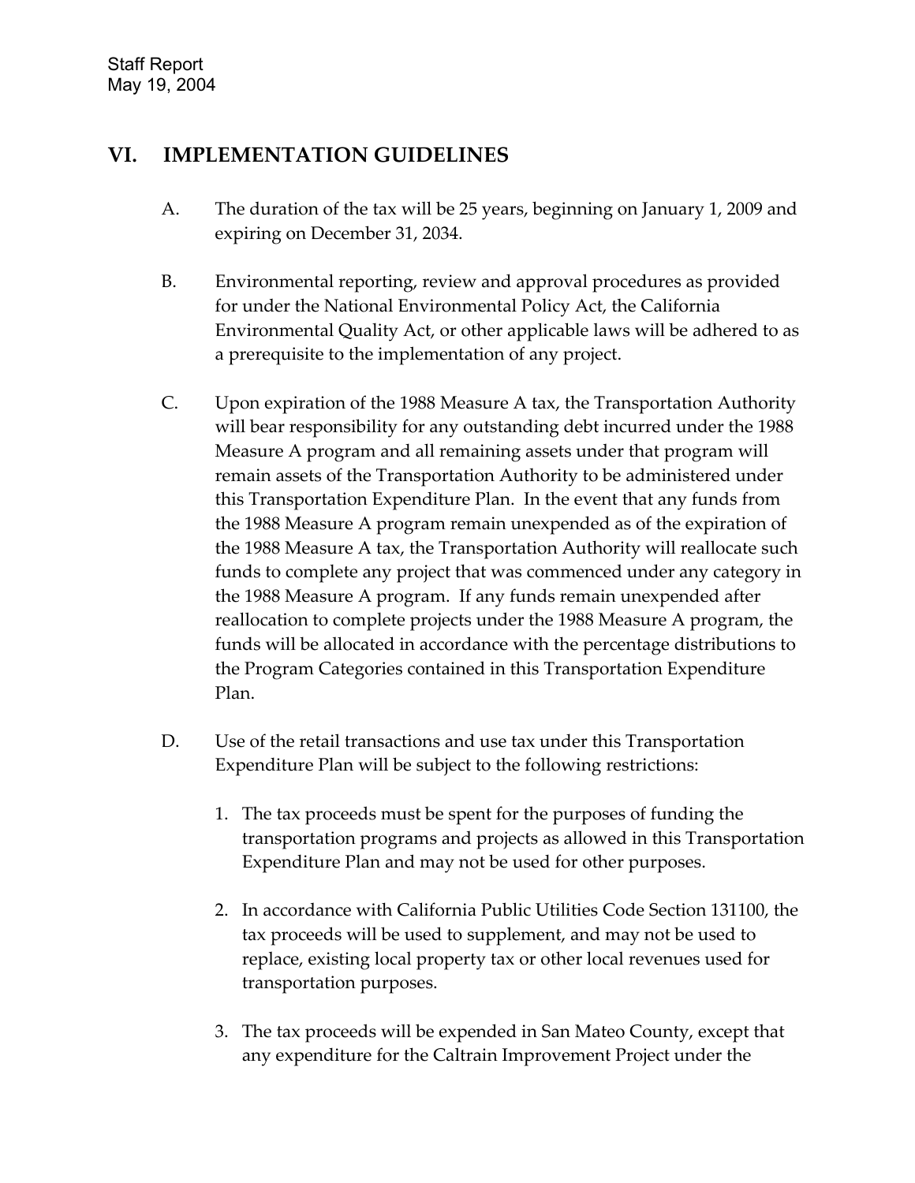## VI. IMPLEMENTATION GUIDELINES

A. The duration of the tax will be 25 years, beginning on January 1, 2009 and expiring on December 31, 2034.

B. Environmental reporting, review and approval procedures as provided for under the National Environmental Policy Act, the California Environmental Quality Act, or other applicable laws will be adhered to as a prerequisite to the implementation of any project.

C. Upon expiration of the 1988 Measure A tax, the Transportation Authority will bear responsibility for any outstanding debt incurred under the 1988 Measure A program and all remaining assets under that program will remain assets of the Transportation Authority to be administered under this Transportation Expenditure Plan. In the event that any funds from the 1988 Measure A program remain unexpended as of the expiration of the 1988 Measure A tax, the Transportation Authority will reallocate such funds to complete any project that was commenced under any category in the 1988 Measure A program. If any funds remain unexpended after reallocation to complete projects under the 1988 Measure A program, the funds will be allocated in accordance with the percentage distributions to the Program Categories contained in this Transportation Expenditure Plan.

D. Use of the retail transactions and use tax under this Transportation Expenditure Plan will be subject to the following restrictions:

1. The tax proceeds must be spent for the purposes of funding the transportation programs and projects as allowed in this Transportation Expenditure Plan and may not be used for other purposes.

2. In accordance with California Public Utilities Code Section 131100, the tax proceeds will be used to supplement, and may not be used to replace, existing local property tax or other local revenues used for transportation purposes.

3. The tax proceeds will be expended in San Mateo County, except that any expenditure for the Caltrain Improvement Project under the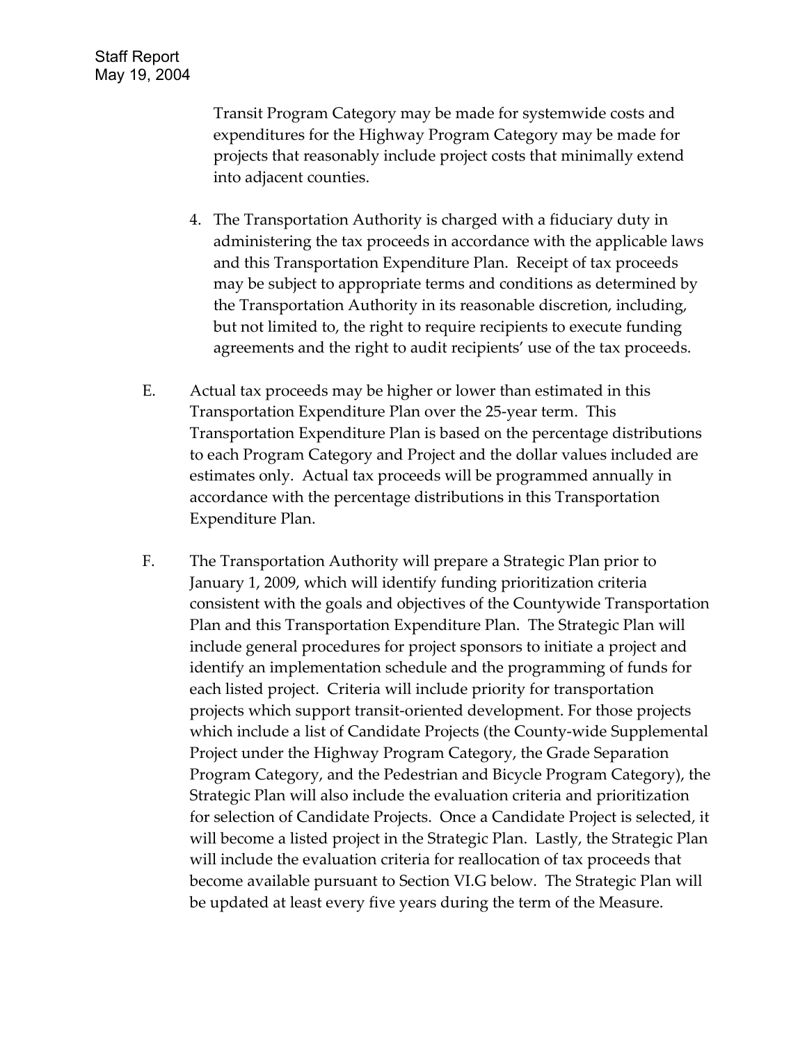Transit Program Category may be made for systemwide costs and expenditures for the Highway Program Category may be made for projects that reasonably include project costs that minimally extend into adjacent counties.

4. The Transportation Authority is charged with a fiduciary duty in administering the tax proceeds in accordance with the applicable laws and this Transportation Expenditure Plan. Receipt of tax proceeds may be subject to appropriate terms and conditions as determined by the Transportation Authority in its reasonable discretion, including, but not limited to, the right to require recipients to execute funding agreements and the right to audit recipients' use of the tax proceeds.

E. Actual tax proceeds may be higher or lower than estimated in this Transportation Expenditure Plan over the 25-year term. This Transportation Expenditure Plan is based on the percentage distributions to each Program Category and Project and the dollar values included are estimates only. Actual tax proceeds will be programmed annually in accordance with the percentage distributions in this Transportation Expenditure Plan.

F. The Transportation Authority will prepare a Strategic Plan prior to January 1, 2009, which will identify funding prioritization criteria consistent with the goals and objectives of the Countywide Transportation Plan and this Transportation Expenditure Plan. The Strategic Plan will include general procedures for project sponsors to initiate a project and identify an implementation schedule and the programming of funds for each listed project. Criteria will include priority for transportation projects which support transit-oriented development. For those projects which include a list of Candidate Projects (the County-wide Supplemental Project under the Highway Program Category, the Grade Separation Program Category, and the Pedestrian and Bicycle Program Category), the Strategic Plan will also include the evaluation criteria and prioritization for selection of Candidate Projects. Once a Candidate Project is selected, it will become a listed project in the Strategic Plan. Lastly, the Strategic Plan will include the evaluation criteria for reallocation of tax proceeds that become available pursuant to Section VI.G below. The Strategic Plan will be updated at least every five years during the term of the Measure.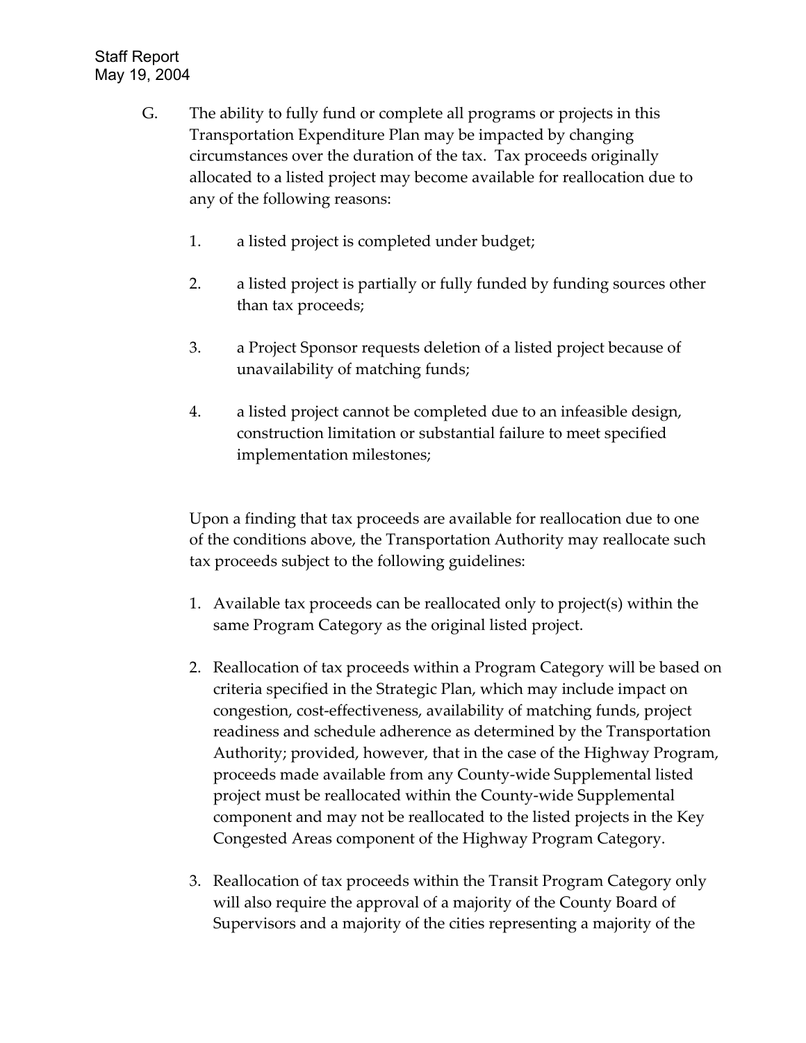G. The ability to fully fund or complete all programs or projects in this Transportation Expenditure Plan may be impacted by changing circumstances over the duration of the tax. Tax proceeds originally allocated to a listed project may become available for reallocation due to any of the following reasons:

1. a listed project is completed under budget;

2. a listed project is partially or fully funded by funding sources other than tax proceeds;

3. a Project Sponsor requests deletion of a listed project because of unavailability of matching funds;

4. a listed project cannot be completed due to an infeasible design, construction limitation or substantial failure to meet specified implementation milestones;

Upon a finding that tax proceeds are available for reallocation due to one of the conditions above, the Transportation Authority may reallocate such tax proceeds subject to the following guidelines:

1. Available tax proceeds can be reallocated only to project(s) within the same Program Category as the original listed project.

2. Reallocation of tax proceeds within a Program Category will be based on criteria specified in the Strategic Plan, which may include impact on congestion, cost-effectiveness, availability of matching funds, project readiness and schedule adherence as determined by the Transportation Authority; provided, however, that in the case of the Highway Program, proceeds made available from any County-wide Supplemental listed project must be reallocated within the County-wide Supplemental component and may not be reallocated to the listed projects in the Key Congested Areas component of the Highway Program Category.

3. Reallocation of tax proceeds within the Transit Program Category only will also require the approval of a majority of the County Board of Supervisors and a majority of the cities representing a majority of the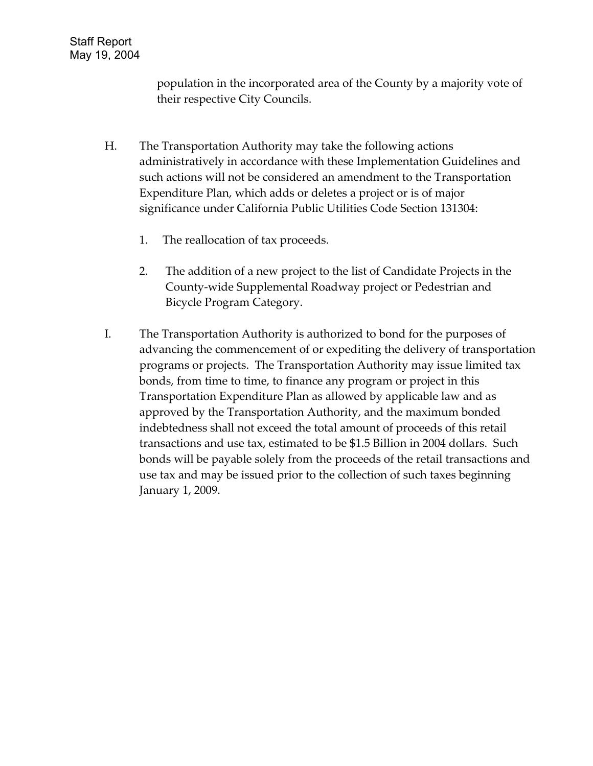population in the incorporated area of the County by a majority vote of their respective City Councils.

H. The Transportation Authority may take the following actions administratively in accordance with these Implementation Guidelines and such actions will not be considered an amendment to the Transportation Expenditure Plan, which adds or deletes a project or is of major significance under California Public Utilities Code Section 131304:

   1. The reallocation of tax proceeds.

   2. The addition of a new project to the list of Candidate Projects in the County-wide Supplemental Roadway project or Pedestrian and Bicycle Program Category.

I. The Transportation Authority is authorized to bond for the purposes of advancing the commencement of or expediting the delivery of transportation programs or projects. The Transportation Authority may issue limited tax bonds, from time to time, to finance any program or project in this Transportation Expenditure Plan as allowed by applicable law and as approved by the Transportation Authority, and the maximum bonded indebtedness shall not exceed the total amount of proceeds of this retail transactions and use tax, estimated to be $1.5 Billion in 2004 dollars. Such bonds will be payable solely from the proceeds of the retail transactions and use tax and may be issued prior to the collection of such taxes beginning January 1, 2009.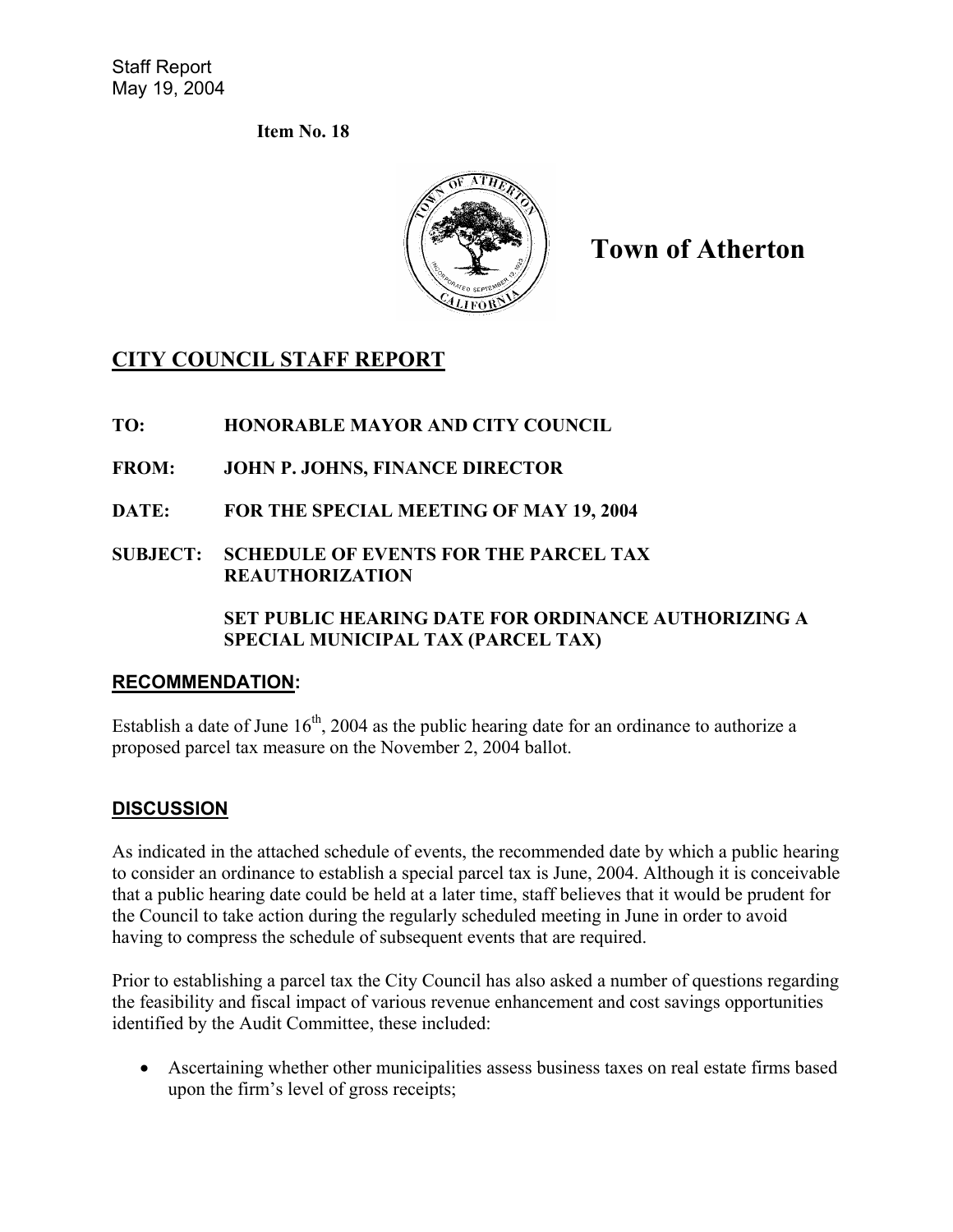Staff Report
May 19, 2004

**Item No. 18**

# Town of Atherton

## CITY COUNCIL STAFF REPORT

**TO:** HONORABLE MAYOR AND CITY COUNCIL

**FROM:** JOHN P. JOHNS, FINANCE DIRECTOR

**DATE:** FOR THE SPECIAL MEETING OF MAY 19, 2004

**SUBJECT:** SCHEDULE OF EVENTS FOR THE PARCEL TAX REAUTHORIZATION

**SET PUBLIC HEARING DATE FOR ORDINANCE AUTHORIZING A SPECIAL MUNICIPAL TAX (PARCEL TAX)**

### RECOMMENDATION:

Establish a date of June 16th, 2004 as the public hearing date for an ordinance to authorize a proposed parcel tax measure on the November 2, 2004 ballot.

### DISCUSSION

As indicated in the attached schedule of events, the recommended date by which a public hearing to consider an ordinance to establish a special parcel tax is June, 2004. Although it is conceivable that a public hearing date could be held at a later time, staff believes that it would be prudent for the Council to take action during the regularly scheduled meeting in June in order to avoid having to compress the schedule of subsequent events that are required.

Prior to establishing a parcel tax the City Council has also asked a number of questions regarding the feasibility and fiscal impact of various revenue enhancement and cost savings opportunities identified by the Audit Committee, these included:

- Ascertaining whether other municipalities assess business taxes on real estate firms based upon the firm's level of gross receipts;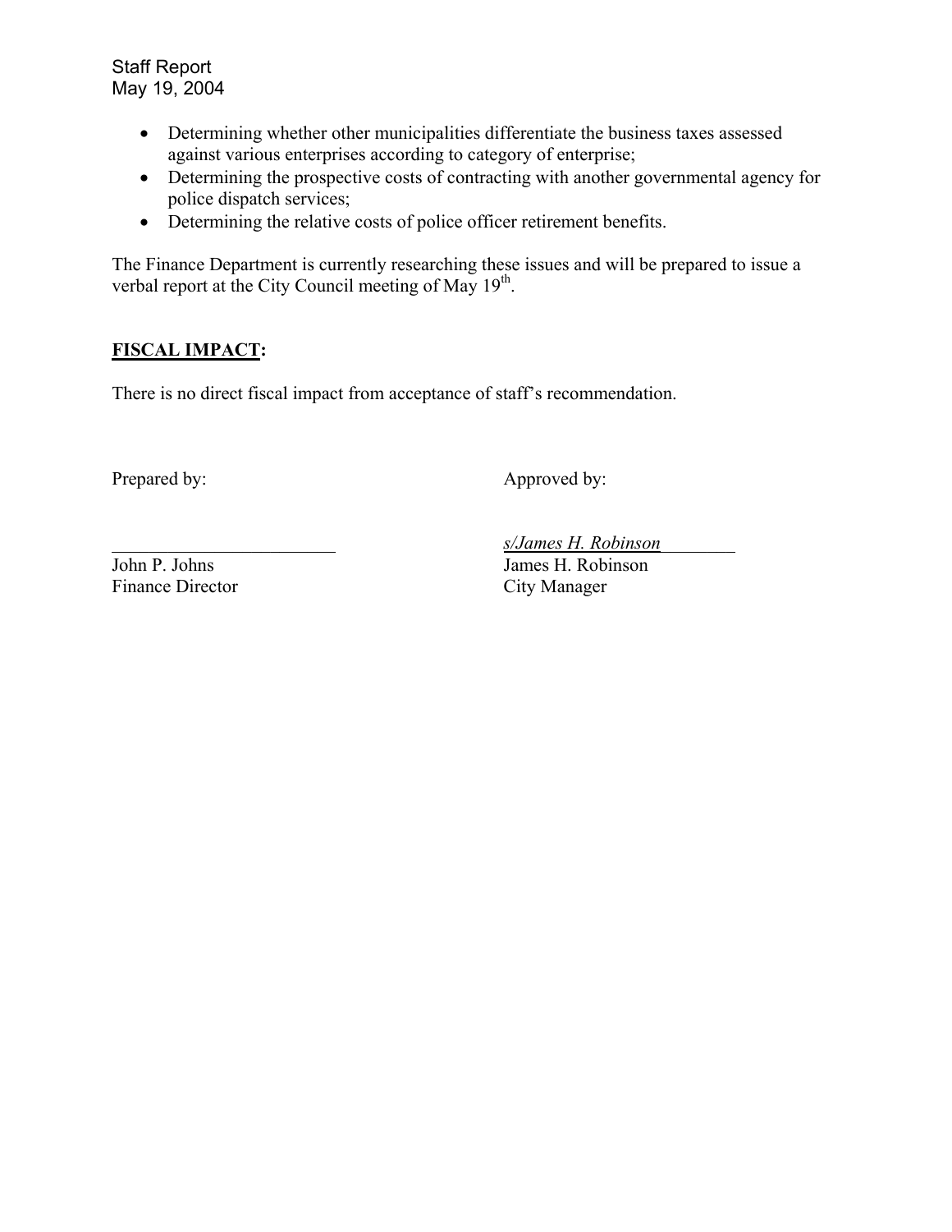- Determining whether other municipalities differentiate the business taxes assessed against various enterprises according to category of enterprise;
- Determining the prospective costs of contracting with another governmental agency for police dispatch services;
- Determining the relative costs of police officer retirement benefits.

The Finance Department is currently researching these issues and will be prepared to issue a verbal report at the City Council meeting of May 19th.

**FISCAL IMPACT:**

There is no direct fiscal impact from acceptance of staff's recommendation.

Prepared by:

\_\_\_\_\_\_\_\_\_\_\_\_\_\_\_\_\_\_\_\_\_\_\_\_
John P. Johns
Finance Director

Approved by:

*s/James H. Robinson*
James H. Robinson
City Manager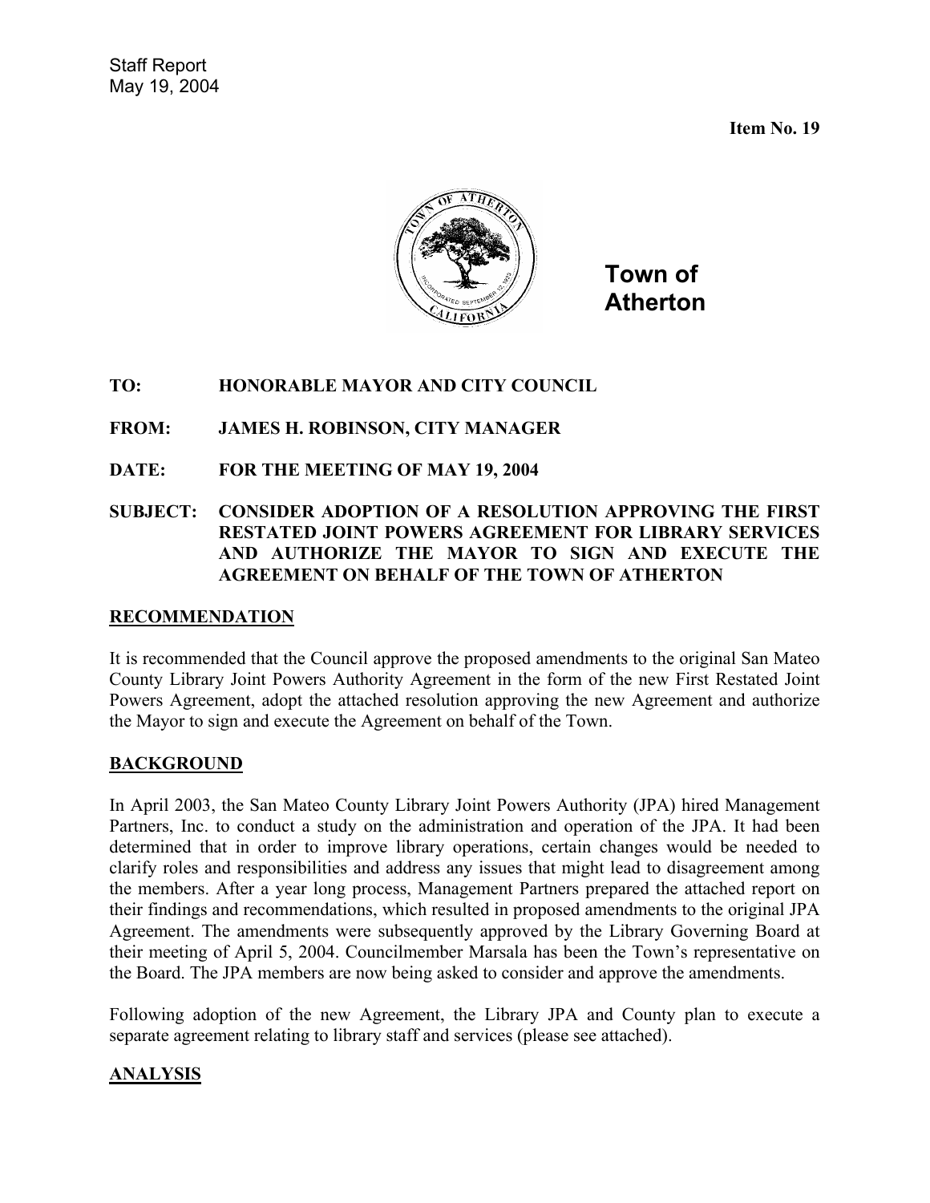Staff Report
May 19, 2004

**Item No. 19**

**Town of Atherton**

**TO:** HONORABLE MAYOR AND CITY COUNCIL

**FROM:** JAMES H. ROBINSON, CITY MANAGER

**DATE:** FOR THE MEETING OF MAY 19, 2004

**SUBJECT:** CONSIDER ADOPTION OF A RESOLUTION APPROVING THE FIRST RESTATED JOINT POWERS AGREEMENT FOR LIBRARY SERVICES AND AUTHORIZE THE MAYOR TO SIGN AND EXECUTE THE AGREEMENT ON BEHALF OF THE TOWN OF ATHERTON

## RECOMMENDATION

It is recommended that the Council approve the proposed amendments to the original San Mateo County Library Joint Powers Authority Agreement in the form of the new First Restated Joint Powers Agreement, adopt the attached resolution approving the new Agreement and authorize the Mayor to sign and execute the Agreement on behalf of the Town.

## BACKGROUND

In April 2003, the San Mateo County Library Joint Powers Authority (JPA) hired Management Partners, Inc. to conduct a study on the administration and operation of the JPA. It had been determined that in order to improve library operations, certain changes would be needed to clarify roles and responsibilities and address any issues that might lead to disagreement among the members. After a year long process, Management Partners prepared the attached report on their findings and recommendations, which resulted in proposed amendments to the original JPA Agreement. The amendments were subsequently approved by the Library Governing Board at their meeting of April 5, 2004. Councilmember Marsala has been the Town's representative on the Board. The JPA members are now being asked to consider and approve the amendments.

Following adoption of the new Agreement, the Library JPA and County plan to execute a separate agreement relating to library staff and services (please see attached).

## ANALYSIS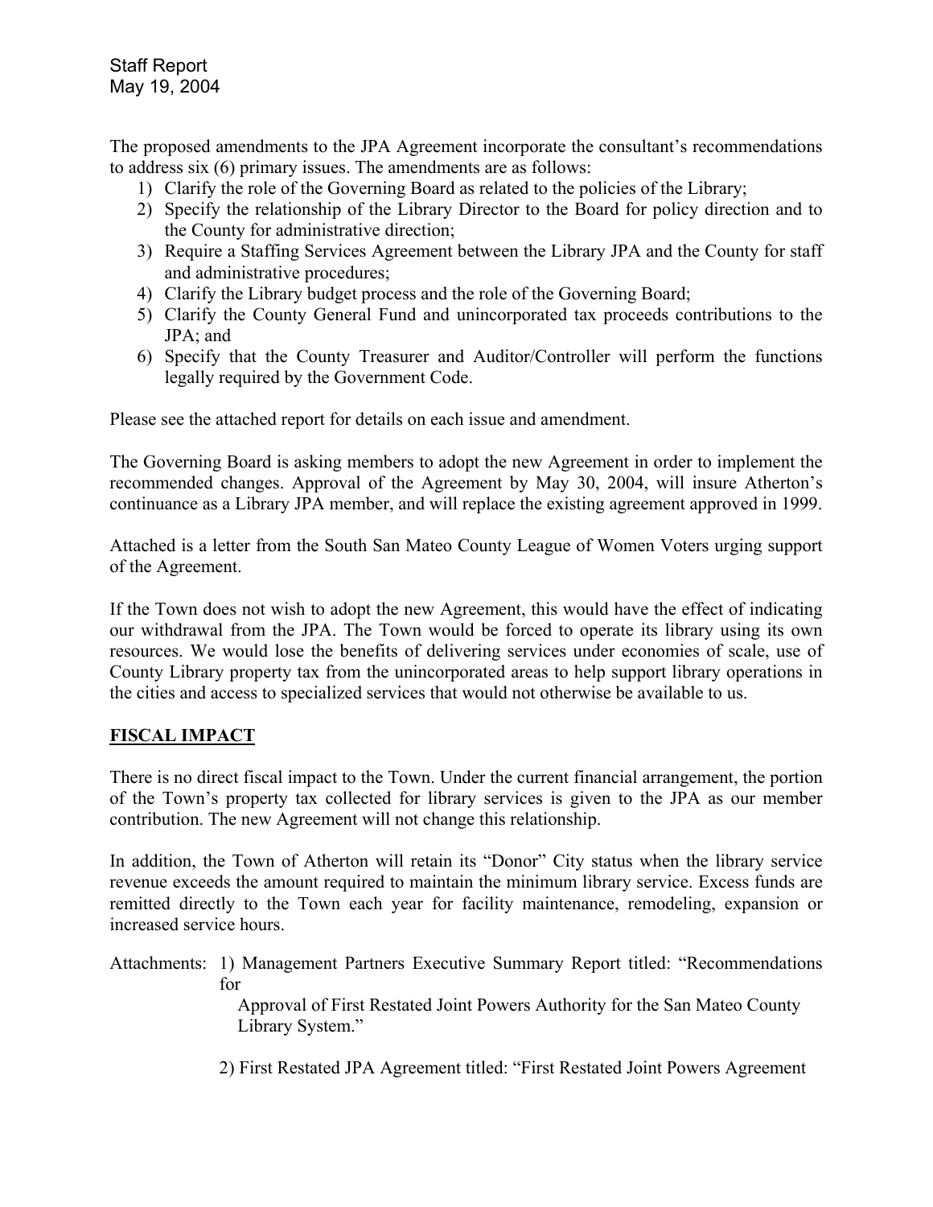Staff Report
May 19, 2004

The proposed amendments to the JPA Agreement incorporate the consultant's recommendations to address six (6) primary issues. The amendments are as follows:

1) Clarify the role of the Governing Board as related to the policies of the Library;
2) Specify the relationship of the Library Director to the Board for policy direction and to the County for administrative direction;
3) Require a Staffing Services Agreement between the Library JPA and the County for staff and administrative procedures;
4) Clarify the Library budget process and the role of the Governing Board;
5) Clarify the County General Fund and unincorporated tax proceeds contributions to the JPA; and
6) Specify that the County Treasurer and Auditor/Controller will perform the functions legally required by the Government Code.

Please see the attached report for details on each issue and amendment.

The Governing Board is asking members to adopt the new Agreement in order to implement the recommended changes. Approval of the Agreement by May 30, 2004, will insure Atherton's continuance as a Library JPA member, and will replace the existing agreement approved in 1999.

Attached is a letter from the South San Mateo County League of Women Voters urging support of the Agreement.

If the Town does not wish to adopt the new Agreement, this would have the effect of indicating our withdrawal from the JPA. The Town would be forced to operate its library using its own resources. We would lose the benefits of delivering services under economies of scale, use of County Library property tax from the unincorporated areas to help support library operations in the cities and access to specialized services that would not otherwise be available to us.

## FISCAL IMPACT

There is no direct fiscal impact to the Town. Under the current financial arrangement, the portion of the Town's property tax collected for library services is given to the JPA as our member contribution. The new Agreement will not change this relationship.

In addition, the Town of Atherton will retain its "Donor" City status when the library service revenue exceeds the amount required to maintain the minimum library service. Excess funds are remitted directly to the Town each year for facility maintenance, remodeling, expansion or increased service hours.

Attachments: 1) Management Partners Executive Summary Report titled: "Recommendations for Approval of First Restated Joint Powers Authority for the San Mateo County Library System."

2) First Restated JPA Agreement titled: "First Restated Joint Powers Agreement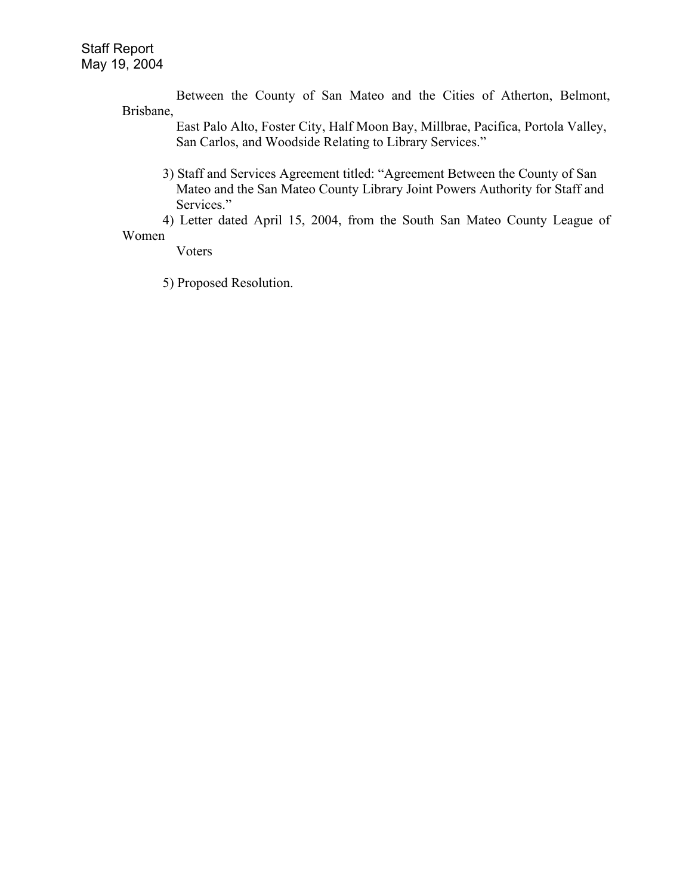Between the County of San Mateo and the Cities of Atherton, Belmont, Brisbane, East Palo Alto, Foster City, Half Moon Bay, Millbrae, Pacifica, Portola Valley, San Carlos, and Woodside Relating to Library Services."

3) Staff and Services Agreement titled: "Agreement Between the County of San Mateo and the San Mateo County Library Joint Powers Authority for Staff and Services."

4) Letter dated April 15, 2004, from the South San Mateo County League of Women Voters

5) Proposed Resolution.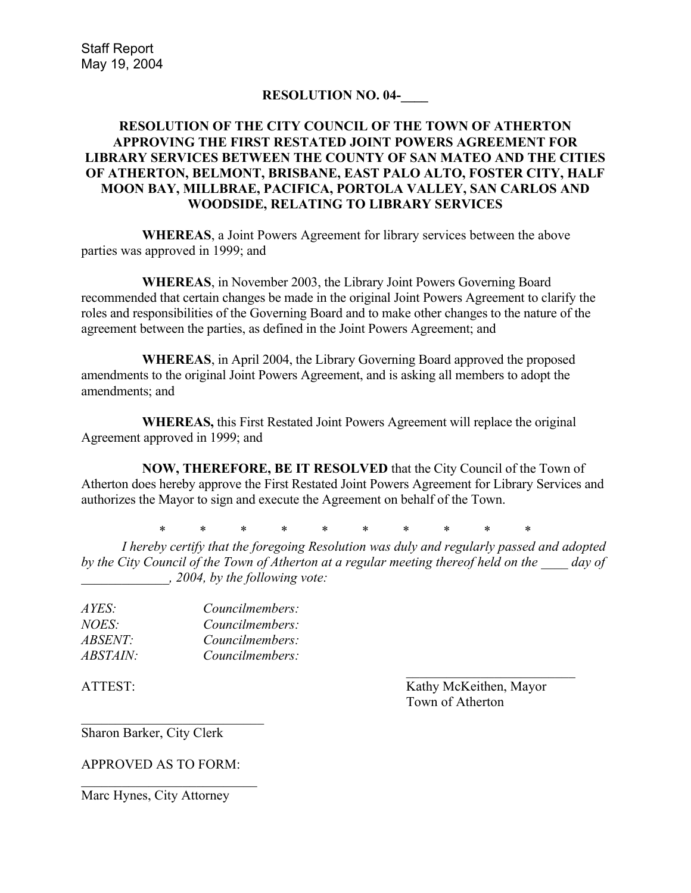Staff Report
May 19, 2004

**RESOLUTION NO. 04-____**

**RESOLUTION OF THE CITY COUNCIL OF THE TOWN OF ATHERTON APPROVING THE FIRST RESTATED JOINT POWERS AGREEMENT FOR LIBRARY SERVICES BETWEEN THE COUNTY OF SAN MATEO AND THE CITIES OF ATHERTON, BELMONT, BRISBANE, EAST PALO ALTO, FOSTER CITY, HALF MOON BAY, MILLBRAE, PACIFICA, PORTOLA VALLEY, SAN CARLOS AND WOODSIDE, RELATING TO LIBRARY SERVICES**

**WHEREAS**, a Joint Powers Agreement for library services between the above parties was approved in 1999; and

**WHEREAS**, in November 2003, the Library Joint Powers Governing Board recommended that certain changes be made in the original Joint Powers Agreement to clarify the roles and responsibilities of the Governing Board and to make other changes to the nature of the agreement between the parties, as defined in the Joint Powers Agreement; and

**WHEREAS**, in April 2004, the Library Governing Board approved the proposed amendments to the original Joint Powers Agreement, and is asking all members to adopt the amendments; and

**WHEREAS,** this First Restated Joint Powers Agreement will replace the original Agreement approved in 1999; and

**NOW, THEREFORE, BE IT RESOLVED** that the City Council of the Town of Atherton does hereby approve the First Restated Joint Powers Agreement for Library Services and authorizes the Mayor to sign and execute the Agreement on behalf of the Town.

\* \* \* \* \* \* \* \* \* \*

*I hereby certify that the foregoing Resolution was duly and regularly passed and adopted by the City Council of the Town of Atherton at a regular meeting thereof held on the ____ day of _____________, 2004, by the following vote:*

*AYES:* *Councilmembers:*
*NOES:* *Councilmembers:*
*ABSENT:* *Councilmembers:*
*ABSTAIN:* *Councilmembers:*

ATTEST:

_________________________
Kathy McKeithen, Mayor
Town of Atherton

_________________________
Sharon Barker, City Clerk

APPROVED AS TO FORM:

_________________________
Marc Hynes, City Attorney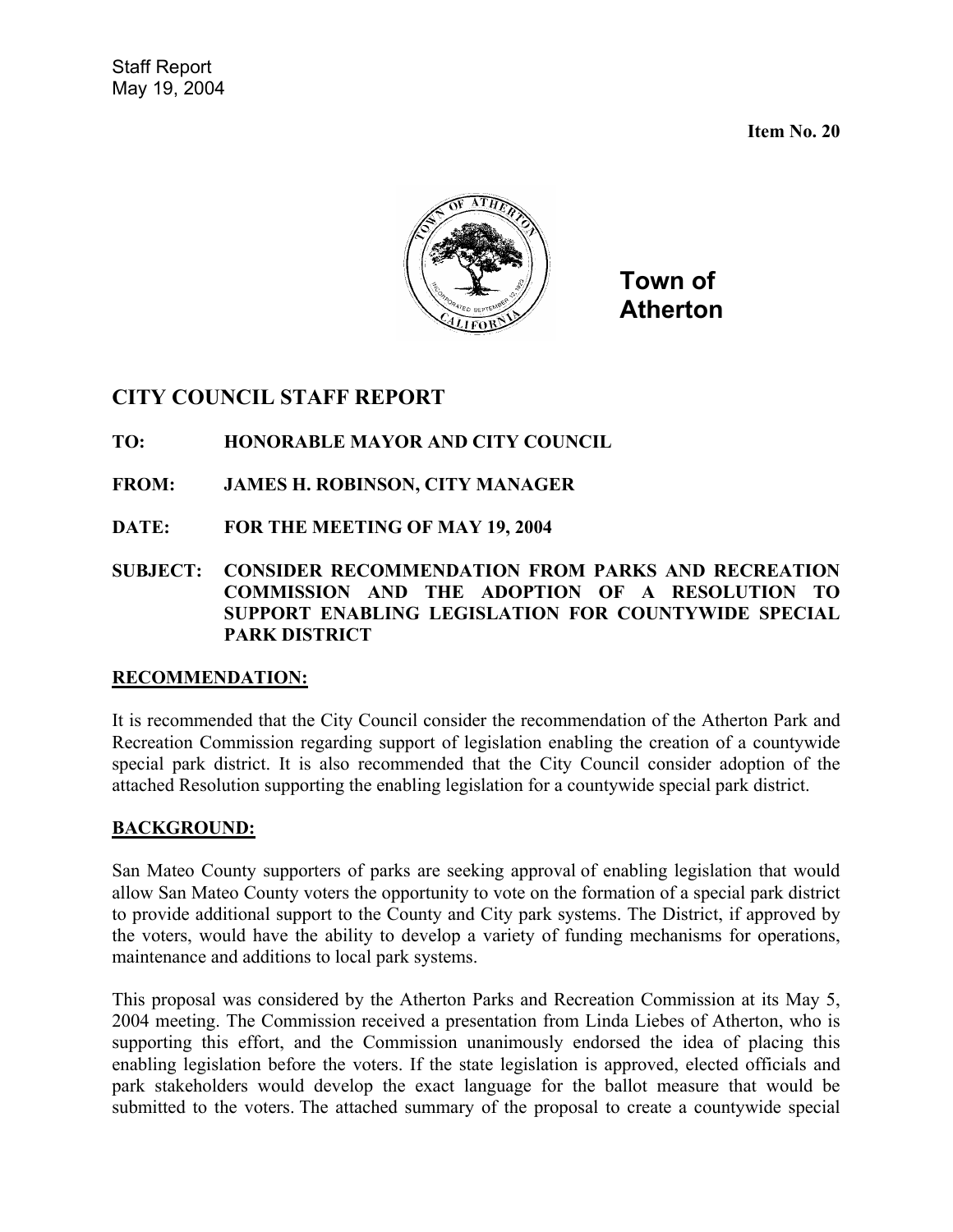Staff Report
May 19, 2004

**Item No. 20**

**Town of Atherton**

## CITY COUNCIL STAFF REPORT

**TO:** HONORABLE MAYOR AND CITY COUNCIL

**FROM:** JAMES H. ROBINSON, CITY MANAGER

**DATE:** FOR THE MEETING OF MAY 19, 2004

**SUBJECT:** CONSIDER RECOMMENDATION FROM PARKS AND RECREATION COMMISSION AND THE ADOPTION OF A RESOLUTION TO SUPPORT ENABLING LEGISLATION FOR COUNTYWIDE SPECIAL PARK DISTRICT

### RECOMMENDATION:

It is recommended that the City Council consider the recommendation of the Atherton Park and Recreation Commission regarding support of legislation enabling the creation of a countywide special park district. It is also recommended that the City Council consider adoption of the attached Resolution supporting the enabling legislation for a countywide special park district.

### BACKGROUND:

San Mateo County supporters of parks are seeking approval of enabling legislation that would allow San Mateo County voters the opportunity to vote on the formation of a special park district to provide additional support to the County and City park systems. The District, if approved by the voters, would have the ability to develop a variety of funding mechanisms for operations, maintenance and additions to local park systems.

This proposal was considered by the Atherton Parks and Recreation Commission at its May 5, 2004 meeting. The Commission received a presentation from Linda Liebes of Atherton, who is supporting this effort, and the Commission unanimously endorsed the idea of placing this enabling legislation before the voters. If the state legislation is approved, elected officials and park stakeholders would develop the exact language for the ballot measure that would be submitted to the voters. The attached summary of the proposal to create a countywide special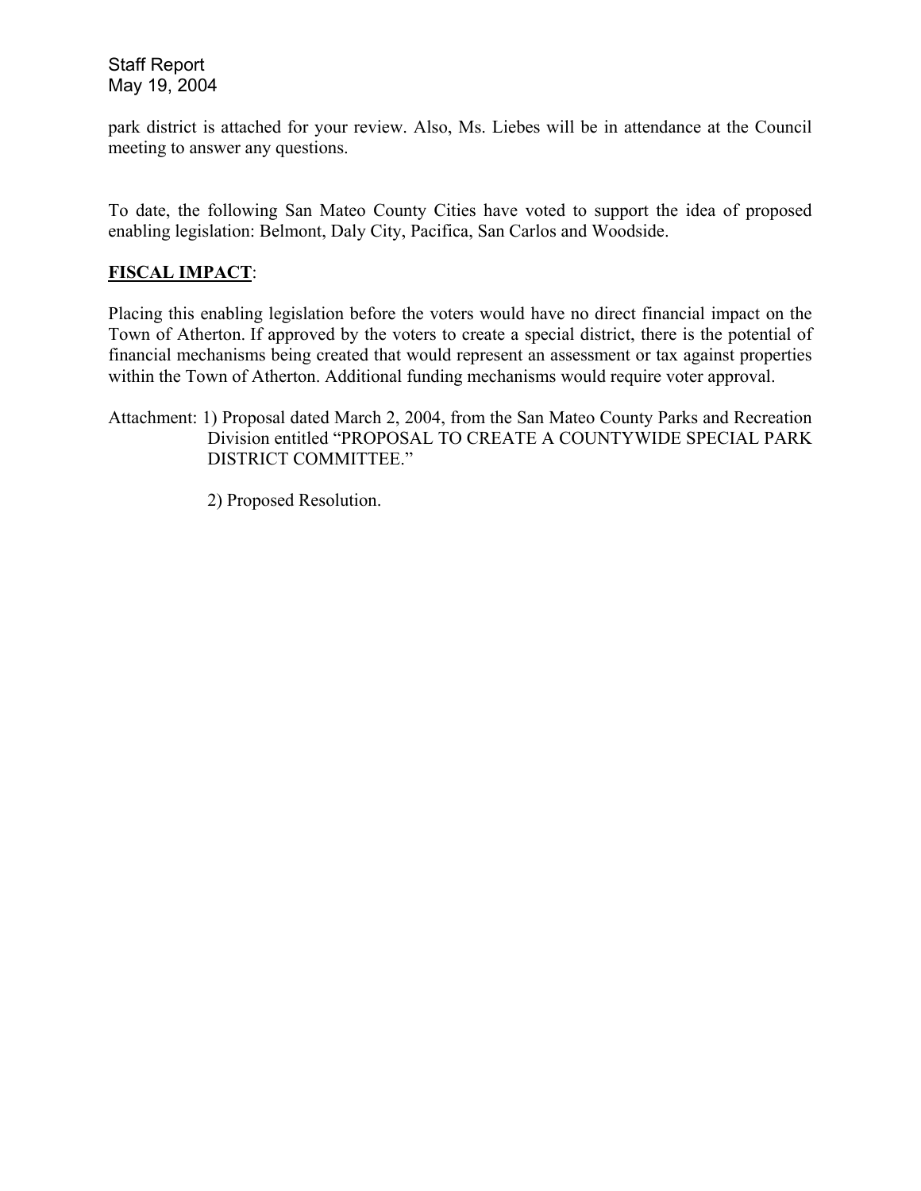park district is attached for your review. Also, Ms. Liebes will be in attendance at the Council meeting to answer any questions.

To date, the following San Mateo County Cities have voted to support the idea of proposed enabling legislation: Belmont, Daly City, Pacifica, San Carlos and Woodside.

**FISCAL IMPACT**:

Placing this enabling legislation before the voters would have no direct financial impact on the Town of Atherton. If approved by the voters to create a special district, there is the potential of financial mechanisms being created that would represent an assessment or tax against properties within the Town of Atherton. Additional funding mechanisms would require voter approval.

Attachment: 1) Proposal dated March 2, 2004, from the San Mateo County Parks and Recreation Division entitled "PROPOSAL TO CREATE A COUNTYWIDE SPECIAL PARK DISTRICT COMMITTEE."

2) Proposed Resolution.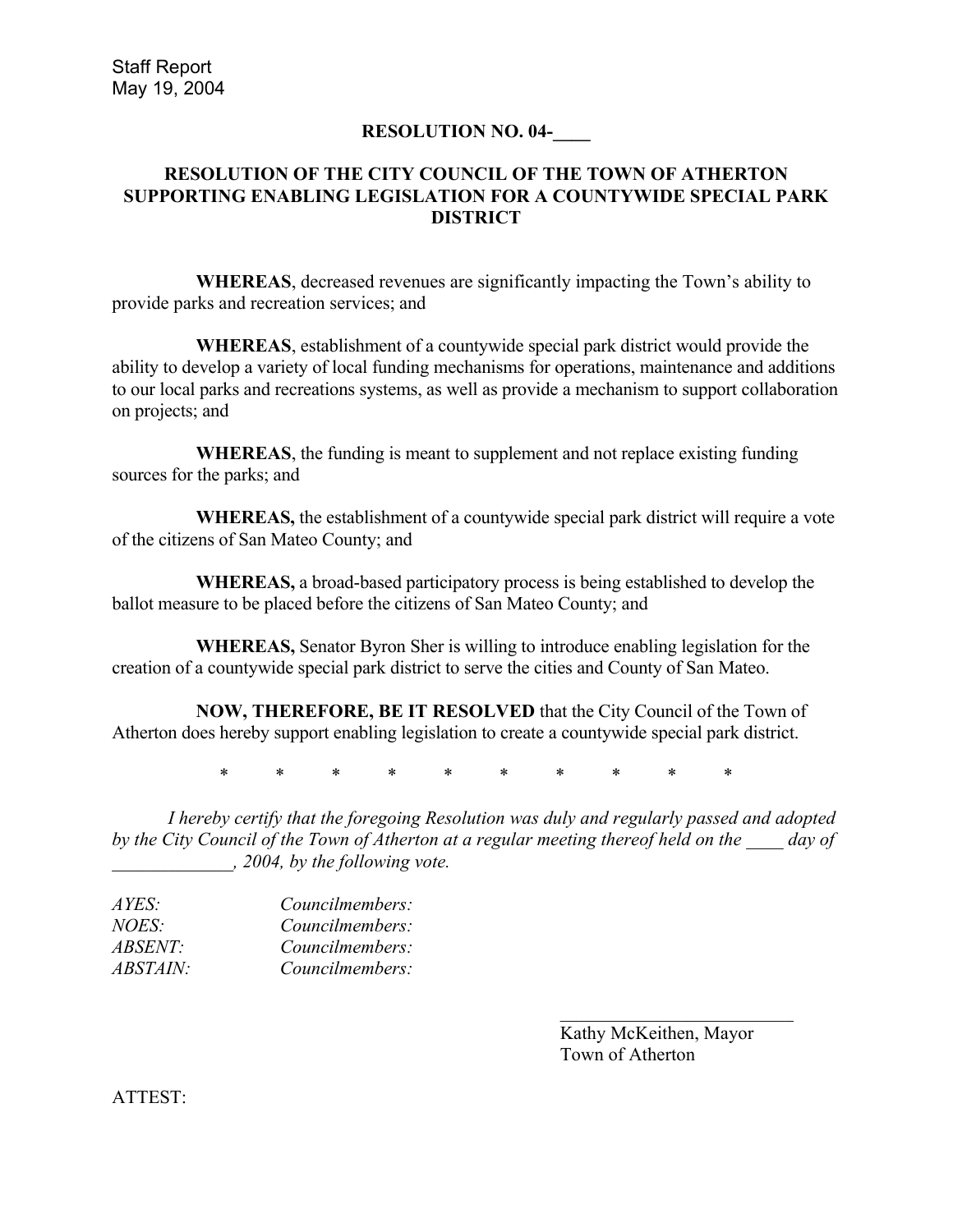Staff Report
May 19, 2004

**RESOLUTION NO. 04-____**

**RESOLUTION OF THE CITY COUNCIL OF THE TOWN OF ATHERTON SUPPORTING ENABLING LEGISLATION FOR A COUNTYWIDE SPECIAL PARK DISTRICT**

**WHEREAS**, decreased revenues are significantly impacting the Town's ability to provide parks and recreation services; and

**WHEREAS**, establishment of a countywide special park district would provide the ability to develop a variety of local funding mechanisms for operations, maintenance and additions to our local parks and recreations systems, as well as provide a mechanism to support collaboration on projects; and

**WHEREAS**, the funding is meant to supplement and not replace existing funding sources for the parks; and

**WHEREAS,** the establishment of a countywide special park district will require a vote of the citizens of San Mateo County; and

**WHEREAS,** a broad-based participatory process is being established to develop the ballot measure to be placed before the citizens of San Mateo County; and

**WHEREAS,** Senator Byron Sher is willing to introduce enabling legislation for the creation of a countywide special park district to serve the cities and County of San Mateo.

**NOW, THEREFORE, BE IT RESOLVED** that the City Council of the Town of Atherton does hereby support enabling legislation to create a countywide special park district.

\* \* \* \* \* \* \* \* \* \*

*I hereby certify that the foregoing Resolution was duly and regularly passed and adopted by the City Council of the Town of Atherton at a regular meeting thereof held on the ____ day of _____________, 2004, by the following vote.*

*AYES: Councilmembers:*
*NOES: Councilmembers:*
*ABSENT: Councilmembers:*
*ABSTAIN: Councilmembers:*

_________________________
Kathy McKeithen, Mayor
Town of Atherton

ATTEST: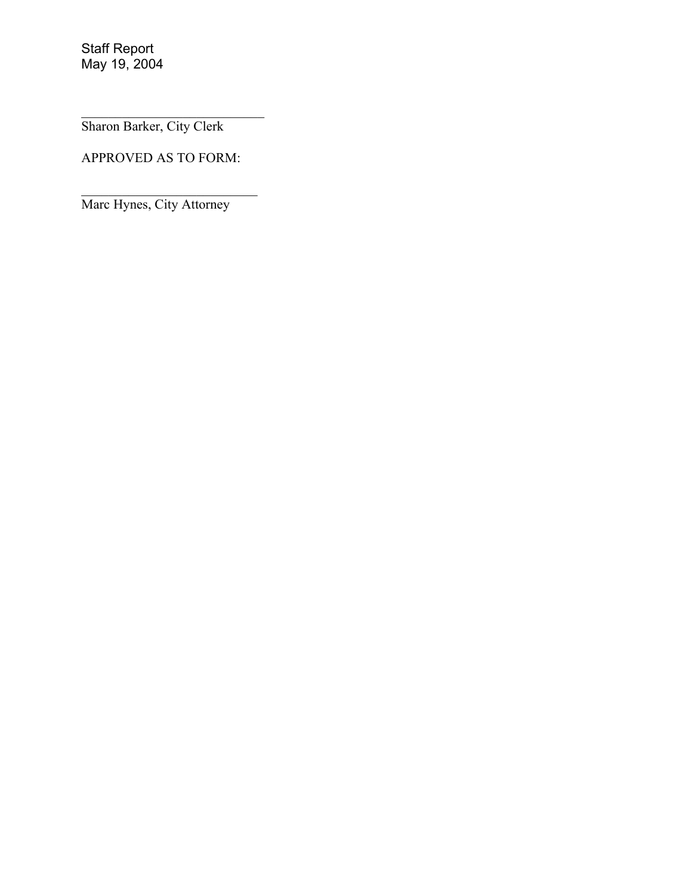\_\_\_\_\_\_\_\_\_\_\_\_\_\_\_\_\_\_\_\_\_\_\_\_\_\_\_\_

Sharon Barker, City Clerk

APPROVED AS TO FORM:

\_\_\_\_\_\_\_\_\_\_\_\_\_\_\_\_\_\_\_\_\_\_\_\_\_\_\_\_

Marc Hynes, City Attorney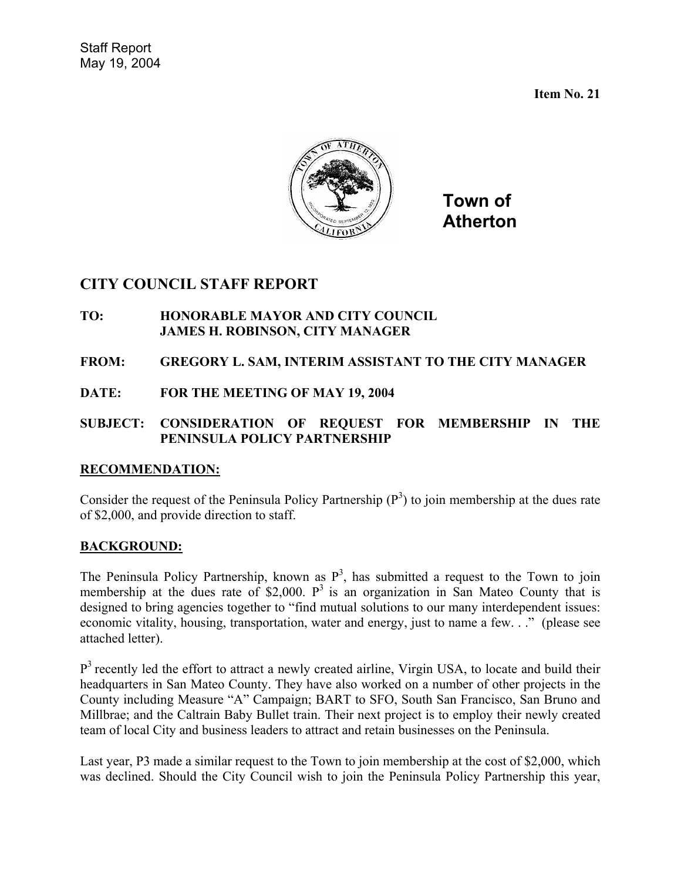Staff Report
May 19, 2004

**Item No. 21**

**Town of Atherton**

## CITY COUNCIL STAFF REPORT

**TO:** HONORABLE MAYOR AND CITY COUNCIL
JAMES H. ROBINSON, CITY MANAGER

**FROM:** GREGORY L. SAM, INTERIM ASSISTANT TO THE CITY MANAGER

**DATE:** FOR THE MEETING OF MAY 19, 2004

**SUBJECT:** CONSIDERATION OF REQUEST FOR MEMBERSHIP IN THE PENINSULA POLICY PARTNERSHIP

**RECOMMENDATION:**

Consider the request of the Peninsula Policy Partnership ($P^3$) to join membership at the dues rate of $2,000, and provide direction to staff.

**BACKGROUND:**

The Peninsula Policy Partnership, known as $P^3$, has submitted a request to the Town to join membership at the dues rate of $2,000. $P^3$ is an organization in San Mateo County that is designed to bring agencies together to "find mutual solutions to our many interdependent issues: economic vitality, housing, transportation, water and energy, just to name a few. . ." (please see attached letter).

$P^3$ recently led the effort to attract a newly created airline, Virgin USA, to locate and build their headquarters in San Mateo County. They have also worked on a number of other projects in the County including Measure "A" Campaign; BART to SFO, South San Francisco, San Bruno and Millbrae; and the Caltrain Baby Bullet train. Their next project is to employ their newly created team of local City and business leaders to attract and retain businesses on the Peninsula.

Last year, P3 made a similar request to the Town to join membership at the cost of $2,000, which was declined. Should the City Council wish to join the Peninsula Policy Partnership this year,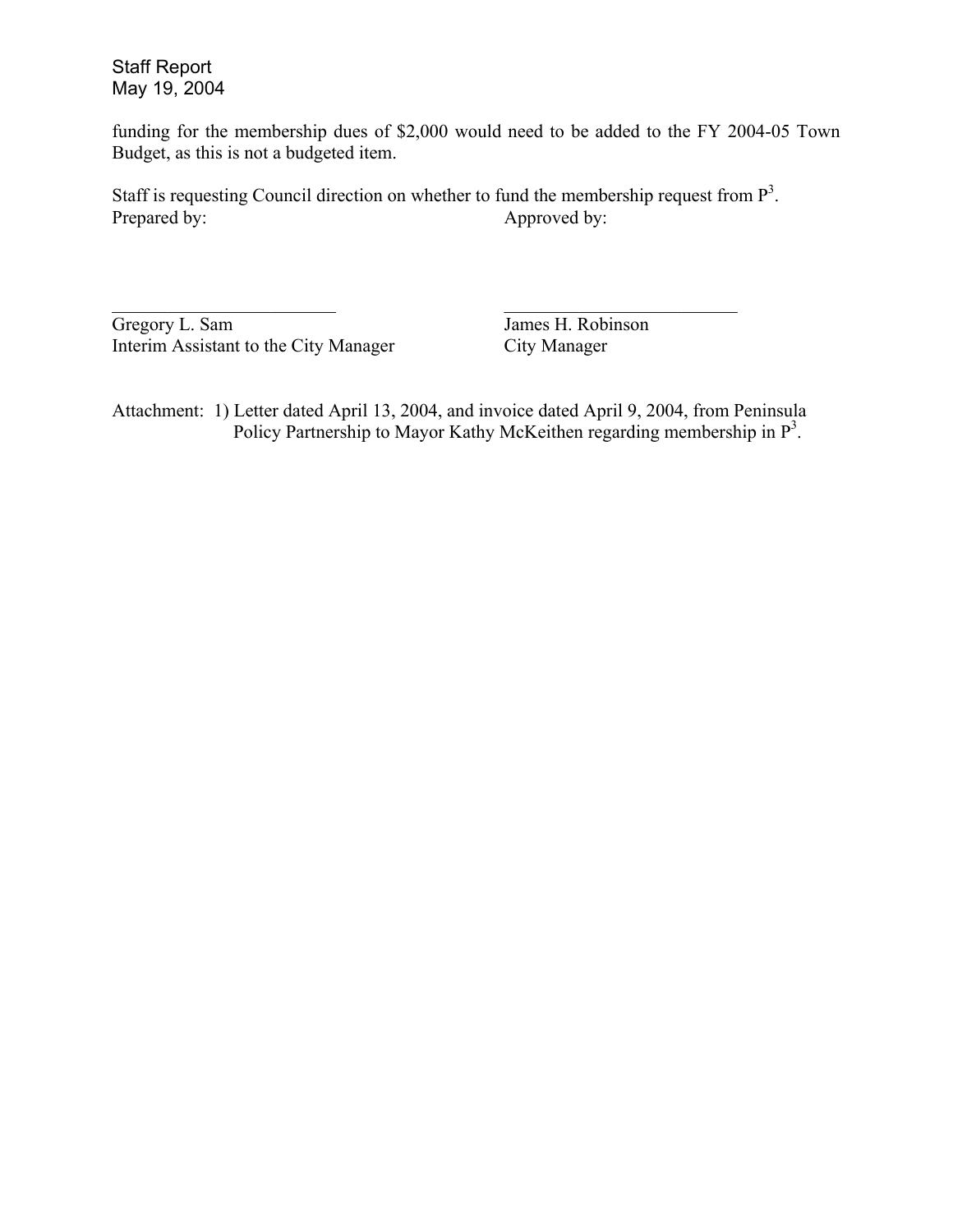funding for the membership dues of $2,000 would need to be added to the FY 2004-05 Town Budget, as this is not a budgeted item.

Staff is requesting Council direction on whether to fund the membership request from $P^3$.

Prepared by: Approved by:

\_\_\_\_\_\_\_\_\_\_\_\_\_\_\_\_\_\_\_\_\_\_\_\_\_\_
Gregory L. Sam
Interim Assistant to the City Manager

\_\_\_\_\_\_\_\_\_\_\_\_\_\_\_\_\_\_\_\_\_\_\_\_\_\_
James H. Robinson
City Manager

Attachment: 1) Letter dated April 13, 2004, and invoice dated April 9, 2004, from Peninsula Policy Partnership to Mayor Kathy McKeithen regarding membership in $P^3$.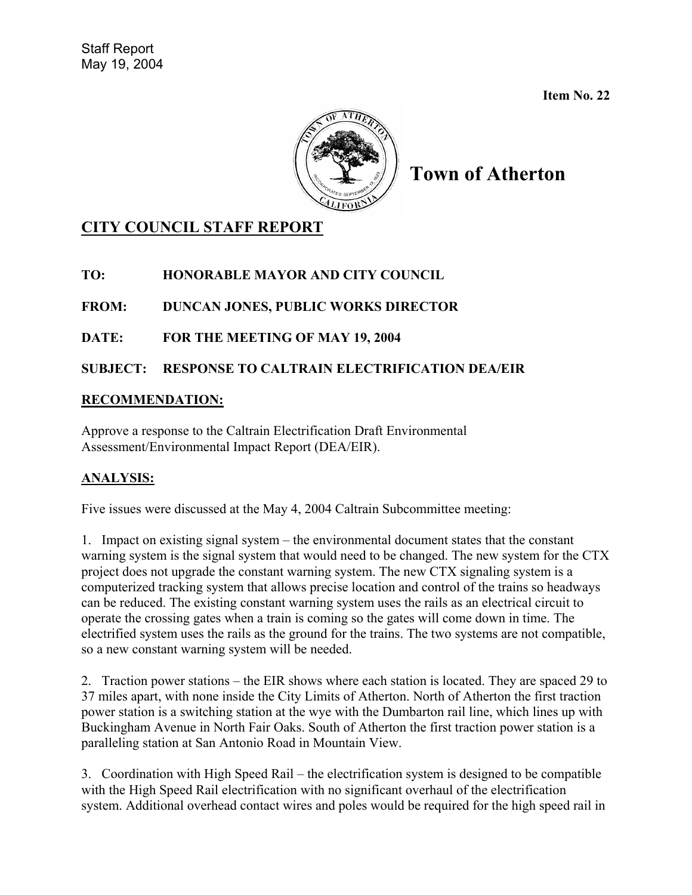Staff Report
May 19, 2004

**Item No. 22**

**Town of Atherton**

## CITY COUNCIL STAFF REPORT

**TO:** HONORABLE MAYOR AND CITY COUNCIL

**FROM:** DUNCAN JONES, PUBLIC WORKS DIRECTOR

**DATE:** FOR THE MEETING OF MAY 19, 2004

**SUBJECT:** RESPONSE TO CALTRAIN ELECTRIFICATION DEA/EIR

### RECOMMENDATION:

Approve a response to the Caltrain Electrification Draft Environmental Assessment/Environmental Impact Report (DEA/EIR).

### ANALYSIS:

Five issues were discussed at the May 4, 2004 Caltrain Subcommittee meeting:

1. Impact on existing signal system – the environmental document states that the constant warning system is the signal system that would need to be changed. The new system for the CTX project does not upgrade the constant warning system. The new CTX signaling system is a computerized tracking system that allows precise location and control of the trains so headways can be reduced. The existing constant warning system uses the rails as an electrical circuit to operate the crossing gates when a train is coming so the gates will come down in time. The electrified system uses the rails as the ground for the trains. The two systems are not compatible, so a new constant warning system will be needed.

2. Traction power stations – the EIR shows where each station is located. They are spaced 29 to 37 miles apart, with none inside the City Limits of Atherton. North of Atherton the first traction power station is a switching station at the wye with the Dumbarton rail line, which lines up with Buckingham Avenue in North Fair Oaks. South of Atherton the first traction power station is a paralleling station at San Antonio Road in Mountain View.

3. Coordination with High Speed Rail – the electrification system is designed to be compatible with the High Speed Rail electrification with no significant overhaul of the electrification system. Additional overhead contact wires and poles would be required for the high speed rail in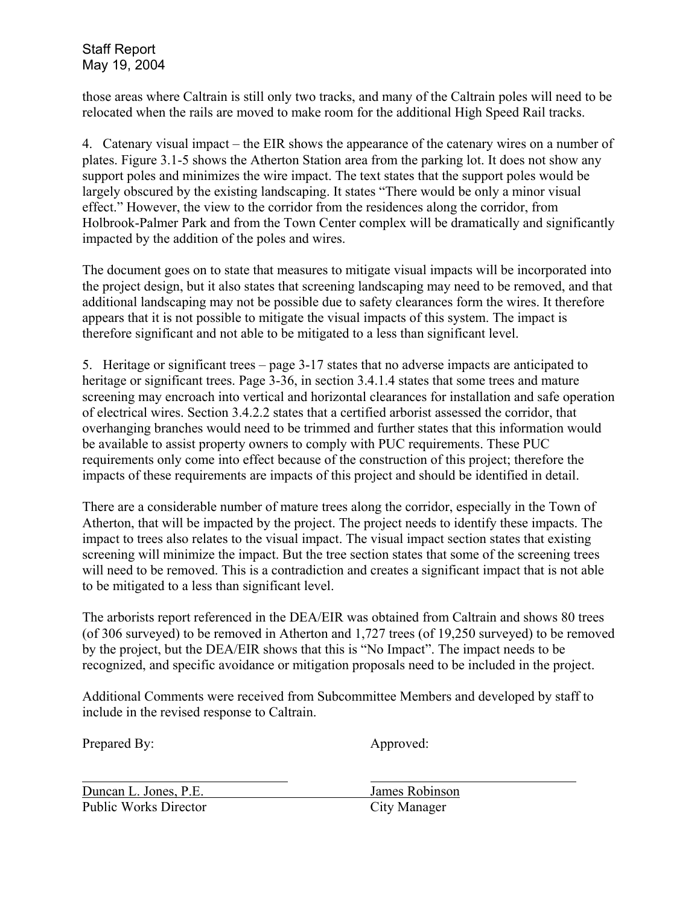those areas where Caltrain is still only two tracks, and many of the Caltrain poles will need to be relocated when the rails are moved to make room for the additional High Speed Rail tracks.

4. Catenary visual impact – the EIR shows the appearance of the catenary wires on a number of plates. Figure 3.1-5 shows the Atherton Station area from the parking lot. It does not show any support poles and minimizes the wire impact. The text states that the support poles would be largely obscured by the existing landscaping. It states "There would be only a minor visual effect." However, the view to the corridor from the residences along the corridor, from Holbrook-Palmer Park and from the Town Center complex will be dramatically and significantly impacted by the addition of the poles and wires.

The document goes on to state that measures to mitigate visual impacts will be incorporated into the project design, but it also states that screening landscaping may need to be removed, and that additional landscaping may not be possible due to safety clearances form the wires. It therefore appears that it is not possible to mitigate the visual impacts of this system. The impact is therefore significant and not able to be mitigated to a less than significant level.

5. Heritage or significant trees – page 3-17 states that no adverse impacts are anticipated to heritage or significant trees. Page 3-36, in section 3.4.1.4 states that some trees and mature screening may encroach into vertical and horizontal clearances for installation and safe operation of electrical wires. Section 3.4.2.2 states that a certified arborist assessed the corridor, that overhanging branches would need to be trimmed and further states that this information would be available to assist property owners to comply with PUC requirements. These PUC requirements only come into effect because of the construction of this project; therefore the impacts of these requirements are impacts of this project and should be identified in detail.

There are a considerable number of mature trees along the corridor, especially in the Town of Atherton, that will be impacted by the project. The project needs to identify these impacts. The impact to trees also relates to the visual impact. The visual impact section states that existing screening will minimize the impact. But the tree section states that some of the screening trees will need to be removed. This is a contradiction and creates a significant impact that is not able to be mitigated to a less than significant level.

The arborists report referenced in the DEA/EIR was obtained from Caltrain and shows 80 trees (of 306 surveyed) to be removed in Atherton and 1,727 trees (of 19,250 surveyed) to be removed by the project, but the DEA/EIR shows that this is "No Impact". The impact needs to be recognized, and specific avoidance or mitigation proposals need to be included in the project.

Additional Comments were received from Subcommittee Members and developed by staff to include in the revised response to Caltrain.

Prepared By: Approved:

Duncan L. Jones, P.E.
Public Works Director

James Robinson
City Manager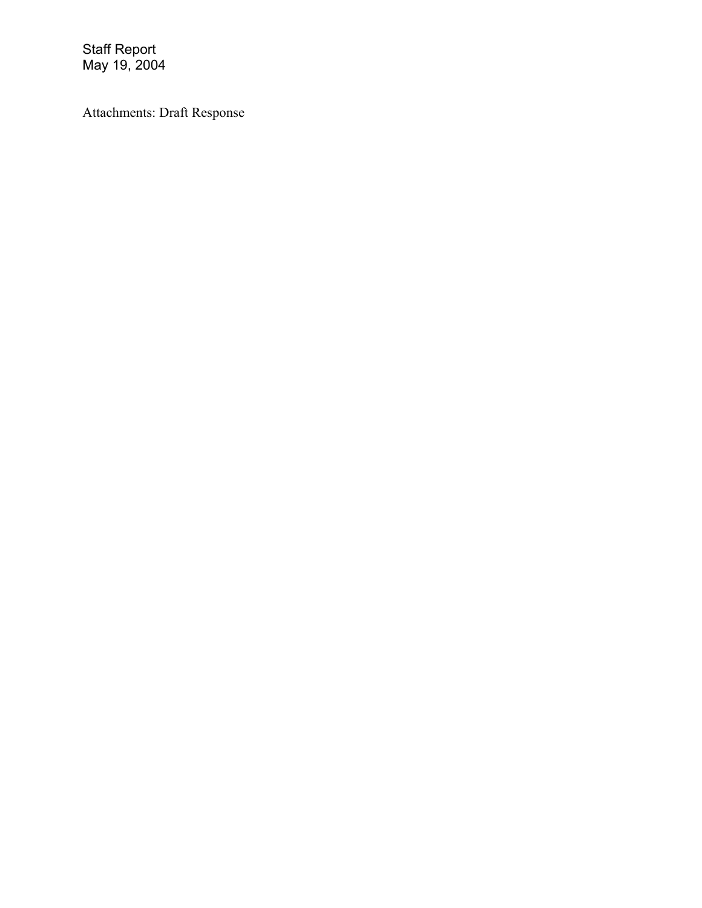Attachments: Draft Response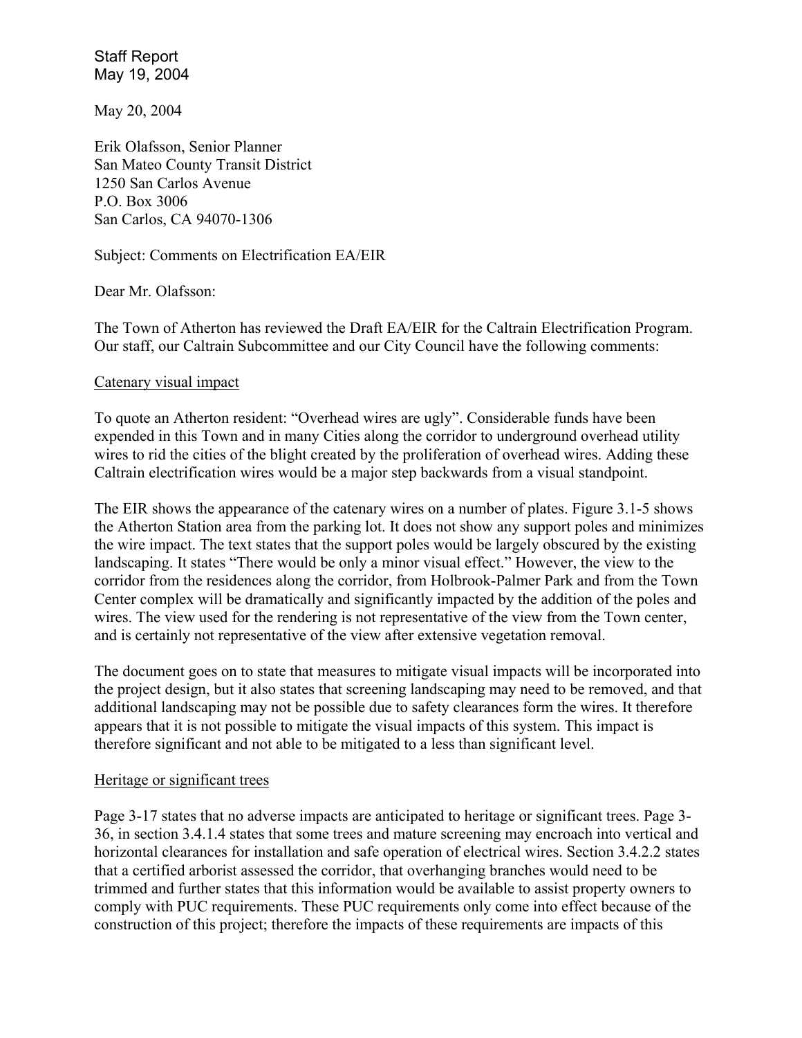Staff Report
May 19, 2004

May 20, 2004

Erik Olafsson, Senior Planner
San Mateo County Transit District
1250 San Carlos Avenue
P.O. Box 3006
San Carlos, CA 94070-1306

Subject: Comments on Electrification EA/EIR

Dear Mr. Olafsson:

The Town of Atherton has reviewed the Draft EA/EIR for the Caltrain Electrification Program. Our staff, our Caltrain Subcommittee and our City Council have the following comments:

Catenary visual impact

To quote an Atherton resident: "Overhead wires are ugly". Considerable funds have been expended in this Town and in many Cities along the corridor to underground overhead utility wires to rid the cities of the blight created by the proliferation of overhead wires. Adding these Caltrain electrification wires would be a major step backwards from a visual standpoint.

The EIR shows the appearance of the catenary wires on a number of plates. Figure 3.1-5 shows the Atherton Station area from the parking lot. It does not show any support poles and minimizes the wire impact. The text states that the support poles would be largely obscured by the existing landscaping. It states "There would be only a minor visual effect." However, the view to the corridor from the residences along the corridor, from Holbrook-Palmer Park and from the Town Center complex will be dramatically and significantly impacted by the addition of the poles and wires. The view used for the rendering is not representative of the view from the Town center, and is certainly not representative of the view after extensive vegetation removal.

The document goes on to state that measures to mitigate visual impacts will be incorporated into the project design, but it also states that screening landscaping may need to be removed, and that additional landscaping may not be possible due to safety clearances form the wires. It therefore appears that it is not possible to mitigate the visual impacts of this system. This impact is therefore significant and not able to be mitigated to a less than significant level.

Heritage or significant trees

Page 3-17 states that no adverse impacts are anticipated to heritage or significant trees. Page 3-36, in section 3.4.1.4 states that some trees and mature screening may encroach into vertical and horizontal clearances for installation and safe operation of electrical wires. Section 3.4.2.2 states that a certified arborist assessed the corridor, that overhanging branches would need to be trimmed and further states that this information would be available to assist property owners to comply with PUC requirements. These PUC requirements only come into effect because of the construction of this project; therefore the impacts of these requirements are impacts of this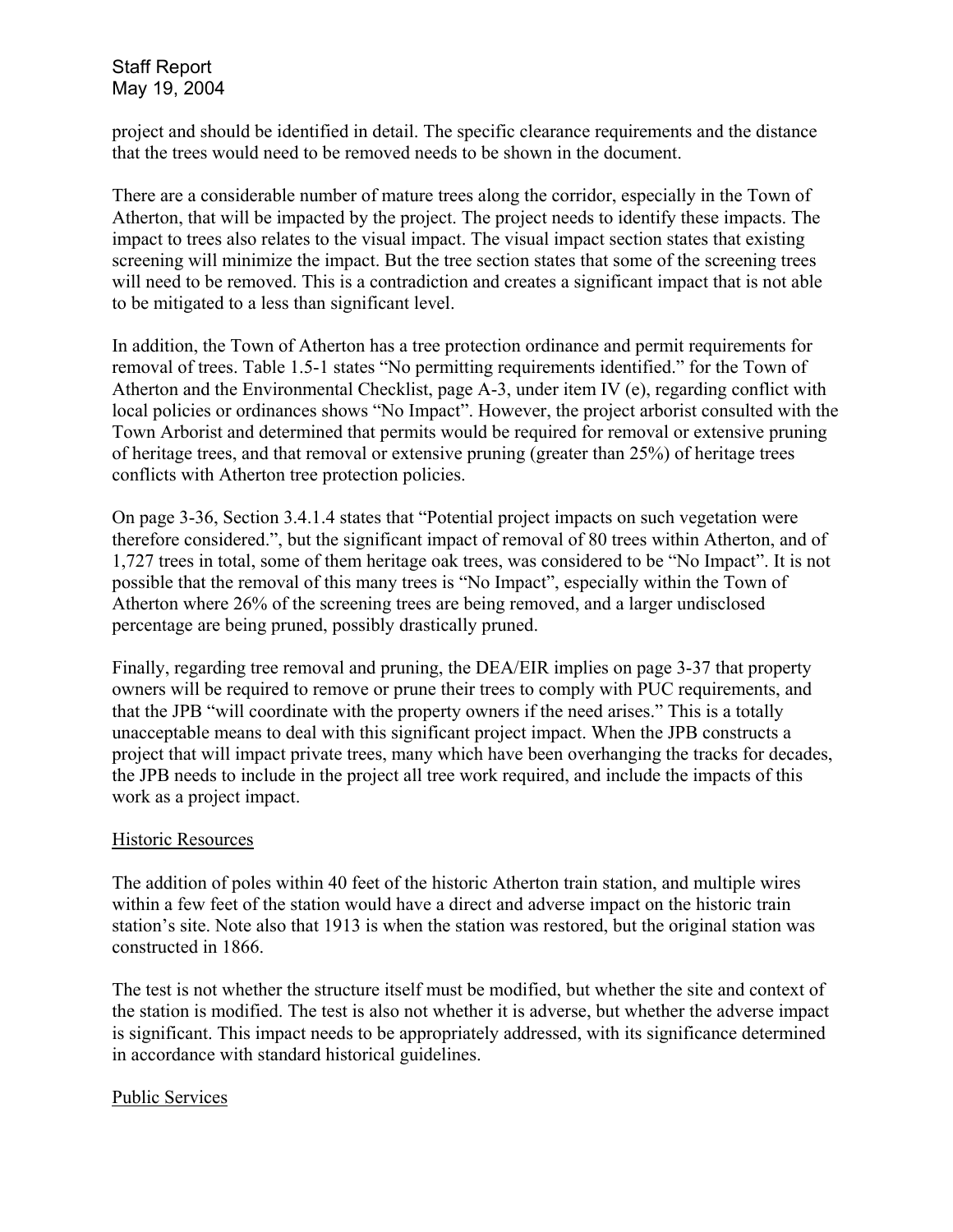project and should be identified in detail. The specific clearance requirements and the distance that the trees would need to be removed needs to be shown in the document.

There are a considerable number of mature trees along the corridor, especially in the Town of Atherton, that will be impacted by the project. The project needs to identify these impacts. The impact to trees also relates to the visual impact. The visual impact section states that existing screening will minimize the impact. But the tree section states that some of the screening trees will need to be removed. This is a contradiction and creates a significant impact that is not able to be mitigated to a less than significant level.

In addition, the Town of Atherton has a tree protection ordinance and permit requirements for removal of trees. Table 1.5-1 states "No permitting requirements identified." for the Town of Atherton and the Environmental Checklist, page A-3, under item IV (e), regarding conflict with local policies or ordinances shows "No Impact". However, the project arborist consulted with the Town Arborist and determined that permits would be required for removal or extensive pruning of heritage trees, and that removal or extensive pruning (greater than 25%) of heritage trees conflicts with Atherton tree protection policies.

On page 3-36, Section 3.4.1.4 states that "Potential project impacts on such vegetation were therefore considered.", but the significant impact of removal of 80 trees within Atherton, and of 1,727 trees in total, some of them heritage oak trees, was considered to be "No Impact". It is not possible that the removal of this many trees is "No Impact", especially within the Town of Atherton where 26% of the screening trees are being removed, and a larger undisclosed percentage are being pruned, possibly drastically pruned.

Finally, regarding tree removal and pruning, the DEA/EIR implies on page 3-37 that property owners will be required to remove or prune their trees to comply with PUC requirements, and that the JPB "will coordinate with the property owners if the need arises." This is a totally unacceptable means to deal with this significant project impact. When the JPB constructs a project that will impact private trees, many which have been overhanging the tracks for decades, the JPB needs to include in the project all tree work required, and include the impacts of this work as a project impact.

## Historic Resources

The addition of poles within 40 feet of the historic Atherton train station, and multiple wires within a few feet of the station would have a direct and adverse impact on the historic train station's site. Note also that 1913 is when the station was restored, but the original station was constructed in 1866.

The test is not whether the structure itself must be modified, but whether the site and context of the station is modified. The test is also not whether it is adverse, but whether the adverse impact is significant. This impact needs to be appropriately addressed, with its significance determined in accordance with standard historical guidelines.

## Public Services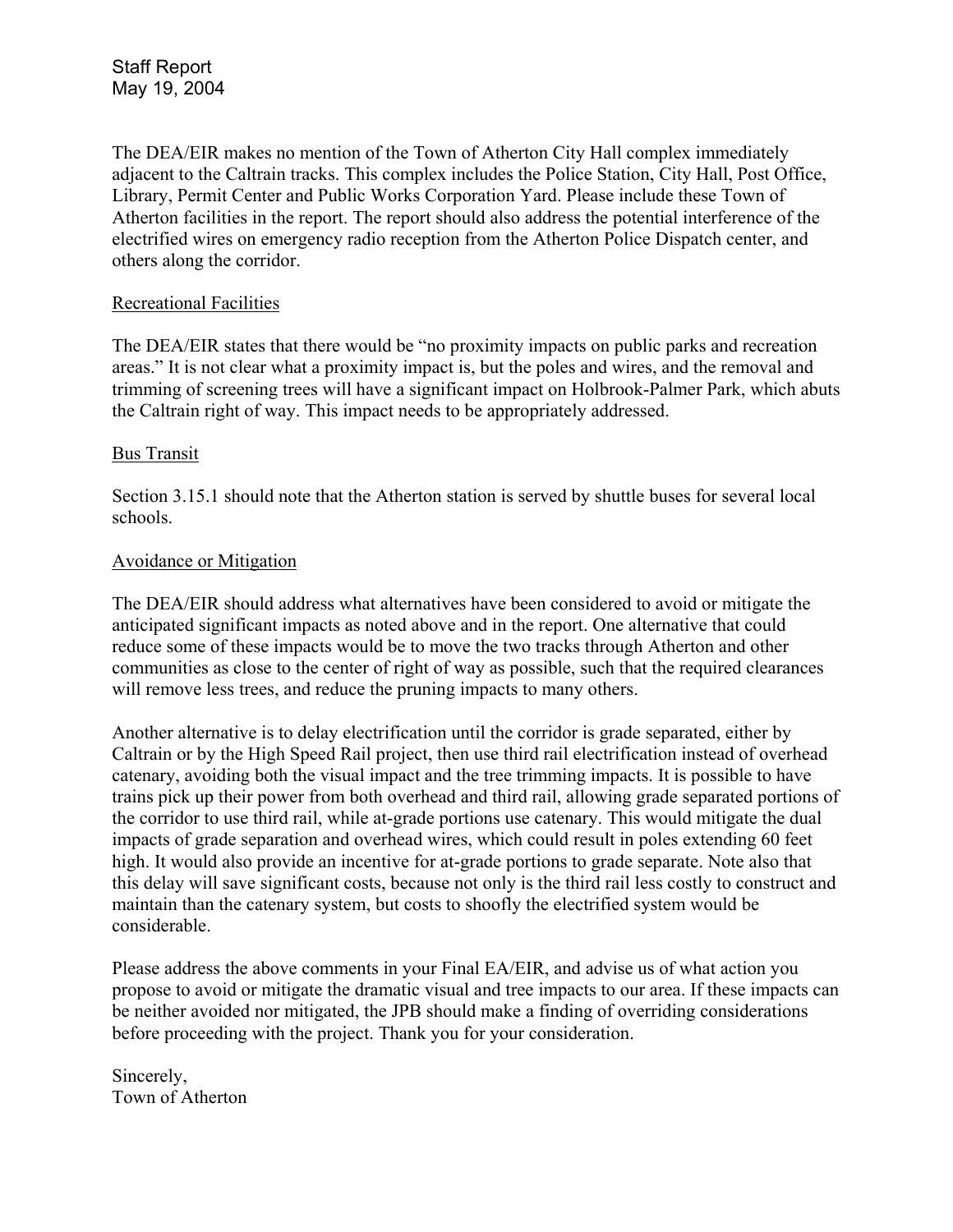The DEA/EIR makes no mention of the Town of Atherton City Hall complex immediately adjacent to the Caltrain tracks. This complex includes the Police Station, City Hall, Post Office, Library, Permit Center and Public Works Corporation Yard. Please include these Town of Atherton facilities in the report. The report should also address the potential interference of the electrified wires on emergency radio reception from the Atherton Police Dispatch center, and others along the corridor.

Recreational Facilities

The DEA/EIR states that there would be "no proximity impacts on public parks and recreation areas." It is not clear what a proximity impact is, but the poles and wires, and the removal and trimming of screening trees will have a significant impact on Holbrook-Palmer Park, which abuts the Caltrain right of way. This impact needs to be appropriately addressed.

Bus Transit

Section 3.15.1 should note that the Atherton station is served by shuttle buses for several local schools.

Avoidance or Mitigation

The DEA/EIR should address what alternatives have been considered to avoid or mitigate the anticipated significant impacts as noted above and in the report. One alternative that could reduce some of these impacts would be to move the two tracks through Atherton and other communities as close to the center of right of way as possible, such that the required clearances will remove less trees, and reduce the pruning impacts to many others.

Another alternative is to delay electrification until the corridor is grade separated, either by Caltrain or by the High Speed Rail project, then use third rail electrification instead of overhead catenary, avoiding both the visual impact and the tree trimming impacts. It is possible to have trains pick up their power from both overhead and third rail, allowing grade separated portions of the corridor to use third rail, while at-grade portions use catenary. This would mitigate the dual impacts of grade separation and overhead wires, which could result in poles extending 60 feet high. It would also provide an incentive for at-grade portions to grade separate. Note also that this delay will save significant costs, because not only is the third rail less costly to construct and maintain than the catenary system, but costs to shoofly the electrified system would be considerable.

Please address the above comments in your Final EA/EIR, and advise us of what action you propose to avoid or mitigate the dramatic visual and tree impacts to our area. If these impacts can be neither avoided nor mitigated, the JPB should make a finding of overriding considerations before proceeding with the project. Thank you for your consideration.

Sincerely,
Town of Atherton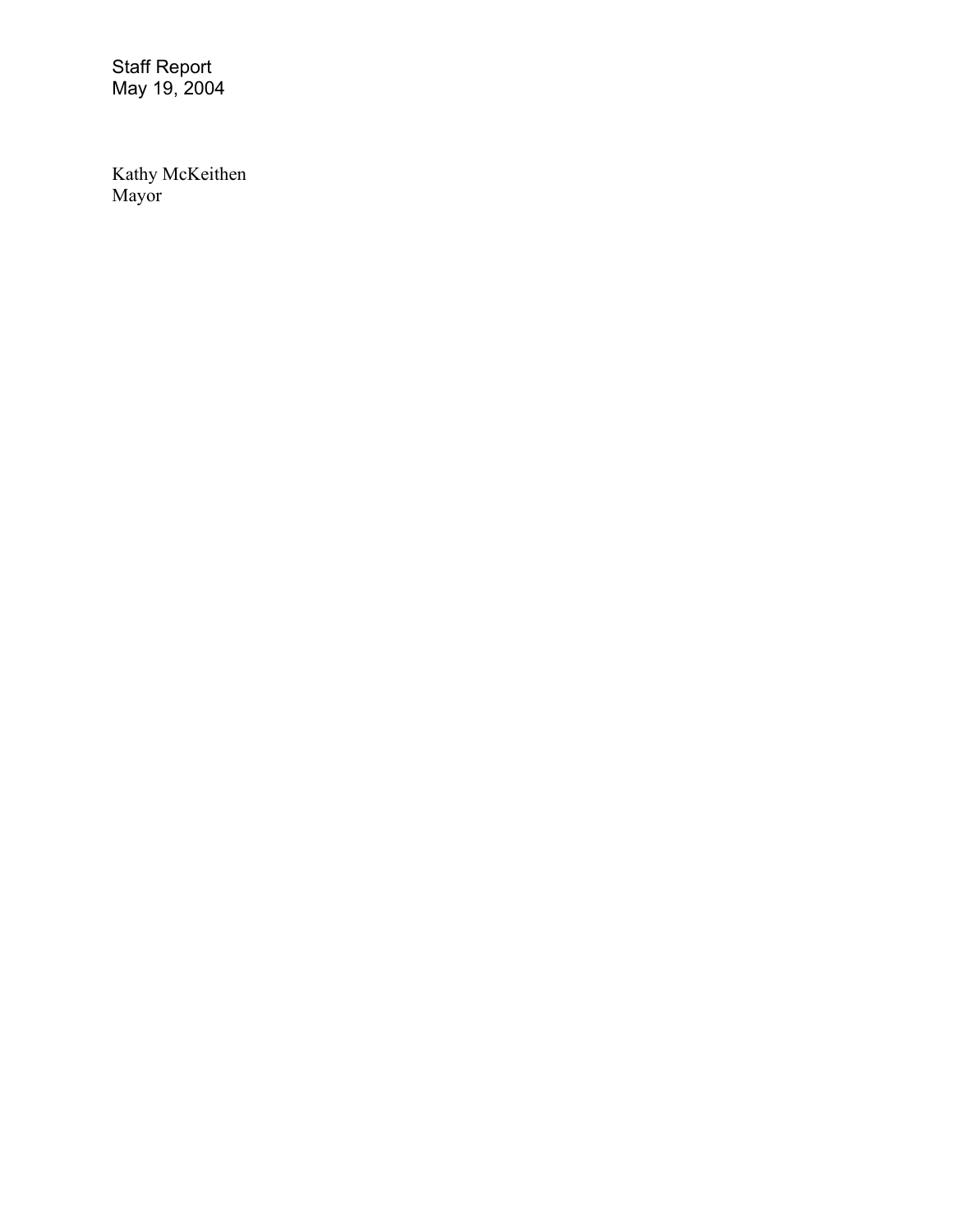Staff Report
May 19, 2004

Kathy McKeithen
Mayor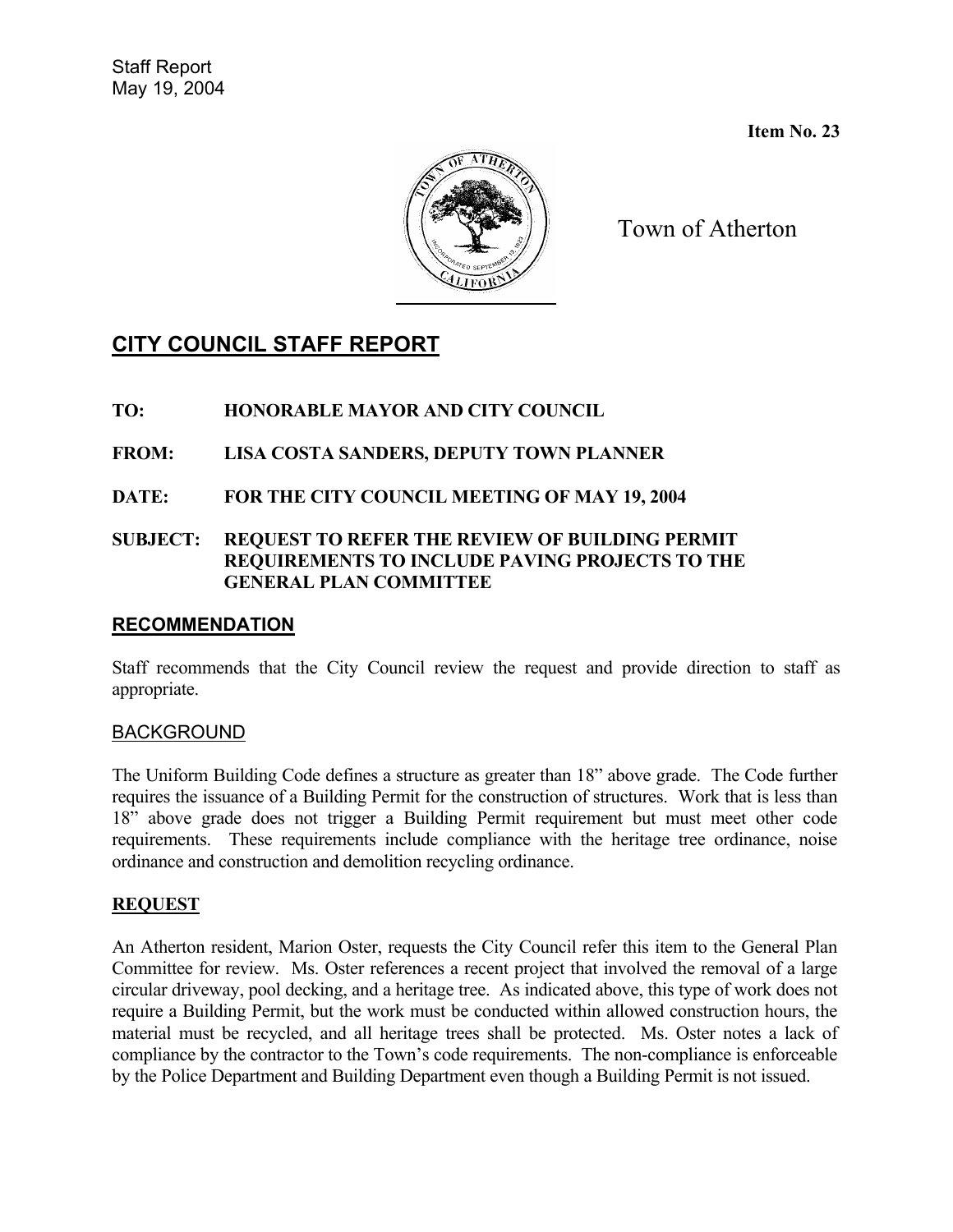Staff Report
May 19, 2004

**Item No. 23**

Town of Atherton

## CITY COUNCIL STAFF REPORT

**TO:** **HONORABLE MAYOR AND CITY COUNCIL**

**FROM:** **LISA COSTA SANDERS, DEPUTY TOWN PLANNER**

**DATE:** **FOR THE CITY COUNCIL MEETING OF MAY 19, 2004**

**SUBJECT:** **REQUEST TO REFER THE REVIEW OF BUILDING PERMIT REQUIREMENTS TO INCLUDE PAVING PROJECTS TO THE GENERAL PLAN COMMITTEE**

### RECOMMENDATION

Staff recommends that the City Council review the request and provide direction to staff as appropriate.

### BACKGROUND

The Uniform Building Code defines a structure as greater than 18" above grade. The Code further requires the issuance of a Building Permit for the construction of structures. Work that is less than 18" above grade does not trigger a Building Permit requirement but must meet other code requirements. These requirements include compliance with the heritage tree ordinance, noise ordinance and construction and demolition recycling ordinance.

### REQUEST

An Atherton resident, Marion Oster, requests the City Council refer this item to the General Plan Committee for review. Ms. Oster references a recent project that involved the removal of a large circular driveway, pool decking, and a heritage tree. As indicated above, this type of work does not require a Building Permit, but the work must be conducted within allowed construction hours, the material must be recycled, and all heritage trees shall be protected. Ms. Oster notes a lack of compliance by the contractor to the Town's code requirements. The non-compliance is enforceable by the Police Department and Building Department even though a Building Permit is not issued.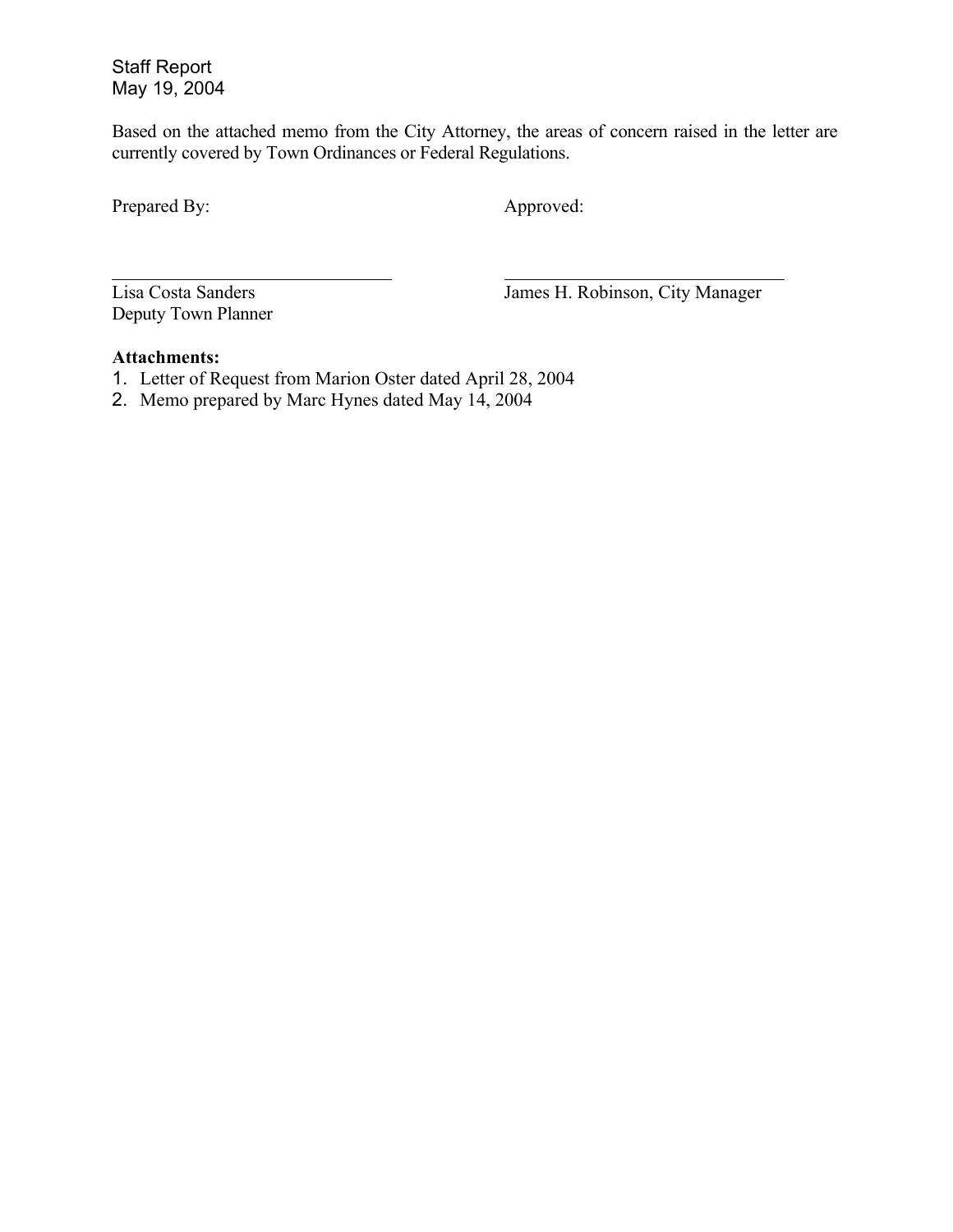Staff Report
May 19, 2004

Based on the attached memo from the City Attorney, the areas of concern raised in the letter are currently covered by Town Ordinances or Federal Regulations.

| Prepared By: | Approved: |
|---|---|
| Lisa Costa Sanders<br>Deputy Town Planner | James H. Robinson, City Manager |

**Attachments:**

1. Letter of Request from Marion Oster dated April 28, 2004
2. Memo prepared by Marc Hynes dated May 14, 2004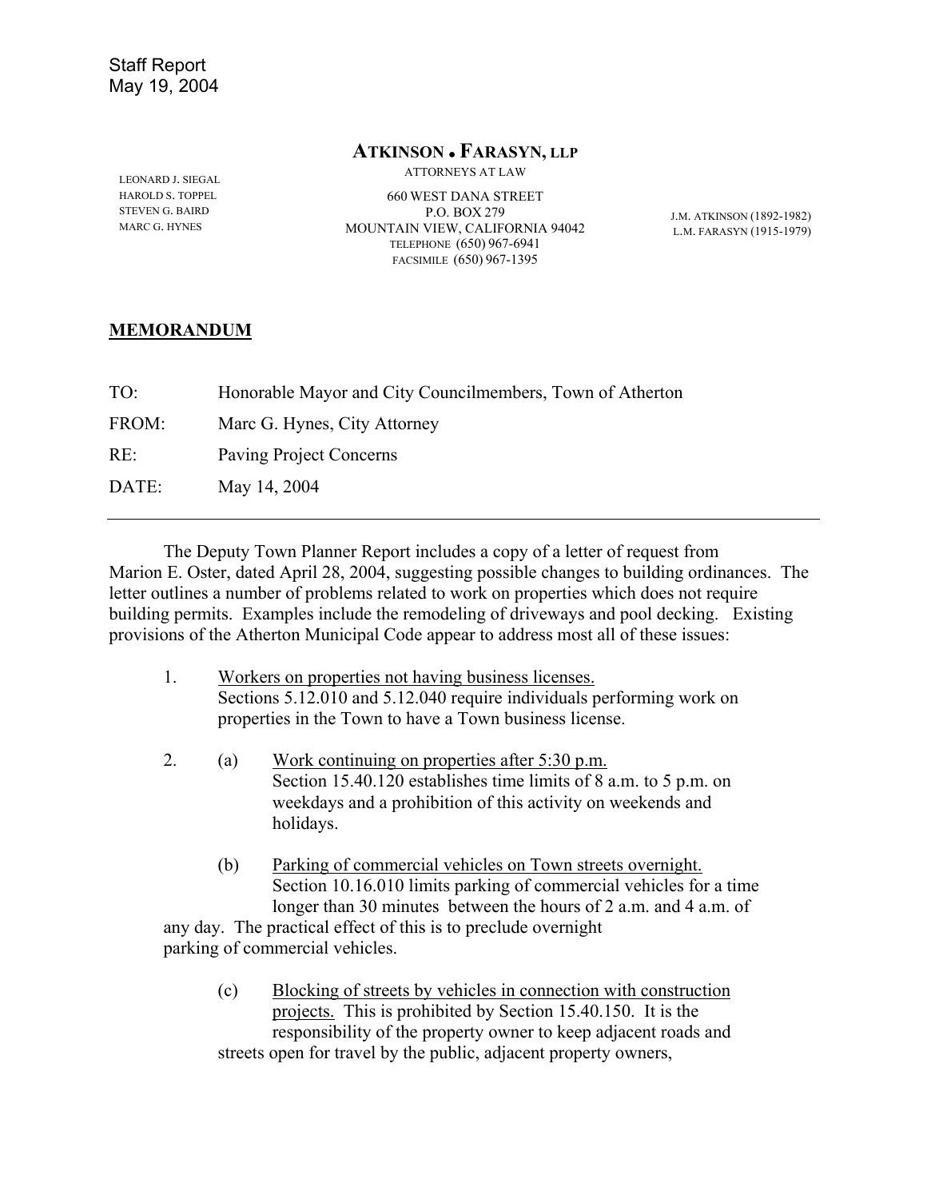Staff Report
May 19, 2004

**ATKINSON • FARASYN, LLP**
ATTORNEYS AT LAW

LEONARD J. SIEGAL
HAROLD S. TOPPEL
STEVEN G. BAIRD
MARC G. HYNES

660 WEST DANA STREET
P.O. BOX 279
MOUNTAIN VIEW, CALIFORNIA 94042
TELEPHONE (650) 967-6941
FACSIMILE (650) 967-1395

J.M. ATKINSON (1892-1982)
L.M. FARASYN (1915-1979)

**MEMORANDUM**

TO: Honorable Mayor and City Councilmembers, Town of Atherton

FROM: Marc G. Hynes, City Attorney

RE: Paving Project Concerns

DATE: May 14, 2004

---

The Deputy Town Planner Report includes a copy of a letter of request from Marion E. Oster, dated April 28, 2004, suggesting possible changes to building ordinances. The letter outlines a number of problems related to work on properties which does not require building permits. Examples include the remodeling of driveways and pool decking. Existing provisions of the Atherton Municipal Code appear to address most all of these issues:

1. Workers on properties not having business licenses.
   Sections 5.12.010 and 5.12.040 require individuals performing work on properties in the Town to have a Town business license.

2. (a) Work continuing on properties after 5:30 p.m.
   Section 15.40.120 establishes time limits of 8 a.m. to 5 p.m. on weekdays and a prohibition of this activity on weekends and holidays.

   (b) Parking of commercial vehicles on Town streets overnight.
   Section 10.16.010 limits parking of commercial vehicles for a time longer than 30 minutes between the hours of 2 a.m. and 4 a.m. of any day. The practical effect of this is to preclude overnight parking of commercial vehicles.

   (c) Blocking of streets by vehicles in connection with construction projects. This is prohibited by Section 15.40.150. It is the responsibility of the property owner to keep adjacent roads and streets open for travel by the public, adjacent property owners,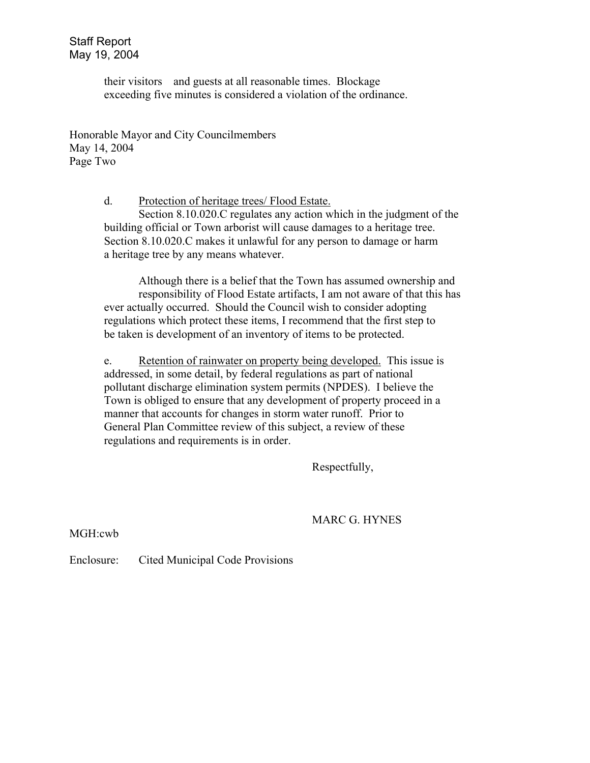their visitors and guests at all reasonable times. Blockage exceeding five minutes is considered a violation of the ordinance.

Honorable Mayor and City Councilmembers
May 14, 2004
Page Two

d. Protection of heritage trees/ Flood Estate.
Section 8.10.020.C regulates any action which in the judgment of the building official or Town arborist will cause damages to a heritage tree. Section 8.10.020.C makes it unlawful for any person to damage or harm a heritage tree by any means whatever.

Although there is a belief that the Town has assumed ownership and responsibility of Flood Estate artifacts, I am not aware of that this has ever actually occurred. Should the Council wish to consider adopting regulations which protect these items, I recommend that the first step to be taken is development of an inventory of items to be protected.

e. Retention of rainwater on property being developed. This issue is addressed, in some detail, by federal regulations as part of national pollutant discharge elimination system permits (NPDES). I believe the Town is obliged to ensure that any development of property proceed in a manner that accounts for changes in storm water runoff. Prior to General Plan Committee review of this subject, a review of these regulations and requirements is in order.

Respectfully,

MARC G. HYNES

MGH:cwb

Enclosure: Cited Municipal Code Provisions